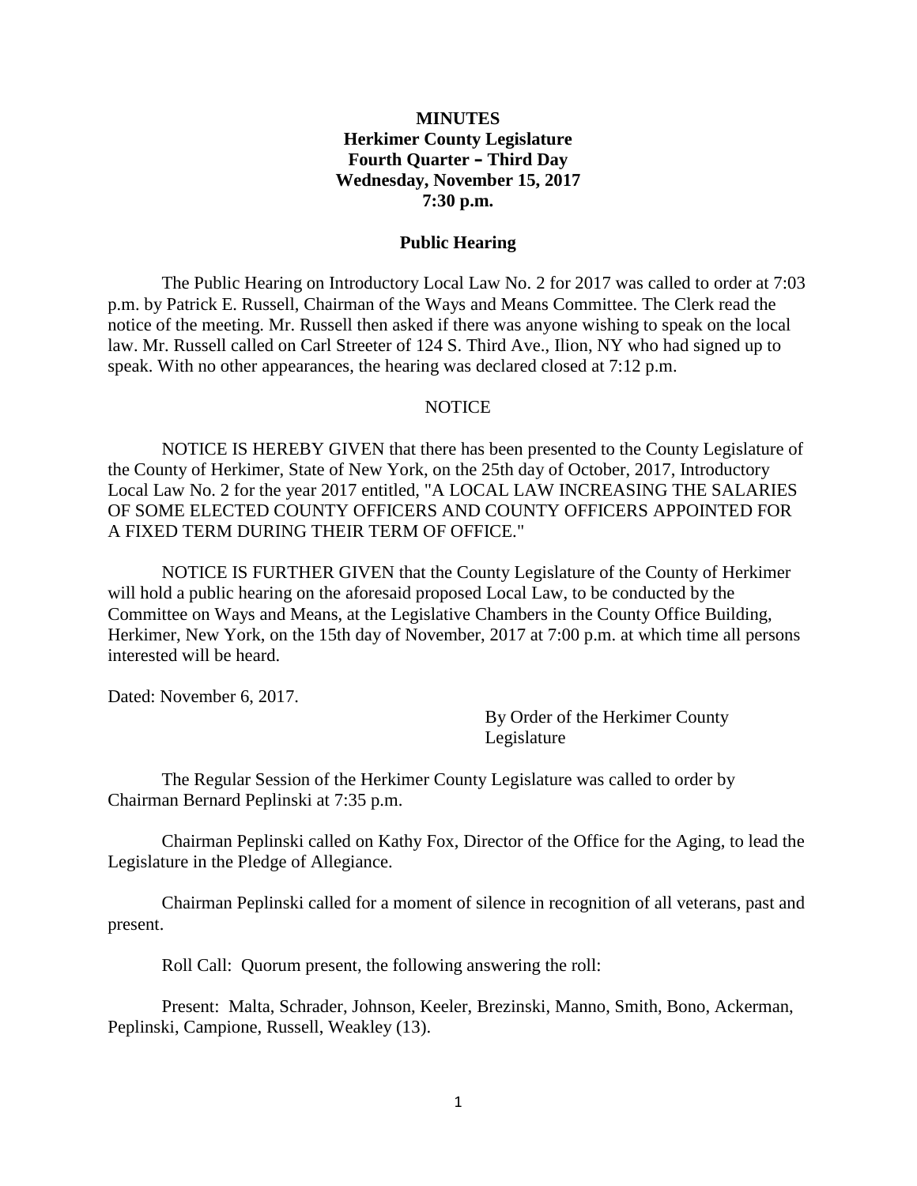**MINUTES**
**Herkimer County Legislature**
**Fourth Quarter – Third Day**
**Wednesday, November 15, 2017**
**7:30 p.m.**

**Public Hearing**

The Public Hearing on Introductory Local Law No. 2 for 2017 was called to order at 7:03 p.m. by Patrick E. Russell, Chairman of the Ways and Means Committee. The Clerk read the notice of the meeting. Mr. Russell then asked if there was anyone wishing to speak on the local law. Mr. Russell called on Carl Streeter of 124 S. Third Ave., Ilion, NY who had signed up to speak. With no other appearances, the hearing was declared closed at 7:12 p.m.

NOTICE

NOTICE IS HEREBY GIVEN that there has been presented to the County Legislature of the County of Herkimer, State of New York, on the 25th day of October, 2017, Introductory Local Law No. 2 for the year 2017 entitled, "A LOCAL LAW INCREASING THE SALARIES OF SOME ELECTED COUNTY OFFICERS AND COUNTY OFFICERS APPOINTED FOR A FIXED TERM DURING THEIR TERM OF OFFICE."

NOTICE IS FURTHER GIVEN that the County Legislature of the County of Herkimer will hold a public hearing on the aforesaid proposed Local Law, to be conducted by the Committee on Ways and Means, at the Legislative Chambers in the County Office Building, Herkimer, New York, on the 15th day of November, 2017 at 7:00 p.m. at which time all persons interested will be heard.

Dated: November 6, 2017.

By Order of the Herkimer County Legislature

The Regular Session of the Herkimer County Legislature was called to order by Chairman Bernard Peplinski at 7:35 p.m.

Chairman Peplinski called on Kathy Fox, Director of the Office for the Aging, to lead the Legislature in the Pledge of Allegiance.

Chairman Peplinski called for a moment of silence in recognition of all veterans, past and present.

Roll Call: Quorum present, the following answering the roll:

Present: Malta, Schrader, Johnson, Keeler, Brezinski, Manno, Smith, Bono, Ackerman, Peplinski, Campione, Russell, Weakley (13).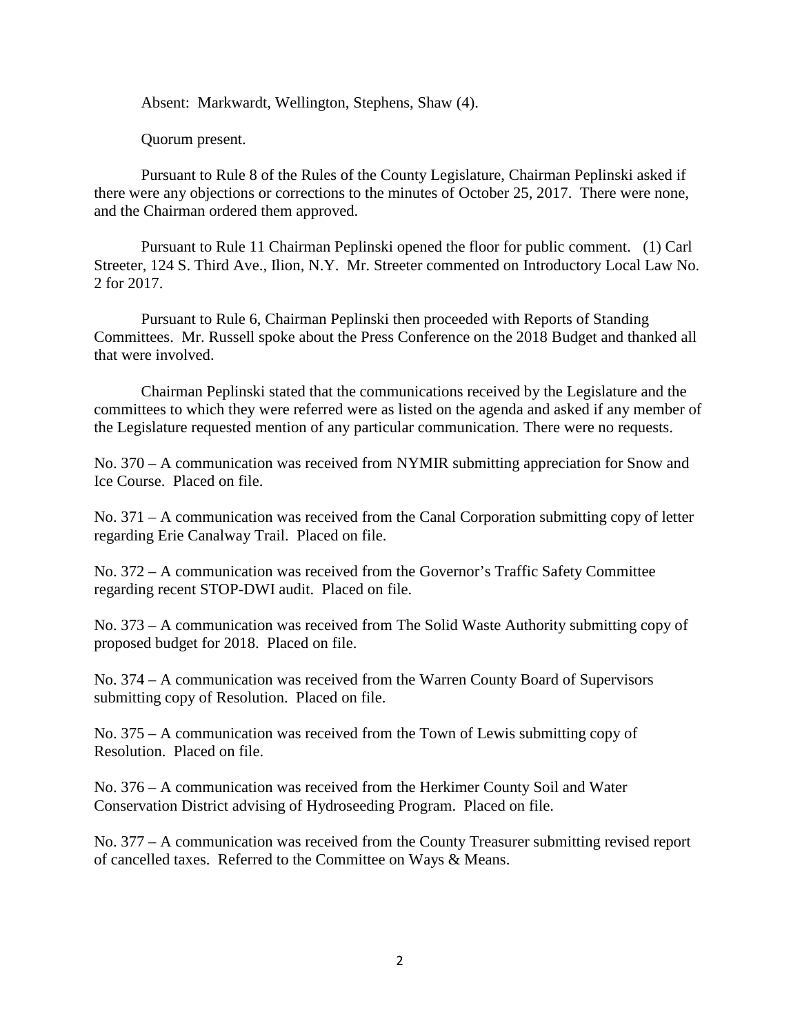Absent: Markwardt, Wellington, Stephens, Shaw (4).

Quorum present.

Pursuant to Rule 8 of the Rules of the County Legislature, Chairman Peplinski asked if there were any objections or corrections to the minutes of October 25, 2017. There were none, and the Chairman ordered them approved.

Pursuant to Rule 11 Chairman Peplinski opened the floor for public comment. (1) Carl Streeter, 124 S. Third Ave., Ilion, N.Y. Mr. Streeter commented on Introductory Local Law No. 2 for 2017.

Pursuant to Rule 6, Chairman Peplinski then proceeded with Reports of Standing Committees. Mr. Russell spoke about the Press Conference on the 2018 Budget and thanked all that were involved.

Chairman Peplinski stated that the communications received by the Legislature and the committees to which they were referred were as listed on the agenda and asked if any member of the Legislature requested mention of any particular communication. There were no requests.

No. 370 – A communication was received from NYMIR submitting appreciation for Snow and Ice Course. Placed on file.

No. 371 – A communication was received from the Canal Corporation submitting copy of letter regarding Erie Canalway Trail. Placed on file.

No. 372 – A communication was received from the Governor's Traffic Safety Committee regarding recent STOP-DWI audit. Placed on file.

No. 373 – A communication was received from The Solid Waste Authority submitting copy of proposed budget for 2018. Placed on file.

No. 374 – A communication was received from the Warren County Board of Supervisors submitting copy of Resolution. Placed on file.

No. 375 – A communication was received from the Town of Lewis submitting copy of Resolution. Placed on file.

No. 376 – A communication was received from the Herkimer County Soil and Water Conservation District advising of Hydroseeding Program. Placed on file.

No. 377 – A communication was received from the County Treasurer submitting revised report of cancelled taxes. Referred to the Committee on Ways & Means.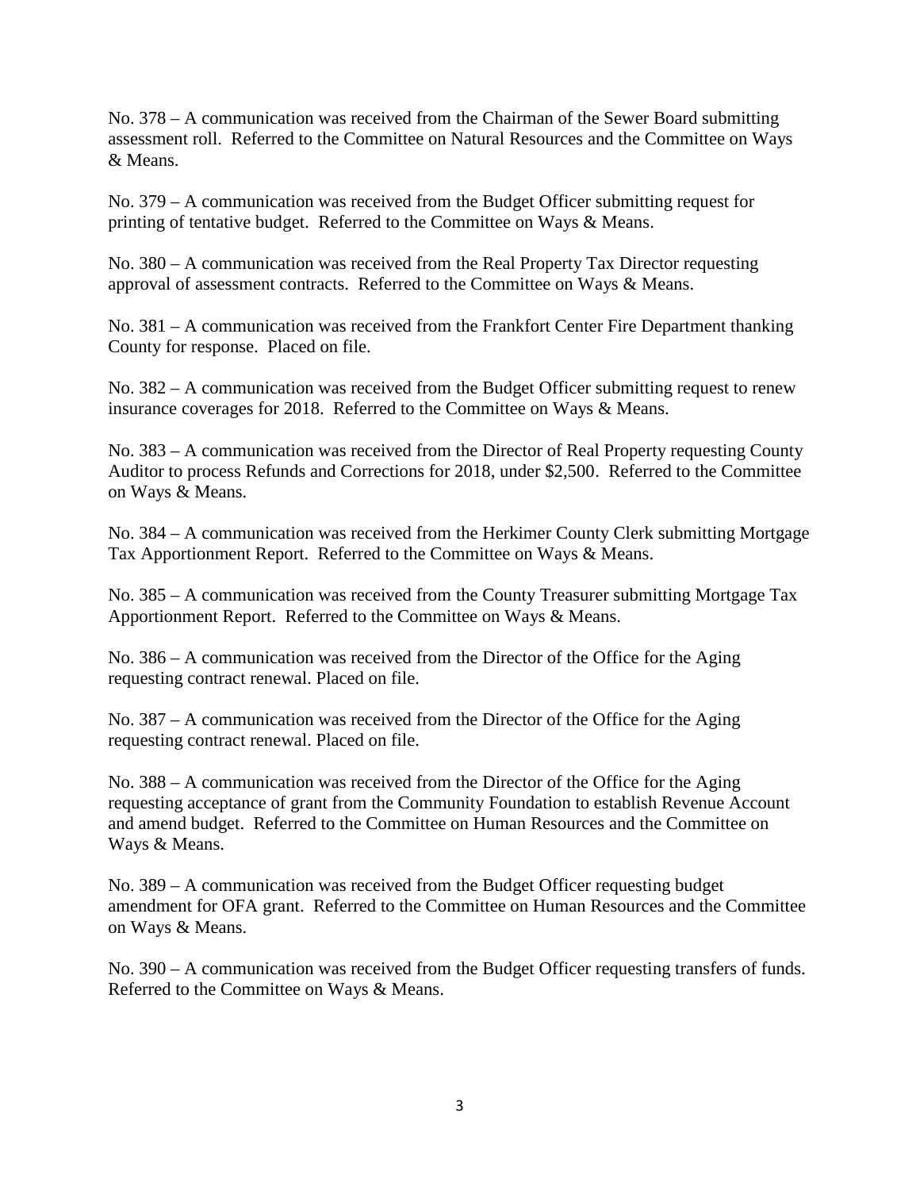No. 378 – A communication was received from the Chairman of the Sewer Board submitting assessment roll. Referred to the Committee on Natural Resources and the Committee on Ways & Means.

No. 379 – A communication was received from the Budget Officer submitting request for printing of tentative budget. Referred to the Committee on Ways & Means.

No. 380 – A communication was received from the Real Property Tax Director requesting approval of assessment contracts. Referred to the Committee on Ways & Means.

No. 381 – A communication was received from the Frankfort Center Fire Department thanking County for response. Placed on file.

No. 382 – A communication was received from the Budget Officer submitting request to renew insurance coverages for 2018. Referred to the Committee on Ways & Means.

No. 383 – A communication was received from the Director of Real Property requesting County Auditor to process Refunds and Corrections for 2018, under $2,500. Referred to the Committee on Ways & Means.

No. 384 – A communication was received from the Herkimer County Clerk submitting Mortgage Tax Apportionment Report. Referred to the Committee on Ways & Means.

No. 385 – A communication was received from the County Treasurer submitting Mortgage Tax Apportionment Report. Referred to the Committee on Ways & Means.

No. 386 – A communication was received from the Director of the Office for the Aging requesting contract renewal. Placed on file.

No. 387 – A communication was received from the Director of the Office for the Aging requesting contract renewal. Placed on file.

No. 388 – A communication was received from the Director of the Office for the Aging requesting acceptance of grant from the Community Foundation to establish Revenue Account and amend budget. Referred to the Committee on Human Resources and the Committee on Ways & Means.

No. 389 – A communication was received from the Budget Officer requesting budget amendment for OFA grant. Referred to the Committee on Human Resources and the Committee on Ways & Means.

No. 390 – A communication was received from the Budget Officer requesting transfers of funds. Referred to the Committee on Ways & Means.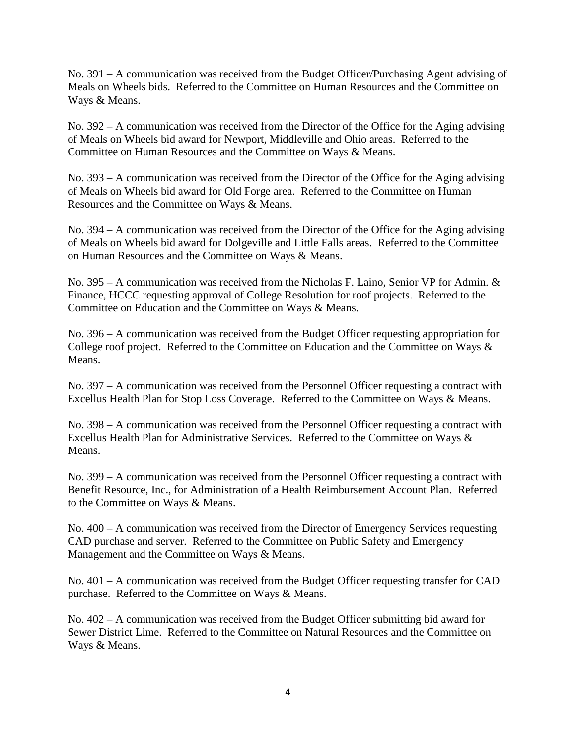No. 391 – A communication was received from the Budget Officer/Purchasing Agent advising of Meals on Wheels bids. Referred to the Committee on Human Resources and the Committee on Ways & Means.

No. 392 – A communication was received from the Director of the Office for the Aging advising of Meals on Wheels bid award for Newport, Middleville and Ohio areas. Referred to the Committee on Human Resources and the Committee on Ways & Means.

No. 393 – A communication was received from the Director of the Office for the Aging advising of Meals on Wheels bid award for Old Forge area. Referred to the Committee on Human Resources and the Committee on Ways & Means.

No. 394 – A communication was received from the Director of the Office for the Aging advising of Meals on Wheels bid award for Dolgeville and Little Falls areas. Referred to the Committee on Human Resources and the Committee on Ways & Means.

No. 395 – A communication was received from the Nicholas F. Laino, Senior VP for Admin. & Finance, HCCC requesting approval of College Resolution for roof projects. Referred to the Committee on Education and the Committee on Ways & Means.

No. 396 – A communication was received from the Budget Officer requesting appropriation for College roof project. Referred to the Committee on Education and the Committee on Ways & Means.

No. 397 – A communication was received from the Personnel Officer requesting a contract with Excellus Health Plan for Stop Loss Coverage. Referred to the Committee on Ways & Means.

No. 398 – A communication was received from the Personnel Officer requesting a contract with Excellus Health Plan for Administrative Services. Referred to the Committee on Ways & Means.

No. 399 – A communication was received from the Personnel Officer requesting a contract with Benefit Resource, Inc., for Administration of a Health Reimbursement Account Plan. Referred to the Committee on Ways & Means.

No. 400 – A communication was received from the Director of Emergency Services requesting CAD purchase and server. Referred to the Committee on Public Safety and Emergency Management and the Committee on Ways & Means.

No. 401 – A communication was received from the Budget Officer requesting transfer for CAD purchase. Referred to the Committee on Ways & Means.

No. 402 – A communication was received from the Budget Officer submitting bid award for Sewer District Lime. Referred to the Committee on Natural Resources and the Committee on Ways & Means.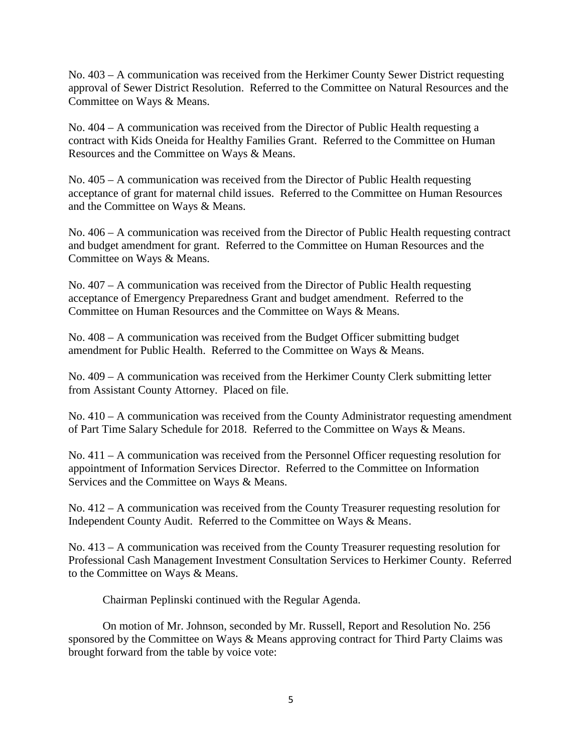No. 403 – A communication was received from the Herkimer County Sewer District requesting approval of Sewer District Resolution. Referred to the Committee on Natural Resources and the Committee on Ways & Means.

No. 404 – A communication was received from the Director of Public Health requesting a contract with Kids Oneida for Healthy Families Grant. Referred to the Committee on Human Resources and the Committee on Ways & Means.

No. 405 – A communication was received from the Director of Public Health requesting acceptance of grant for maternal child issues. Referred to the Committee on Human Resources and the Committee on Ways & Means.

No. 406 – A communication was received from the Director of Public Health requesting contract and budget amendment for grant. Referred to the Committee on Human Resources and the Committee on Ways & Means.

No. 407 – A communication was received from the Director of Public Health requesting acceptance of Emergency Preparedness Grant and budget amendment. Referred to the Committee on Human Resources and the Committee on Ways & Means.

No. 408 – A communication was received from the Budget Officer submitting budget amendment for Public Health. Referred to the Committee on Ways & Means.

No. 409 – A communication was received from the Herkimer County Clerk submitting letter from Assistant County Attorney. Placed on file.

No. 410 – A communication was received from the County Administrator requesting amendment of Part Time Salary Schedule for 2018. Referred to the Committee on Ways & Means.

No. 411 – A communication was received from the Personnel Officer requesting resolution for appointment of Information Services Director. Referred to the Committee on Information Services and the Committee on Ways & Means.

No. 412 – A communication was received from the County Treasurer requesting resolution for Independent County Audit. Referred to the Committee on Ways & Means.

No. 413 – A communication was received from the County Treasurer requesting resolution for Professional Cash Management Investment Consultation Services to Herkimer County. Referred to the Committee on Ways & Means.

Chairman Peplinski continued with the Regular Agenda.

On motion of Mr. Johnson, seconded by Mr. Russell, Report and Resolution No. 256 sponsored by the Committee on Ways & Means approving contract for Third Party Claims was brought forward from the table by voice vote: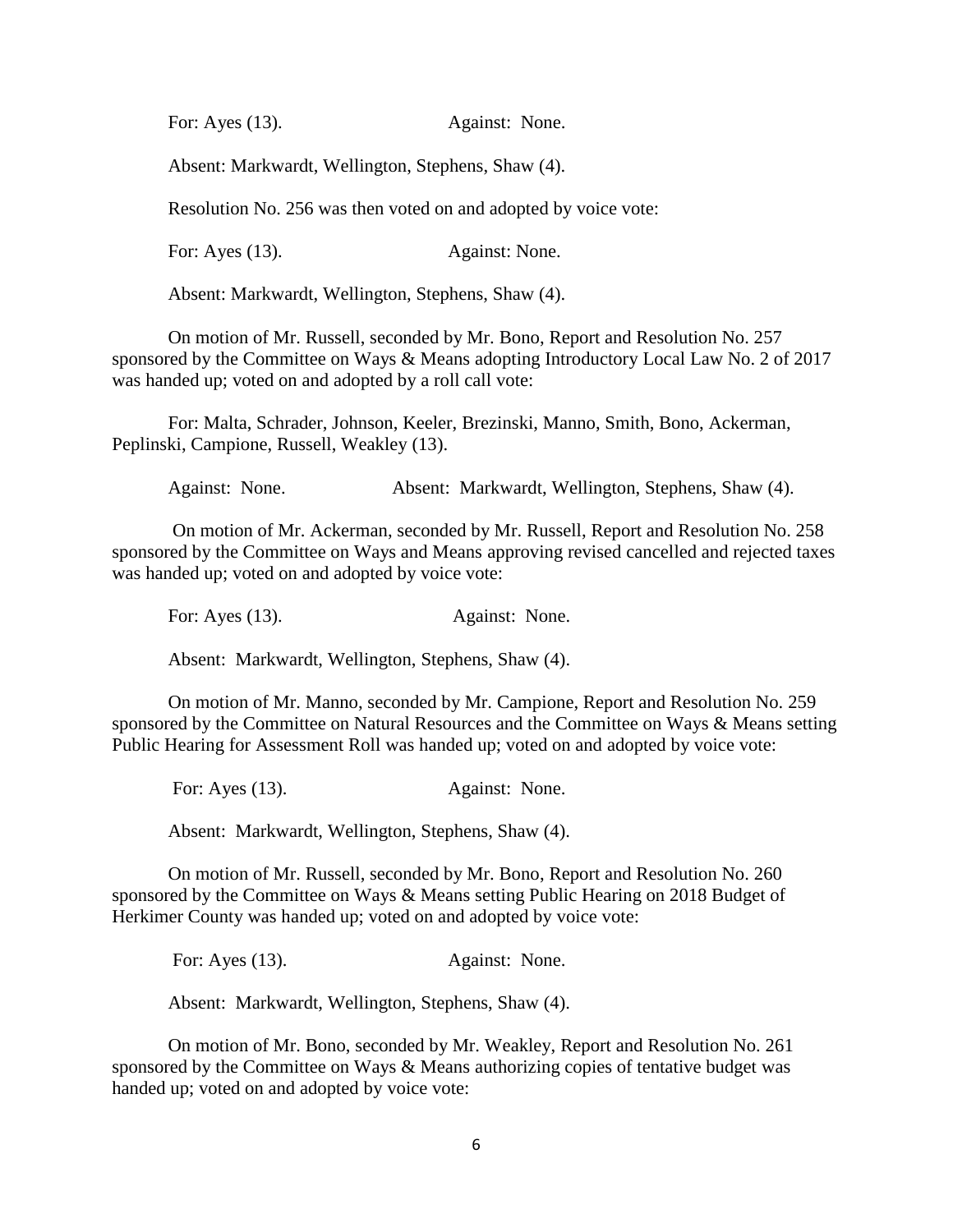For: Ayes (13). Against: None.

Absent: Markwardt, Wellington, Stephens, Shaw (4).

Resolution No. 256 was then voted on and adopted by voice vote:

For: Ayes (13). Against: None.

Absent: Markwardt, Wellington, Stephens, Shaw (4).

On motion of Mr. Russell, seconded by Mr. Bono, Report and Resolution No. 257 sponsored by the Committee on Ways & Means adopting Introductory Local Law No. 2 of 2017 was handed up; voted on and adopted by a roll call vote:

For: Malta, Schrader, Johnson, Keeler, Brezinski, Manno, Smith, Bono, Ackerman, Peplinski, Campione, Russell, Weakley (13).

Against: None. Absent: Markwardt, Wellington, Stephens, Shaw (4).

On motion of Mr. Ackerman, seconded by Mr. Russell, Report and Resolution No. 258 sponsored by the Committee on Ways and Means approving revised cancelled and rejected taxes was handed up; voted on and adopted by voice vote:

For: Ayes (13). Against: None.

Absent: Markwardt, Wellington, Stephens, Shaw (4).

On motion of Mr. Manno, seconded by Mr. Campione, Report and Resolution No. 259 sponsored by the Committee on Natural Resources and the Committee on Ways & Means setting Public Hearing for Assessment Roll was handed up; voted on and adopted by voice vote:

For: Ayes (13). Against: None.

Absent: Markwardt, Wellington, Stephens, Shaw (4).

On motion of Mr. Russell, seconded by Mr. Bono, Report and Resolution No. 260 sponsored by the Committee on Ways & Means setting Public Hearing on 2018 Budget of Herkimer County was handed up; voted on and adopted by voice vote:

For: Ayes (13). Against: None.

Absent: Markwardt, Wellington, Stephens, Shaw (4).

On motion of Mr. Bono, seconded by Mr. Weakley, Report and Resolution No. 261 sponsored by the Committee on Ways & Means authorizing copies of tentative budget was handed up; voted on and adopted by voice vote: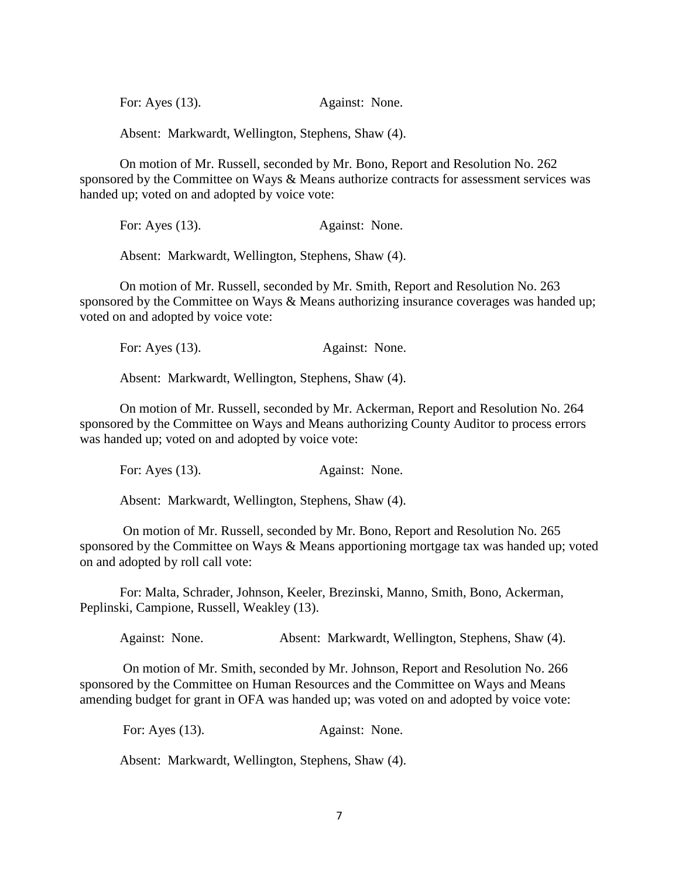For: Ayes (13). Against: None.

Absent: Markwardt, Wellington, Stephens, Shaw (4).

On motion of Mr. Russell, seconded by Mr. Bono, Report and Resolution No. 262 sponsored by the Committee on Ways & Means authorize contracts for assessment services was handed up; voted on and adopted by voice vote:

For: Ayes (13). Against: None.

Absent: Markwardt, Wellington, Stephens, Shaw (4).

On motion of Mr. Russell, seconded by Mr. Smith, Report and Resolution No. 263 sponsored by the Committee on Ways & Means authorizing insurance coverages was handed up; voted on and adopted by voice vote:

For: Ayes (13). Against: None.

Absent: Markwardt, Wellington, Stephens, Shaw (4).

On motion of Mr. Russell, seconded by Mr. Ackerman, Report and Resolution No. 264 sponsored by the Committee on Ways and Means authorizing County Auditor to process errors was handed up; voted on and adopted by voice vote:

For: Ayes (13). Against: None.

Absent: Markwardt, Wellington, Stephens, Shaw (4).

On motion of Mr. Russell, seconded by Mr. Bono, Report and Resolution No. 265 sponsored by the Committee on Ways & Means apportioning mortgage tax was handed up; voted on and adopted by roll call vote:

For: Malta, Schrader, Johnson, Keeler, Brezinski, Manno, Smith, Bono, Ackerman, Peplinski, Campione, Russell, Weakley (13).

Against: None. Absent: Markwardt, Wellington, Stephens, Shaw (4).

On motion of Mr. Smith, seconded by Mr. Johnson, Report and Resolution No. 266 sponsored by the Committee on Human Resources and the Committee on Ways and Means amending budget for grant in OFA was handed up; was voted on and adopted by voice vote:

For: Ayes (13). Against: None.

Absent: Markwardt, Wellington, Stephens, Shaw (4).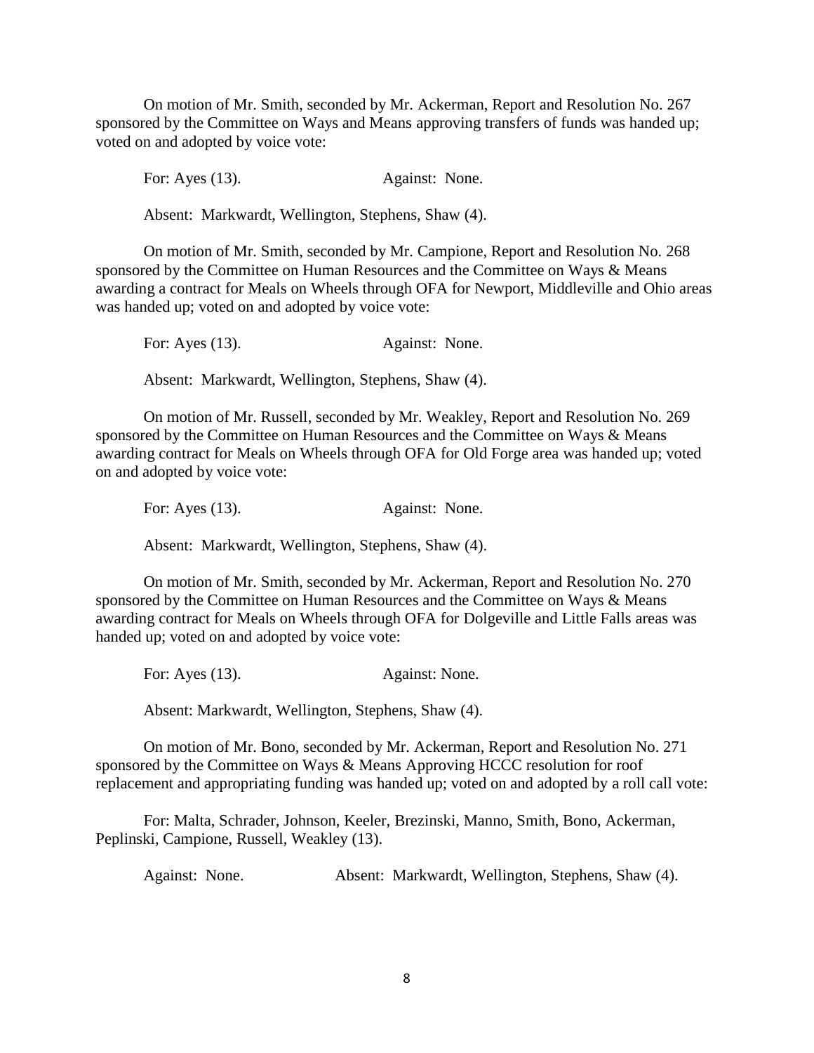On motion of Mr. Smith, seconded by Mr. Ackerman, Report and Resolution No. 267 sponsored by the Committee on Ways and Means approving transfers of funds was handed up; voted on and adopted by voice vote:

For: Ayes (13). Against: None.

Absent: Markwardt, Wellington, Stephens, Shaw (4).

On motion of Mr. Smith, seconded by Mr. Campione, Report and Resolution No. 268 sponsored by the Committee on Human Resources and the Committee on Ways & Means awarding a contract for Meals on Wheels through OFA for Newport, Middleville and Ohio areas was handed up; voted on and adopted by voice vote:

For: Ayes (13). Against: None.

Absent: Markwardt, Wellington, Stephens, Shaw (4).

On motion of Mr. Russell, seconded by Mr. Weakley, Report and Resolution No. 269 sponsored by the Committee on Human Resources and the Committee on Ways & Means awarding contract for Meals on Wheels through OFA for Old Forge area was handed up; voted on and adopted by voice vote:

For: Ayes (13). Against: None.

Absent: Markwardt, Wellington, Stephens, Shaw (4).

On motion of Mr. Smith, seconded by Mr. Ackerman, Report and Resolution No. 270 sponsored by the Committee on Human Resources and the Committee on Ways & Means awarding contract for Meals on Wheels through OFA for Dolgeville and Little Falls areas was handed up; voted on and adopted by voice vote:

For: Ayes (13). Against: None.

Absent: Markwardt, Wellington, Stephens, Shaw (4).

On motion of Mr. Bono, seconded by Mr. Ackerman, Report and Resolution No. 271 sponsored by the Committee on Ways & Means Approving HCCC resolution for roof replacement and appropriating funding was handed up; voted on and adopted by a roll call vote:

For: Malta, Schrader, Johnson, Keeler, Brezinski, Manno, Smith, Bono, Ackerman, Peplinski, Campione, Russell, Weakley (13).

Against: None. Absent: Markwardt, Wellington, Stephens, Shaw (4).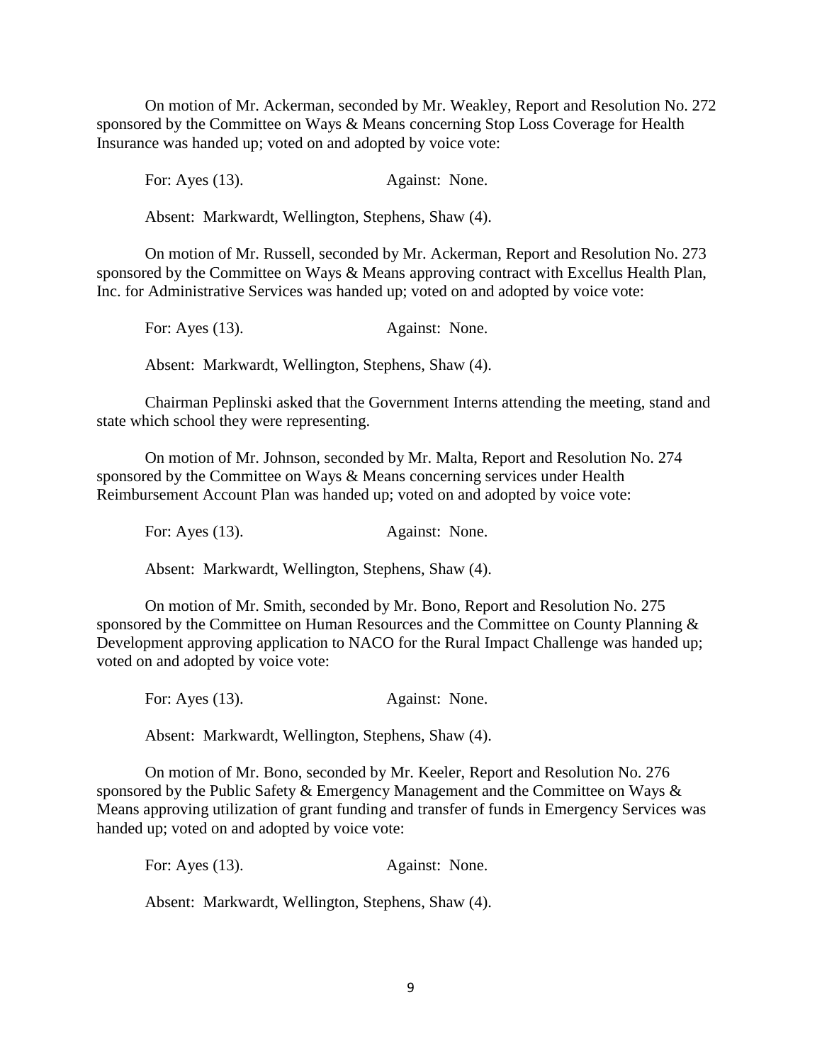On motion of Mr. Ackerman, seconded by Mr. Weakley, Report and Resolution No. 272 sponsored by the Committee on Ways & Means concerning Stop Loss Coverage for Health Insurance was handed up; voted on and adopted by voice vote:

For: Ayes (13). Against: None.

Absent: Markwardt, Wellington, Stephens, Shaw (4).

On motion of Mr. Russell, seconded by Mr. Ackerman, Report and Resolution No. 273 sponsored by the Committee on Ways & Means approving contract with Excellus Health Plan, Inc. for Administrative Services was handed up; voted on and adopted by voice vote:

For: Ayes (13). Against: None.

Absent: Markwardt, Wellington, Stephens, Shaw (4).

Chairman Peplinski asked that the Government Interns attending the meeting, stand and state which school they were representing.

On motion of Mr. Johnson, seconded by Mr. Malta, Report and Resolution No. 274 sponsored by the Committee on Ways & Means concerning services under Health Reimbursement Account Plan was handed up; voted on and adopted by voice vote:

For: Ayes (13). Against: None.

Absent: Markwardt, Wellington, Stephens, Shaw (4).

On motion of Mr. Smith, seconded by Mr. Bono, Report and Resolution No. 275 sponsored by the Committee on Human Resources and the Committee on County Planning & Development approving application to NACO for the Rural Impact Challenge was handed up; voted on and adopted by voice vote:

For: Ayes (13). Against: None.

Absent: Markwardt, Wellington, Stephens, Shaw (4).

On motion of Mr. Bono, seconded by Mr. Keeler, Report and Resolution No. 276 sponsored by the Public Safety & Emergency Management and the Committee on Ways & Means approving utilization of grant funding and transfer of funds in Emergency Services was handed up; voted on and adopted by voice vote:

For: Ayes (13). Against: None.

Absent: Markwardt, Wellington, Stephens, Shaw (4).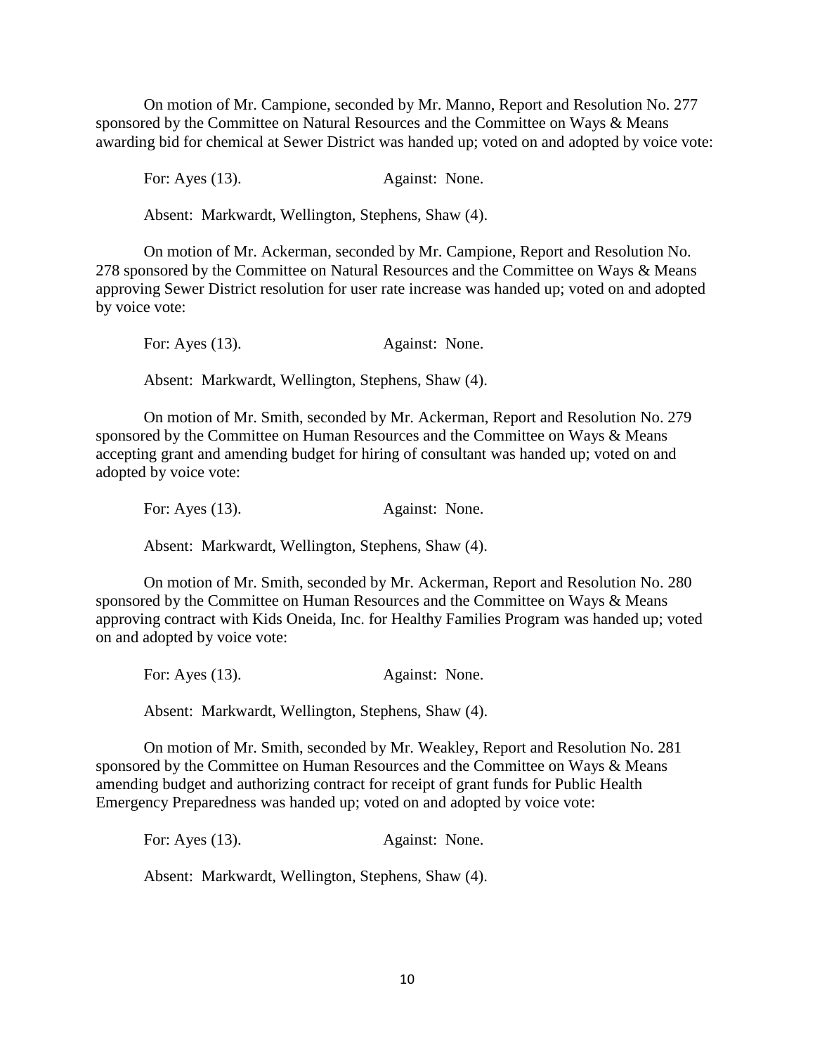On motion of Mr. Campione, seconded by Mr. Manno, Report and Resolution No. 277 sponsored by the Committee on Natural Resources and the Committee on Ways & Means awarding bid for chemical at Sewer District was handed up; voted on and adopted by voice vote:

For: Ayes (13). Against: None.

Absent: Markwardt, Wellington, Stephens, Shaw (4).

On motion of Mr. Ackerman, seconded by Mr. Campione, Report and Resolution No. 278 sponsored by the Committee on Natural Resources and the Committee on Ways & Means approving Sewer District resolution for user rate increase was handed up; voted on and adopted by voice vote:

For: Ayes (13). Against: None.

Absent: Markwardt, Wellington, Stephens, Shaw (4).

On motion of Mr. Smith, seconded by Mr. Ackerman, Report and Resolution No. 279 sponsored by the Committee on Human Resources and the Committee on Ways & Means accepting grant and amending budget for hiring of consultant was handed up; voted on and adopted by voice vote:

For: Ayes (13). Against: None.

Absent: Markwardt, Wellington, Stephens, Shaw (4).

On motion of Mr. Smith, seconded by Mr. Ackerman, Report and Resolution No. 280 sponsored by the Committee on Human Resources and the Committee on Ways & Means approving contract with Kids Oneida, Inc. for Healthy Families Program was handed up; voted on and adopted by voice vote:

For: Ayes (13). Against: None.

Absent: Markwardt, Wellington, Stephens, Shaw (4).

On motion of Mr. Smith, seconded by Mr. Weakley, Report and Resolution No. 281 sponsored by the Committee on Human Resources and the Committee on Ways & Means amending budget and authorizing contract for receipt of grant funds for Public Health Emergency Preparedness was handed up; voted on and adopted by voice vote:

For: Ayes (13). Against: None.

Absent: Markwardt, Wellington, Stephens, Shaw (4).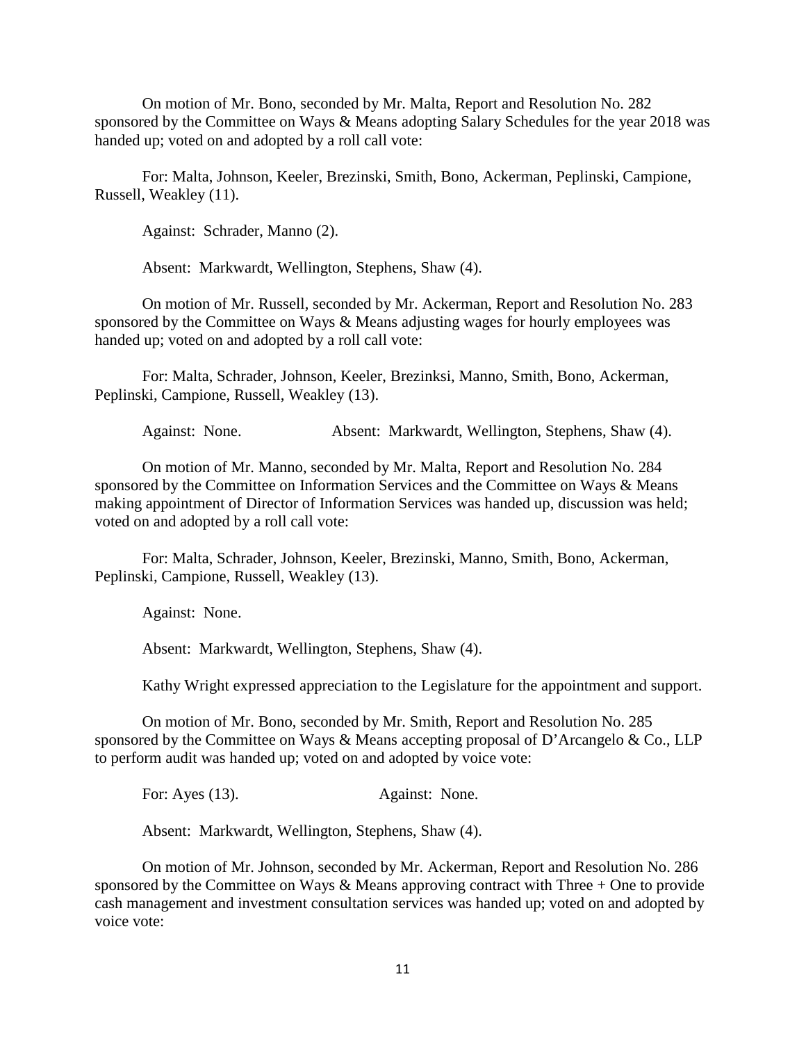On motion of Mr. Bono, seconded by Mr. Malta, Report and Resolution No. 282 sponsored by the Committee on Ways & Means adopting Salary Schedules for the year 2018 was handed up; voted on and adopted by a roll call vote:

For: Malta, Johnson, Keeler, Brezinski, Smith, Bono, Ackerman, Peplinski, Campione, Russell, Weakley (11).

Against: Schrader, Manno (2).

Absent: Markwardt, Wellington, Stephens, Shaw (4).

On motion of Mr. Russell, seconded by Mr. Ackerman, Report and Resolution No. 283 sponsored by the Committee on Ways & Means adjusting wages for hourly employees was handed up; voted on and adopted by a roll call vote:

For: Malta, Schrader, Johnson, Keeler, Brezinksi, Manno, Smith, Bono, Ackerman, Peplinski, Campione, Russell, Weakley (13).

Against: None. Absent: Markwardt, Wellington, Stephens, Shaw (4).

On motion of Mr. Manno, seconded by Mr. Malta, Report and Resolution No. 284 sponsored by the Committee on Information Services and the Committee on Ways & Means making appointment of Director of Information Services was handed up, discussion was held; voted on and adopted by a roll call vote:

For: Malta, Schrader, Johnson, Keeler, Brezinski, Manno, Smith, Bono, Ackerman, Peplinski, Campione, Russell, Weakley (13).

Against: None.

Absent: Markwardt, Wellington, Stephens, Shaw (4).

Kathy Wright expressed appreciation to the Legislature for the appointment and support.

On motion of Mr. Bono, seconded by Mr. Smith, Report and Resolution No. 285 sponsored by the Committee on Ways & Means accepting proposal of D'Arcangelo & Co., LLP to perform audit was handed up; voted on and adopted by voice vote:

For: Ayes (13). Against: None.

Absent: Markwardt, Wellington, Stephens, Shaw (4).

On motion of Mr. Johnson, seconded by Mr. Ackerman, Report and Resolution No. 286 sponsored by the Committee on Ways & Means approving contract with Three + One to provide cash management and investment consultation services was handed up; voted on and adopted by voice vote: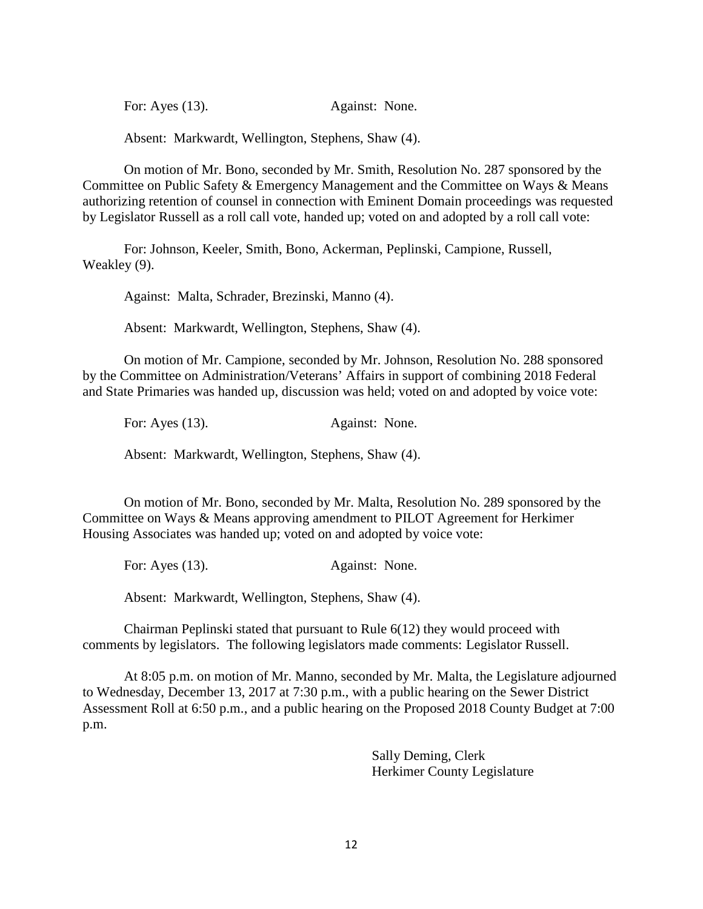For: Ayes (13). Against: None.

Absent: Markwardt, Wellington, Stephens, Shaw (4).

On motion of Mr. Bono, seconded by Mr. Smith, Resolution No. 287 sponsored by the Committee on Public Safety & Emergency Management and the Committee on Ways & Means authorizing retention of counsel in connection with Eminent Domain proceedings was requested by Legislator Russell as a roll call vote, handed up; voted on and adopted by a roll call vote:

For: Johnson, Keeler, Smith, Bono, Ackerman, Peplinski, Campione, Russell, Weakley (9).

Against: Malta, Schrader, Brezinski, Manno (4).

Absent: Markwardt, Wellington, Stephens, Shaw (4).

On motion of Mr. Campione, seconded by Mr. Johnson, Resolution No. 288 sponsored by the Committee on Administration/Veterans' Affairs in support of combining 2018 Federal and State Primaries was handed up, discussion was held; voted on and adopted by voice vote:

For: Ayes (13). Against: None.

Absent: Markwardt, Wellington, Stephens, Shaw (4).

On motion of Mr. Bono, seconded by Mr. Malta, Resolution No. 289 sponsored by the Committee on Ways & Means approving amendment to PILOT Agreement for Herkimer Housing Associates was handed up; voted on and adopted by voice vote:

For: Ayes (13). Against: None.

Absent: Markwardt, Wellington, Stephens, Shaw (4).

Chairman Peplinski stated that pursuant to Rule 6(12) they would proceed with comments by legislators. The following legislators made comments: Legislator Russell.

At 8:05 p.m. on motion of Mr. Manno, seconded by Mr. Malta, the Legislature adjourned to Wednesday, December 13, 2017 at 7:30 p.m., with a public hearing on the Sewer District Assessment Roll at 6:50 p.m., and a public hearing on the Proposed 2018 County Budget at 7:00 p.m.

Sally Deming, Clerk
Herkimer County Legislature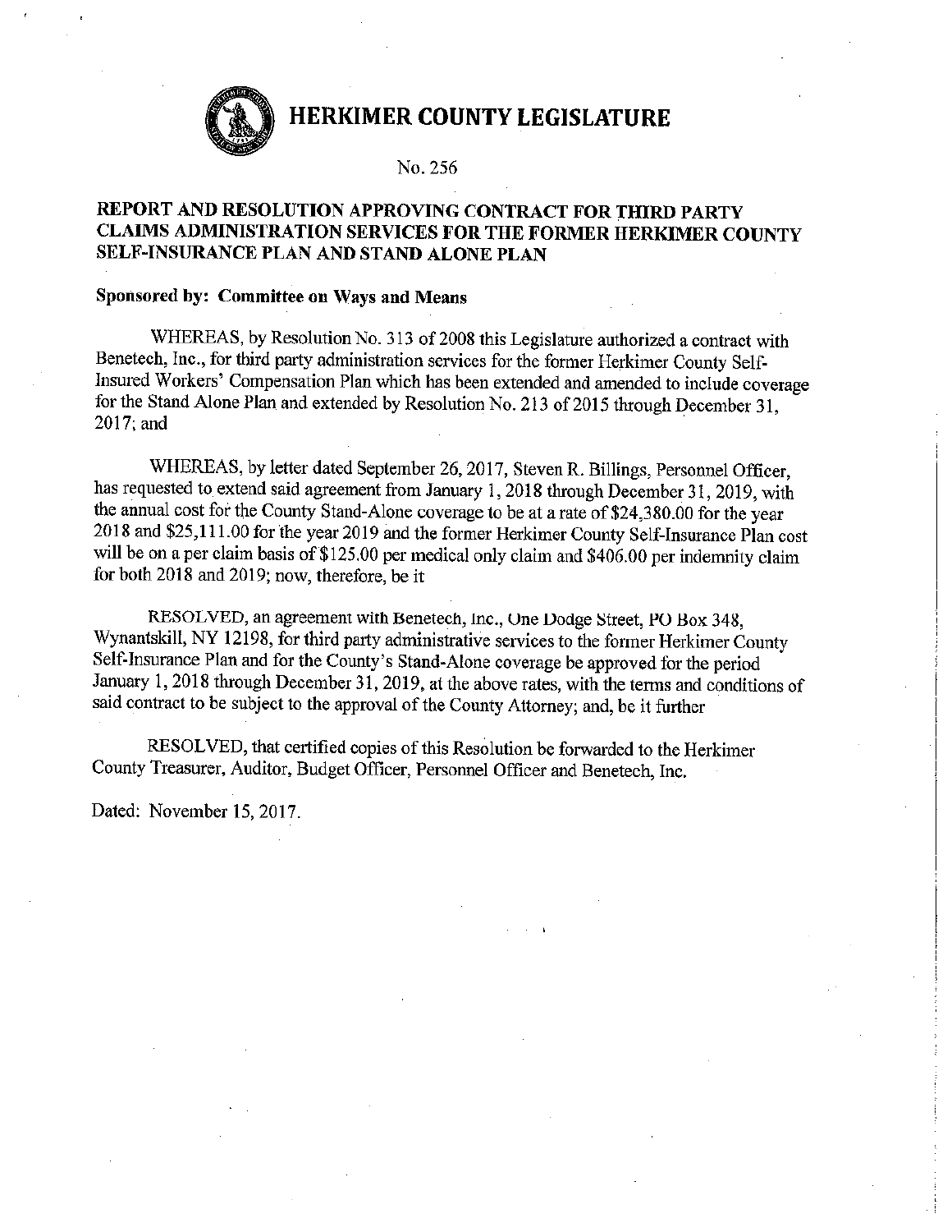# HERKIMER COUNTY LEGISLATURE

No. 256

## REPORT AND RESOLUTION APPROVING CONTRACT FOR THIRD PARTY CLAIMS ADMINISTRATION SERVICES FOR THE FORMER HERKIMER COUNTY SELF-INSURANCE PLAN AND STAND ALONE PLAN

**Sponsored by: Committee on Ways and Means**

WHEREAS, by Resolution No. 313 of 2008 this Legislature authorized a contract with Benetech, Inc., for third party administration services for the former Herkimer County Self-Insured Workers' Compensation Plan which has been extended and amended to include coverage for the Stand Alone Plan and extended by Resolution No. 213 of 2015 through December 31, 2017; and

WHEREAS, by letter dated September 26, 2017, Steven R. Billings, Personnel Officer, has requested to extend said agreement from January 1, 2018 through December 31, 2019, with the annual cost for the County Stand-Alone coverage to be at a rate of $24,380.00 for the year 2018 and $25,111.00 for the year 2019 and the former Herkimer County Self-Insurance Plan cost will be on a per claim basis of $125.00 per medical only claim and $406.00 per indemnity claim for both 2018 and 2019; now, therefore, be it

RESOLVED, an agreement with Benetech, Inc., One Dodge Street, PO Box 348, Wynantskill, NY 12198, for third party administrative services to the former Herkimer County Self-Insurance Plan and for the County's Stand-Alone coverage be approved for the period January 1, 2018 through December 31, 2019, at the above rates, with the terms and conditions of said contract to be subject to the approval of the County Attorney; and, be it further

RESOLVED, that certified copies of this Resolution be forwarded to the Herkimer County Treasurer, Auditor, Budget Officer, Personnel Officer and Benetech, Inc.

Dated: November 15, 2017.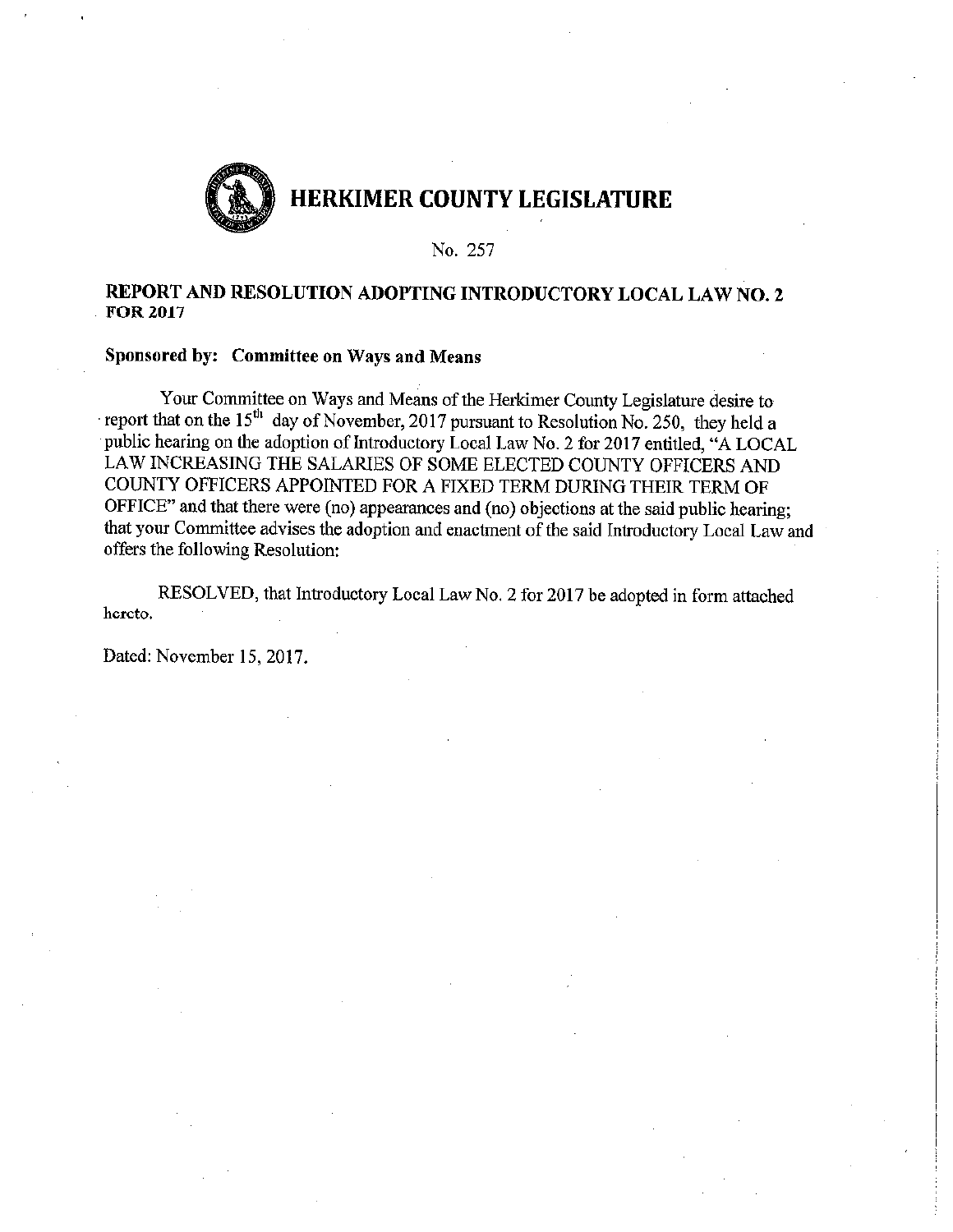# HERKIMER COUNTY LEGISLATURE

No. 257

**REPORT AND RESOLUTION ADOPTING INTRODUCTORY LOCAL LAW NO. 2 FOR 2017**

**Sponsored by: Committee on Ways and Means**

Your Committee on Ways and Means of the Herkimer County Legislature desire to report that on the 15th day of November, 2017 pursuant to Resolution No. 250, they held a public hearing on the adoption of Introductory Local Law No. 2 for 2017 entitled, "A LOCAL LAW INCREASING THE SALARIES OF SOME ELECTED COUNTY OFFICERS AND COUNTY OFFICERS APPOINTED FOR A FIXED TERM DURING THEIR TERM OF OFFICE" and that there were (no) appearances and (no) objections at the said public hearing; that your Committee advises the adoption and enactment of the said Introductory Local Law and offers the following Resolution:

RESOLVED, that Introductory Local Law No. 2 for 2017 be adopted in form attached hereto.

Dated: November 15, 2017.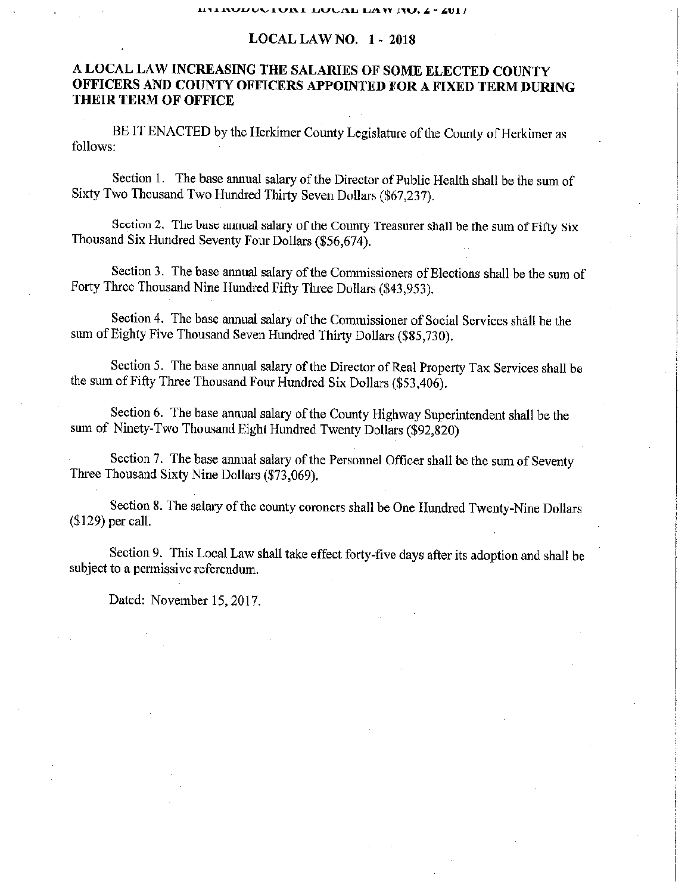INTRODUCTORY LOCAL LAW NO. 2 - 2017

**LOCAL LAW NO. 1 - 2018**

**A LOCAL LAW INCREASING THE SALARIES OF SOME ELECTED COUNTY OFFICERS AND COUNTY OFFICERS APPOINTED FOR A FIXED TERM DURING THEIR TERM OF OFFICE**

BE IT ENACTED by the Herkimer County Legislature of the County of Herkimer as follows:

Section 1. The base annual salary of the Director of Public Health shall be the sum of Sixty Two Thousand Two Hundred Thirty Seven Dollars ($67,237).

Section 2. The base annual salary of the County Treasurer shall be the sum of Fifty Six Thousand Six Hundred Seventy Four Dollars ($56,674).

Section 3. The base annual salary of the Commissioners of Elections shall be the sum of Forty Three Thousand Nine Hundred Fifty Three Dollars ($43,953).

Section 4. The base annual salary of the Commissioner of Social Services shall be the sum of Eighty Five Thousand Seven Hundred Thirty Dollars ($85,730).

Section 5. The base annual salary of the Director of Real Property Tax Services shall be the sum of Fifty Three Thousand Four Hundred Six Dollars ($53,406).

Section 6. The base annual salary of the County Highway Superintendent shall be the sum of Ninety-Two Thousand Eight Hundred Twenty Dollars ($92,820)

Section 7. The base annual salary of the Personnel Officer shall be the sum of Seventy Three Thousand Sixty Nine Dollars ($73,069).

Section 8. The salary of the county coroners shall be One Hundred Twenty-Nine Dollars ($129) per call.

Section 9. This Local Law shall take effect forty-five days after its adoption and shall be subject to a permissive referendum.

Dated: November 15, 2017.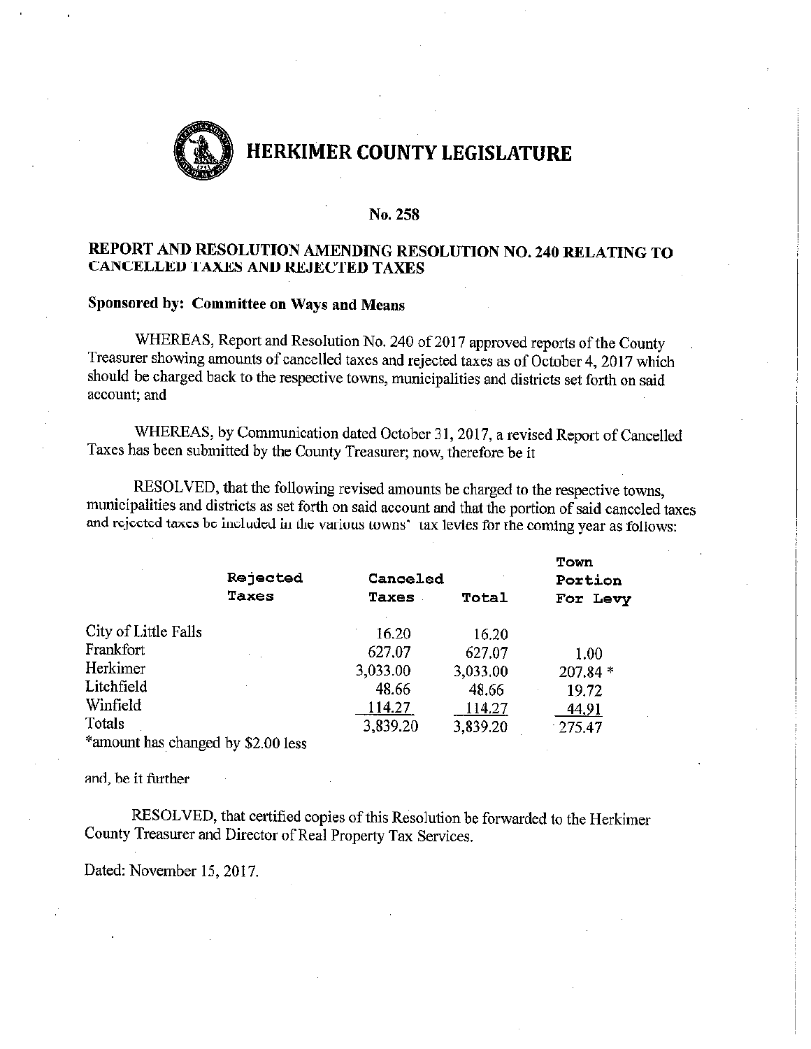# HERKIMER COUNTY LEGISLATURE

**No. 258**

## REPORT AND RESOLUTION AMENDING RESOLUTION NO. 240 RELATING TO CANCELLED TAXES AND REJECTED TAXES

**Sponsored by: Committee on Ways and Means**

WHEREAS, Report and Resolution No. 240 of 2017 approved reports of the County Treasurer showing amounts of cancelled taxes and rejected taxes as of October 4, 2017 which should be charged back to the respective towns, municipalities and districts set forth on said account; and

WHEREAS, by Communication dated October 31, 2017, a revised Report of Cancelled Taxes has been submitted by the County Treasurer; now, therefore be it

RESOLVED, that the following revised amounts be charged to the respective towns, municipalities and districts as set forth on said account and that the portion of said canceled taxes and rejected taxes be included in the various towns' tax levies for the coming year as follows:

| | Rejected Taxes | Canceled Taxes | Total | Town Portion For Levy |
|---|---|---|---|---|
| City of Little Falls | | 16.20 | 16.20 | |
| Frankfort | | 627.07 | 627.07 | 1.00 |
| Herkimer | | 3,033.00 | 3,033.00 | 207.84 * |
| Litchfield | | 48.66 | 48.66 | 19.72 |
| Winfield | | 114.27 | 114.27 | 44.91 |
| Totals | | 3,839.20 | 3,839.20 | 275.47 |

*amount has changed by $2.00 less

and, be it further

RESOLVED, that certified copies of this Resolution be forwarded to the Herkimer County Treasurer and Director of Real Property Tax Services.

Dated: November 15, 2017.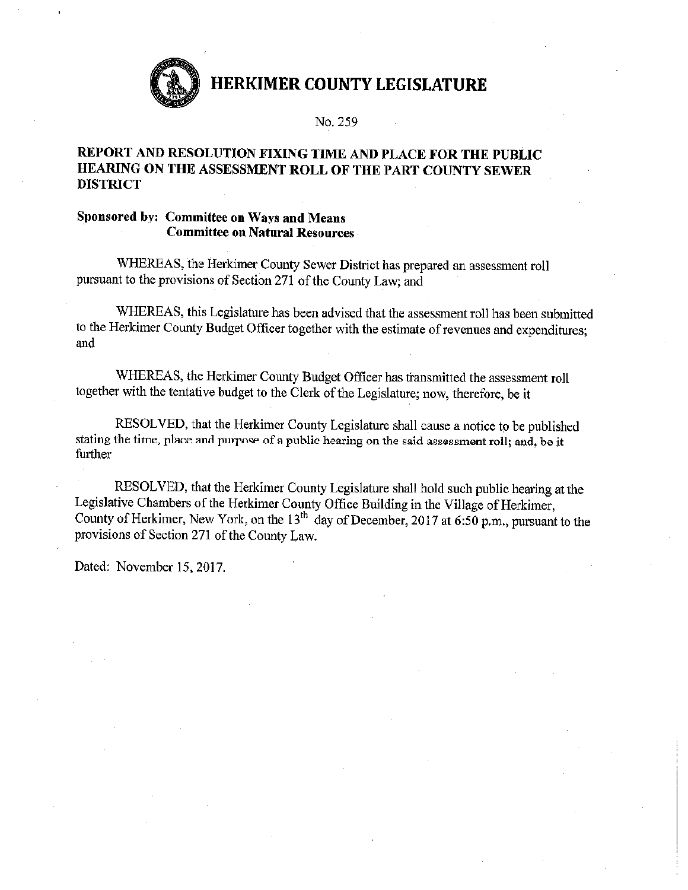# HERKIMER COUNTY LEGISLATURE

No. 259

**REPORT AND RESOLUTION FIXING TIME AND PLACE FOR THE PUBLIC HEARING ON THE ASSESSMENT ROLL OF THE PART COUNTY SEWER DISTRICT**

**Sponsored by: Committee on Ways and Means**
**Committee on Natural Resources**

WHEREAS, the Herkimer County Sewer District has prepared an assessment roll pursuant to the provisions of Section 271 of the County Law; and

WHEREAS, this Legislature has been advised that the assessment roll has been submitted to the Herkimer County Budget Officer together with the estimate of revenues and expenditures; and

WHEREAS, the Herkimer County Budget Officer has transmitted the assessment roll together with the tentative budget to the Clerk of the Legislature; now, therefore, be it

RESOLVED, that the Herkimer County Legislature shall cause a notice to be published stating the time, place and purpose of a public hearing on the said assessment roll; and, be it further

RESOLVED, that the Herkimer County Legislature shall hold such public hearing at the Legislative Chambers of the Herkimer County Office Building in the Village of Herkimer, County of Herkimer, New York, on the 13th day of December, 2017 at 6:50 p.m., pursuant to the provisions of Section 271 of the County Law.

Dated: November 15, 2017.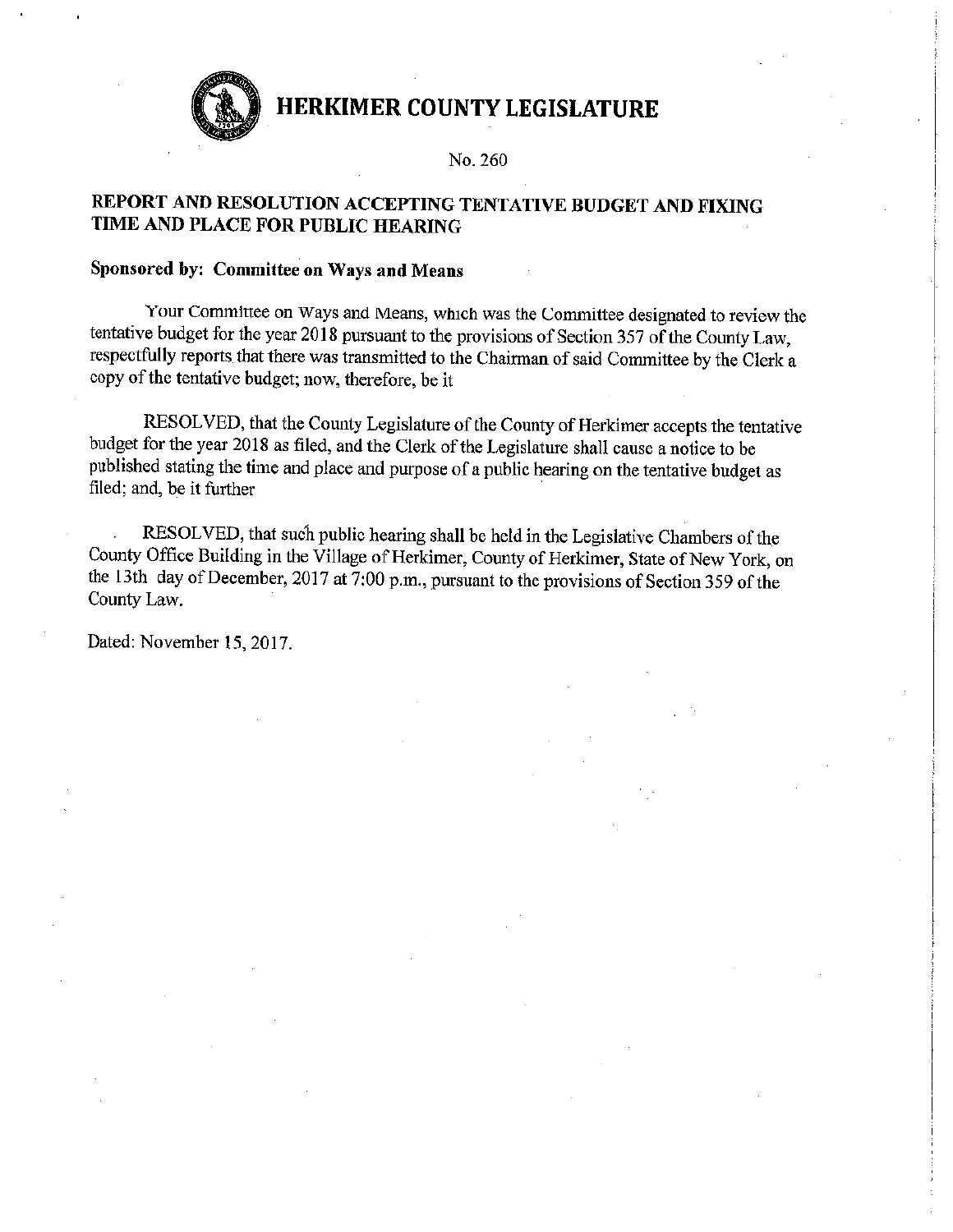# HERKIMER COUNTY LEGISLATURE

No. 260

## REPORT AND RESOLUTION ACCEPTING TENTATIVE BUDGET AND FIXING TIME AND PLACE FOR PUBLIC HEARING

**Sponsored by: Committee on Ways and Means**

Your Committee on Ways and Means, which was the Committee designated to review the tentative budget for the year 2018 pursuant to the provisions of Section 357 of the County Law, respectfully reports that there was transmitted to the Chairman of said Committee by the Clerk a copy of the tentative budget; now, therefore, be it

RESOLVED, that the County Legislature of the County of Herkimer accepts the tentative budget for the year 2018 as filed, and the Clerk of the Legislature shall cause a notice to be published stating the time and place and purpose of a public hearing on the tentative budget as filed; and, be it further

RESOLVED, that such public hearing shall be held in the Legislative Chambers of the County Office Building in the Village of Herkimer, County of Herkimer, State of New York, on the 13th day of December, 2017 at 7:00 p.m., pursuant to the provisions of Section 359 of the County Law.

Dated: November 15, 2017.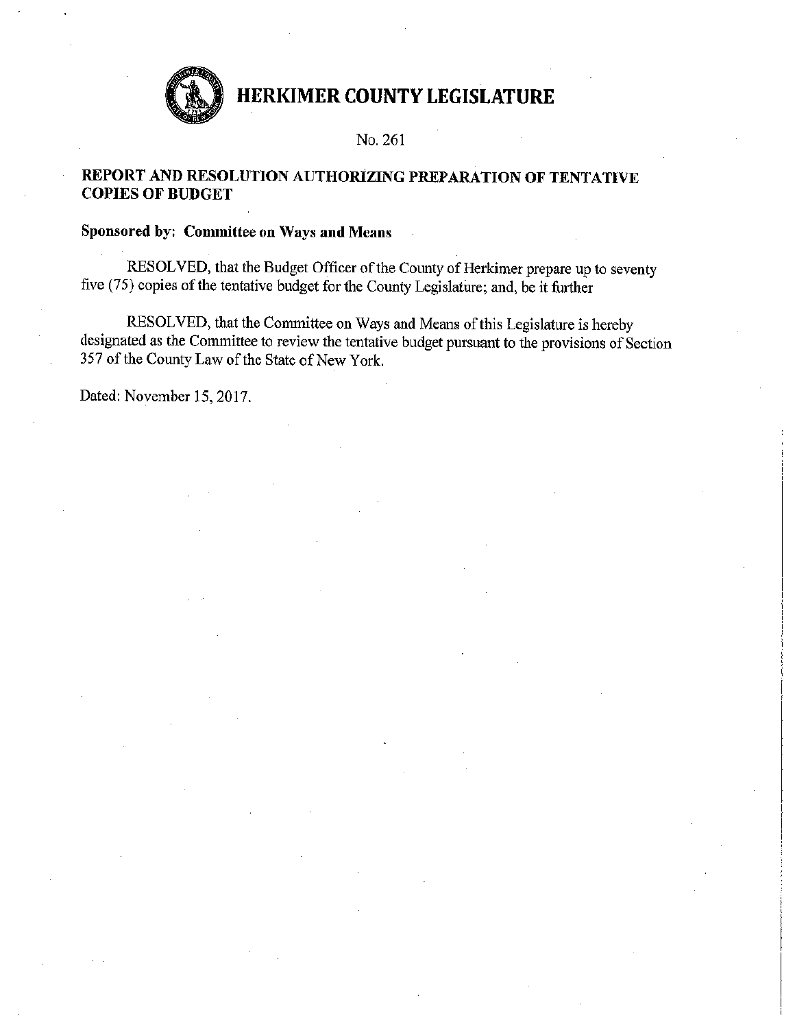# HERKIMER COUNTY LEGISLATURE

No. 261

**REPORT AND RESOLUTION AUTHORIZING PREPARATION OF TENTATIVE COPIES OF BUDGET**

**Sponsored by: Committee on Ways and Means**

RESOLVED, that the Budget Officer of the County of Herkimer prepare up to seventy five (75) copies of the tentative budget for the County Legislature; and, be it further

RESOLVED, that the Committee on Ways and Means of this Legislature is hereby designated as the Committee to review the tentative budget pursuant to the provisions of Section 357 of the County Law of the State of New York.

Dated: November 15, 2017.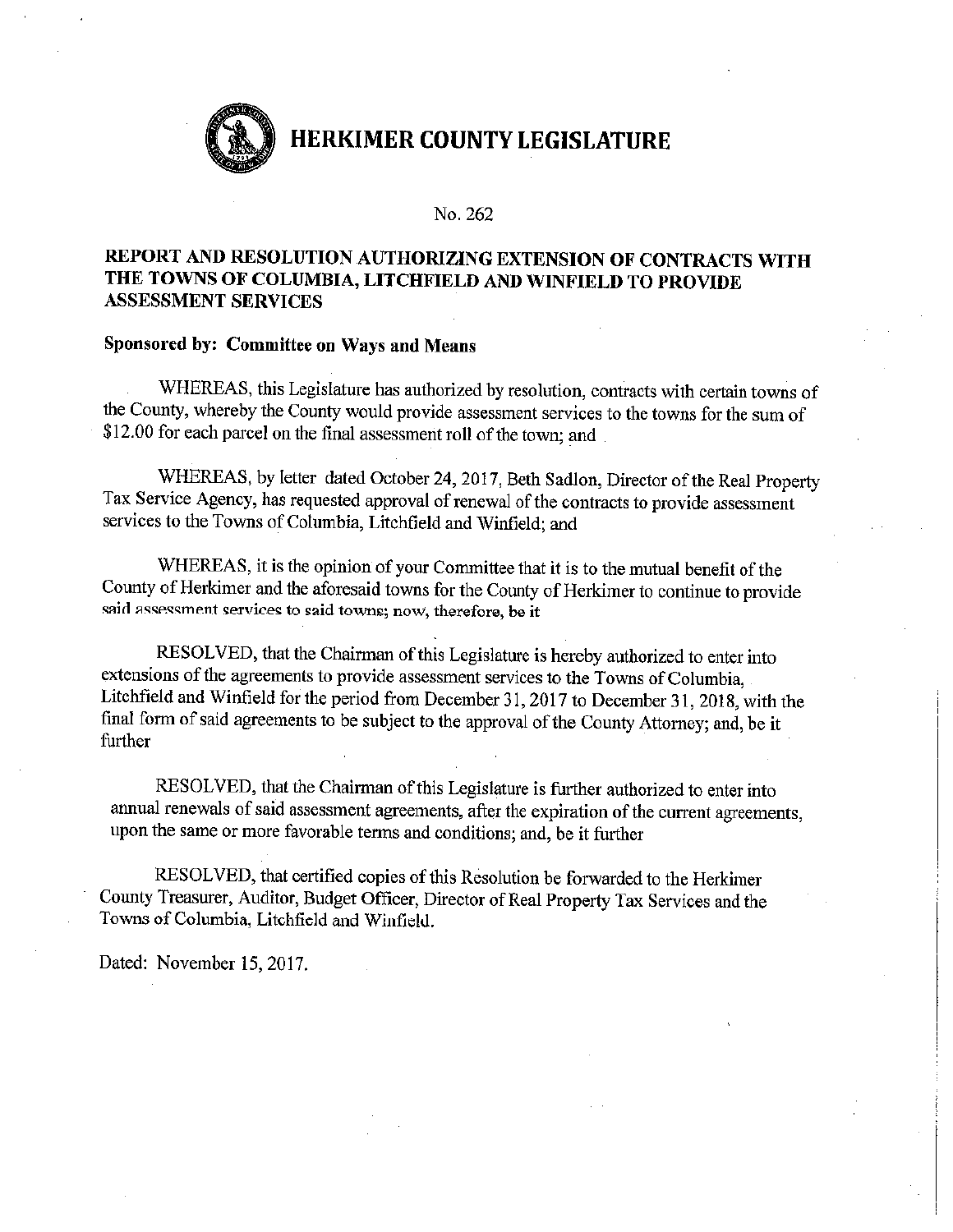# HERKIMER COUNTY LEGISLATURE

No. 262

**REPORT AND RESOLUTION AUTHORIZING EXTENSION OF CONTRACTS WITH THE TOWNS OF COLUMBIA, LITCHFIELD AND WINFIELD TO PROVIDE ASSESSMENT SERVICES**

**Sponsored by: Committee on Ways and Means**

WHEREAS, this Legislature has authorized by resolution, contracts with certain towns of the County, whereby the County would provide assessment services to the towns for the sum of $12.00 for each parcel on the final assessment roll of the town; and

WHEREAS, by letter dated October 24, 2017, Beth Sadlon, Director of the Real Property Tax Service Agency, has requested approval of renewal of the contracts to provide assessment services to the Towns of Columbia, Litchfield and Winfield; and

WHEREAS, it is the opinion of your Committee that it is to the mutual benefit of the County of Herkimer and the aforesaid towns for the County of Herkimer to continue to provide said assessment services to said towns; now, therefore, be it

RESOLVED, that the Chairman of this Legislature is hereby authorized to enter into extensions of the agreements to provide assessment services to the Towns of Columbia, Litchfield and Winfield for the period from December 31, 2017 to December 31, 2018, with the final form of said agreements to be subject to the approval of the County Attorney; and, be it further

RESOLVED, that the Chairman of this Legislature is further authorized to enter into annual renewals of said assessment agreements, after the expiration of the current agreements, upon the same or more favorable terms and conditions; and, be it further

RESOLVED, that certified copies of this Resolution be forwarded to the Herkimer County Treasurer, Auditor, Budget Officer, Director of Real Property Tax Services and the Towns of Columbia, Litchfield and Winfield.

Dated: November 15, 2017.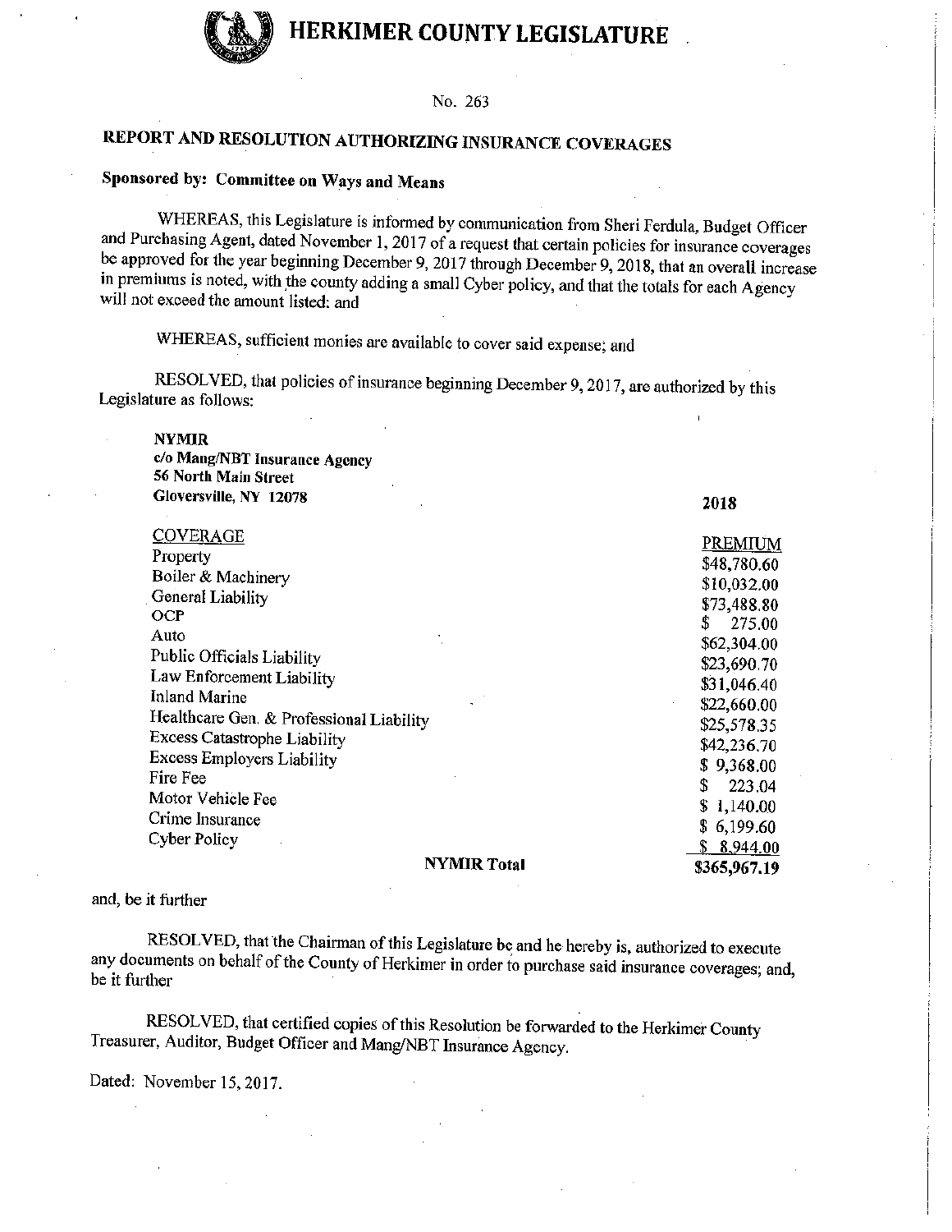# HERKIMER COUNTY LEGISLATURE

No. 263

## REPORT AND RESOLUTION AUTHORIZING INSURANCE COVERAGES

**Sponsored by: Committee on Ways and Means**

WHEREAS, this Legislature is informed by communication from Sheri Ferdula, Budget Officer and Purchasing Agent, dated November 1, 2017 of a request that certain policies for insurance coverages be approved for the year beginning December 9, 2017 through December 9, 2018, that an overall increase in premiums is noted, with the county adding a small Cyber policy, and that the totals for each Agency will not exceed the amount listed; and

WHEREAS, sufficient monies are available to cover said expense; and

RESOLVED, that policies of insurance beginning December 9, 2017, are authorized by this Legislature as follows:

**NYMIR**
**c/o Mang/NBT Insurance Agency**
**56 North Main Street**
**Gloversville, NY 12078**

| COVERAGE | 2018 PREMIUM |
|---|---|
| Property | $48,780.60 |
| Boiler & Machinery | $10,032.00 |
| General Liability | $73,488.80 |
| OCP | $ 275.00 |
| Auto | $62,304.00 |
| Public Officials Liability | $23,690.70 |
| Law Enforcement Liability | $31,046.40 |
| Inland Marine | $22,660.00 |
| Healthcare Gen. & Professional Liability | $25,578.35 |
| Excess Catastrophe Liability | $42,236.70 |
| Excess Employers Liability | $ 9,368.00 |
| Fire Fee | $ 223.04 |
| Motor Vehicle Fee | $ 1,140.00 |
| Crime Insurance | $ 6,199.60 |
| Cyber Policy | $ 8,944.00 |
| **NYMIR Total** | **$365,967.19** |

and, be it further

RESOLVED, that the Chairman of this Legislature be and he hereby is, authorized to execute any documents on behalf of the County of Herkimer in order to purchase said insurance coverages; and, be it further

RESOLVED, that certified copies of this Resolution be forwarded to the Herkimer County Treasurer, Auditor, Budget Officer and Mang/NBT Insurance Agency.

Dated: November 15, 2017.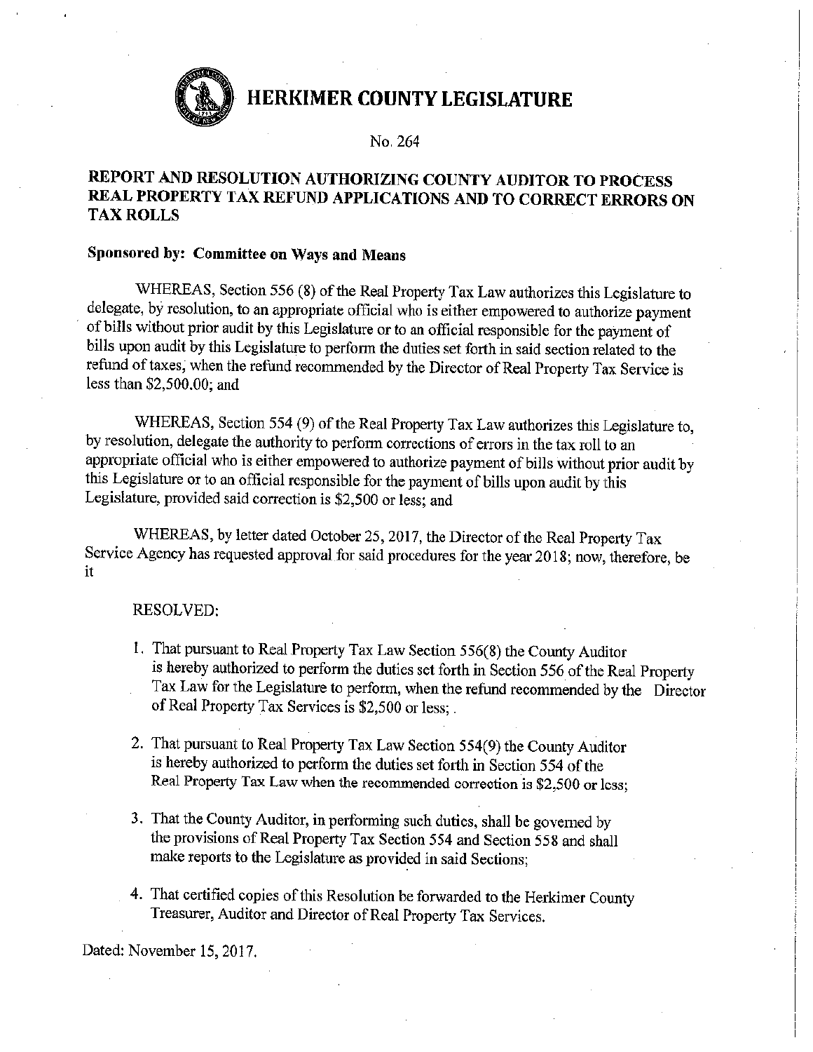# HERKIMER COUNTY LEGISLATURE

No. 264

## REPORT AND RESOLUTION AUTHORIZING COUNTY AUDITOR TO PROCESS REAL PROPERTY TAX REFUND APPLICATIONS AND TO CORRECT ERRORS ON TAX ROLLS

**Sponsored by: Committee on Ways and Means**

WHEREAS, Section 556 (8) of the Real Property Tax Law authorizes this Legislature to delegate, by resolution, to an appropriate official who is either empowered to authorize payment of bills without prior audit by this Legislature or to an official responsible for the payment of bills upon audit by this Legislature to perform the duties set forth in said section related to the refund of taxes, when the refund recommended by the Director of Real Property Tax Service is less than $2,500.00; and

WHEREAS, Section 554 (9) of the Real Property Tax Law authorizes this Legislature to, by resolution, delegate the authority to perform corrections of errors in the tax roll to an appropriate official who is either empowered to authorize payment of bills without prior audit by this Legislature or to an official responsible for the payment of bills upon audit by this Legislature, provided said correction is $2,500 or less; and

WHEREAS, by letter dated October 25, 2017, the Director of the Real Property Tax Service Agency has requested approval for said procedures for the year 2018; now, therefore, be it

RESOLVED:

1. That pursuant to Real Property Tax Law Section 556(8) the County Auditor is hereby authorized to perform the duties set forth in Section 556 of the Real Property Tax Law for the Legislature to perform, when the refund recommended by the Director of Real Property Tax Services is $2,500 or less; .

2. That pursuant to Real Property Tax Law Section 554(9) the County Auditor is hereby authorized to perform the duties set forth in Section 554 of the Real Property Tax Law when the recommended correction is $2,500 or less;

3. That the County Auditor, in performing such duties, shall be governed by the provisions of Real Property Tax Section 554 and Section 558 and shall make reports to the Legislature as provided in said Sections;

4. That certified copies of this Resolution be forwarded to the Herkimer County Treasurer, Auditor and Director of Real Property Tax Services.

Dated: November 15, 2017.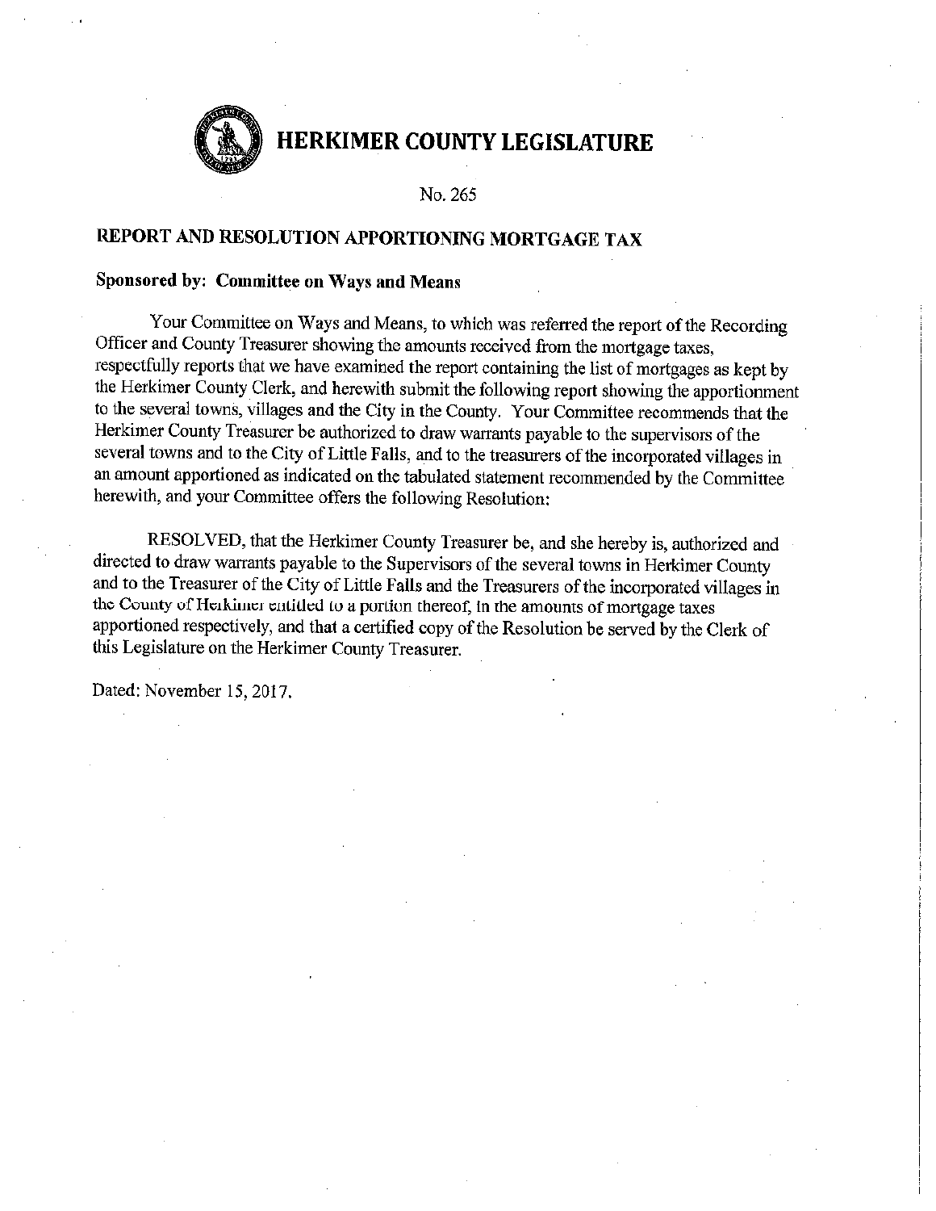# HERKIMER COUNTY LEGISLATURE

No. 265

## REPORT AND RESOLUTION APPORTIONING MORTGAGE TAX

**Sponsored by: Committee on Ways and Means**

Your Committee on Ways and Means, to which was referred the report of the Recording Officer and County Treasurer showing the amounts received from the mortgage taxes, respectfully reports that we have examined the report containing the list of mortgages as kept by the Herkimer County Clerk, and herewith submit the following report showing the apportionment to the several towns, villages and the City in the County. Your Committee recommends that the Herkimer County Treasurer be authorized to draw warrants payable to the supervisors of the several towns and to the City of Little Falls, and to the treasurers of the incorporated villages in an amount apportioned as indicated on the tabulated statement recommended by the Committee herewith, and your Committee offers the following Resolution:

RESOLVED, that the Herkimer County Treasurer be, and she hereby is, authorized and directed to draw warrants payable to the Supervisors of the several towns in Herkimer County and to the Treasurer of the City of Little Falls and the Treasurers of the incorporated villages in the County of Herkimer entitled to a portion thereof, in the amounts of mortgage taxes apportioned respectively, and that a certified copy of the Resolution be served by the Clerk of this Legislature on the Herkimer County Treasurer.

Dated: November 15, 2017.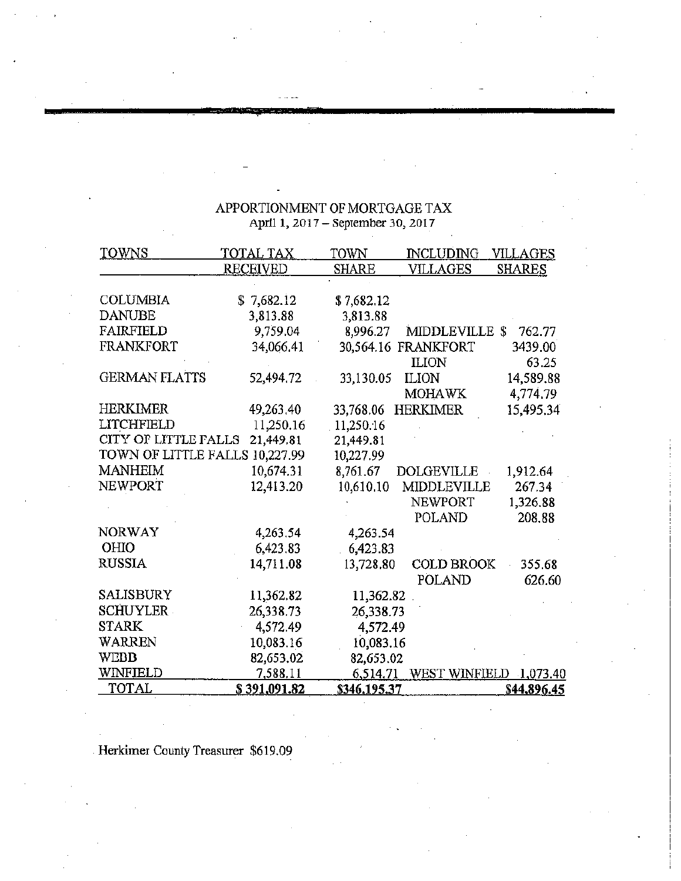APPORTIONMENT OF MORTGAGE TAX
April 1, 2017 – September 30, 2017

| TOWNS | TOTAL TAX RECEIVED | TOWN SHARE | INCLUDING VILLAGES | VILLAGES SHARES |
|---|---|---|---|---|
| COLUMBIA | $ 7,682.12 | $ 7,682.12 | | |
| DANUBE | 3,813.88 | 3,813.88 | | |
| FAIRFIELD | 9,759.04 | 8,996.27 | MIDDLEVILLE | $ 762.77 |
| FRANKFORT | 34,066.41 | 30,564.16 | FRANKFORT | 3439.00 |
| | | | ILION | 63.25 |
| GERMAN FLATTS | 52,494.72 | 33,130.05 | ILION | 14,589.88 |
| | | | MOHAWK | 4,774.79 |
| HERKIMER | 49,263.40 | 33,768.06 | HERKIMER | 15,495.34 |
| LITCHFIELD | 11,250.16 | 11,250.16 | | |
| CITY OF LITTLE FALLS | 21,449.81 | 21,449.81 | | |
| TOWN OF LITTLE FALLS | 10,227.99 | 10,227.99 | | |
| MANHEIM | 10,674.31 | 8,761.67 | DOLGEVILLE | 1,912.64 |
| NEWPORT | 12,413.20 | 10,610.10 | MIDDLEVILLE | 267.34 |
| | | | NEWPORT | 1,326.88 |
| | | | POLAND | 208.88 |
| NORWAY | 4,263.54 | 4,263.54 | | |
| OHIO | 6,423.83 | 6,423.83 | | |
| RUSSIA | 14,711.08 | 13,728.80 | COLD BROOK | 355.68 |
| | | | POLAND | 626.60 |
| SALISBURY | 11,362.82 | 11,362.82 | | |
| SCHUYLER | 26,338.73 | 26,338.73 | | |
| STARK | 4,572.49 | 4,572.49 | | |
| WARREN | 10,083.16 | 10,083.16 | | |
| WEBB | 82,653.02 | 82,653.02 | | |
| WINFIELD | 7,588.11 | 6,514.71 | WEST WINFIELD | 1,073.40 |
| TOTAL | $ 391,091.82 | $346,195.37 | | $44,896.45 |

Herkimer County Treasurer $619.09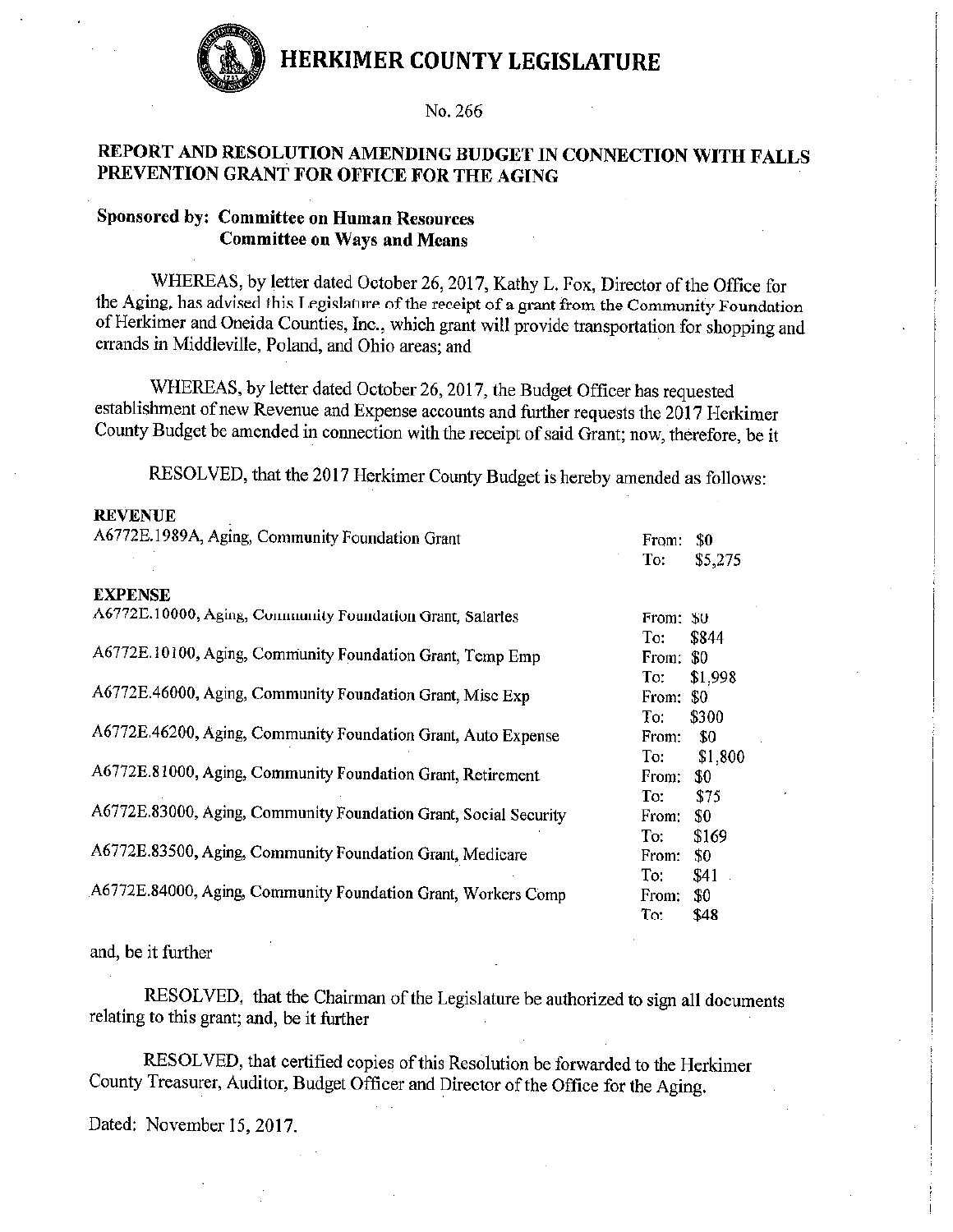# HERKIMER COUNTY LEGISLATURE

No. 266

## REPORT AND RESOLUTION AMENDING BUDGET IN CONNECTION WITH FALLS PREVENTION GRANT FOR OFFICE FOR THE AGING

**Sponsored by: Committee on Human Resources**
**Committee on Ways and Means**

WHEREAS, by letter dated October 26, 2017, Kathy L. Fox, Director of the Office for the Aging, has advised this Legislature of the receipt of a grant from the Community Foundation of Herkimer and Oneida Counties, Inc., which grant will provide transportation for shopping and errands in Middleville, Poland, and Ohio areas; and

WHEREAS, by letter dated October 26, 2017, the Budget Officer has requested establishment of new Revenue and Expense accounts and further requests the 2017 Herkimer County Budget be amended in connection with the receipt of said Grant; now, therefore, be it

RESOLVED, that the 2017 Herkimer County Budget is hereby amended as follows:

**REVENUE**

| Account | From | To |
|---|---|---|
| A6772E.1989A, Aging, Community Foundation Grant | $0 | $5,275 |

**EXPENSE**

| Account | From | To |
|---|---|---|
| A6772E.10000, Aging, Community Foundation Grant, Salaries | $0 | $844 |
| A6772E.10100, Aging, Community Foundation Grant, Temp Emp | $0 | $1,998 |
| A6772E.46000, Aging, Community Foundation Grant, Misc Exp | $0 | $300 |
| A6772E.46200, Aging, Community Foundation Grant, Auto Expense | $0 | $1,800 |
| A6772E.81000, Aging, Community Foundation Grant, Retirement | $0 | $75 |
| A6772E.83000, Aging, Community Foundation Grant, Social Security | $0 | $169 |
| A6772E.83500, Aging, Community Foundation Grant, Medicare | $0 | $41 |
| A6772E.84000, Aging, Community Foundation Grant, Workers Comp | $0 | $48 |

and, be it further

RESOLVED, that the Chairman of the Legislature be authorized to sign all documents relating to this grant; and, be it further

RESOLVED, that certified copies of this Resolution be forwarded to the Herkimer County Treasurer, Auditor, Budget Officer and Director of the Office for the Aging.

Dated: November 15, 2017.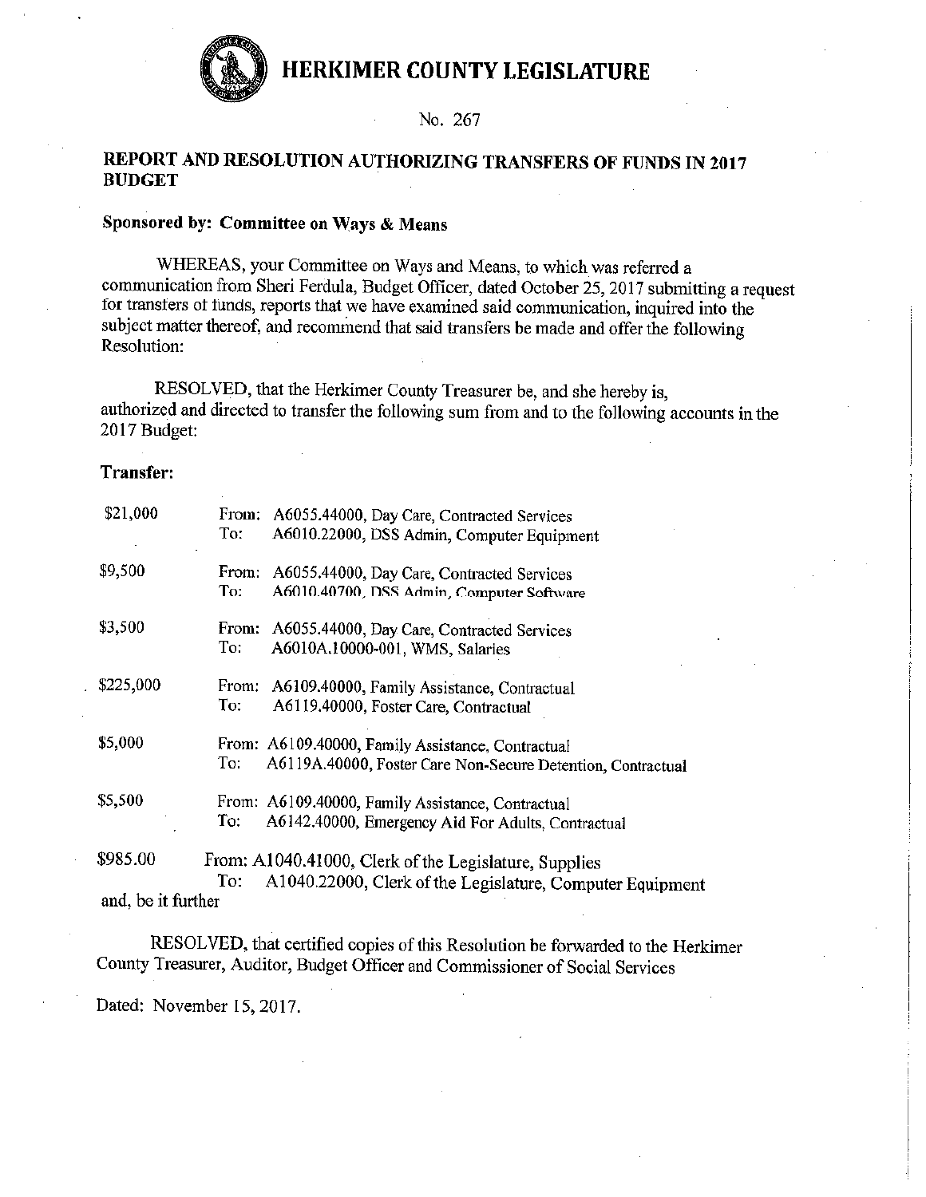# HERKIMER COUNTY LEGISLATURE

No. 267

## REPORT AND RESOLUTION AUTHORIZING TRANSFERS OF FUNDS IN 2017 BUDGET

**Sponsored by: Committee on Ways & Means**

WHEREAS, your Committee on Ways and Means, to which was referred a communication from Sheri Ferdula, Budget Officer, dated October 25, 2017 submitting a request for transfers of funds, reports that we have examined said communication, inquired into the subject matter thereof, and recommend that said transfers be made and offer the following Resolution:

RESOLVED, that the Herkimer County Treasurer be, and she hereby is, authorized and directed to transfer the following sum from and to the following accounts in the 2017 Budget:

**Transfer:**

| Amount | | Account |
|---|---|---|
| $21,000 | From: | A6055.44000, Day Care, Contracted Services |
| | To: | A6010.22000, DSS Admin, Computer Equipment |
| $9,500 | From: | A6055.44000, Day Care, Contracted Services |
| | To: | A6010.40700, DSS Admin, Computer Software |
| $3,500 | From: | A6055.44000, Day Care, Contracted Services |
| | To: | A6010A.10000-001, WMS, Salaries |
| $225,000 | From: | A6109.40000, Family Assistance, Contractual |
| | To: | A6119.40000, Foster Care, Contractual |
| $5,000 | From: | A6109.40000, Family Assistance, Contractual |
| | To: | A6119A.40000, Foster Care Non-Secure Detention, Contractual |
| $5,500 | From: | A6109.40000, Family Assistance, Contractual |
| | To: | A6142.40000, Emergency Aid For Adults, Contractual |
| $985.00 | From: | A1040.41000, Clerk of the Legislature, Supplies |
| | To: | A1040.22000, Clerk of the Legislature, Computer Equipment |

and, be it further

RESOLVED, that certified copies of this Resolution be forwarded to the Herkimer County Treasurer, Auditor, Budget Officer and Commissioner of Social Services

Dated: November 15, 2017.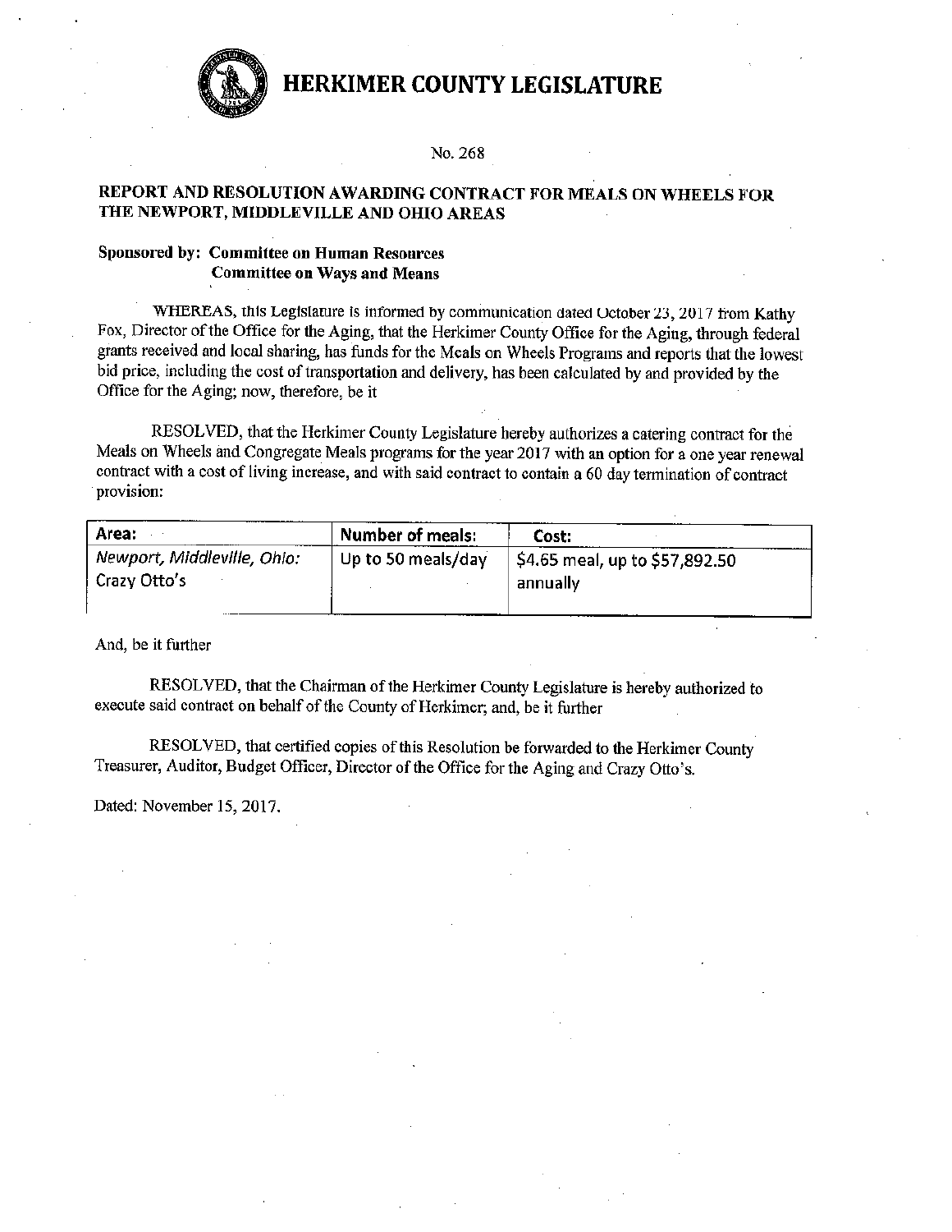# HERKIMER COUNTY LEGISLATURE

No. 268

## REPORT AND RESOLUTION AWARDING CONTRACT FOR MEALS ON WHEELS FOR THE NEWPORT, MIDDLEVILLE AND OHIO AREAS

**Sponsored by: Committee on Human Resources**
**Committee on Ways and Means**

WHEREAS, this Legislature is informed by communication dated October 23, 2017 from Kathy Fox, Director of the Office for the Aging, that the Herkimer County Office for the Aging, through federal grants received and local sharing, has funds for the Meals on Wheels Programs and reports that the lowest bid price, including the cost of transportation and delivery, has been calculated by and provided by the Office for the Aging; now, therefore, be it

RESOLVED, that the Herkimer County Legislature hereby authorizes a catering contract for the Meals on Wheels and Congregate Meals programs for the year 2017 with an option for a one year renewal contract with a cost of living increase, and with said contract to contain a 60 day termination of contract provision:

| Area: | Number of meals: | Cost: |
|---|---|---|
| *Newport, Middleville, Ohio:* Crazy Otto's | Up to 50 meals/day | $4.65 meal, up to $57,892.50 annually |

And, be it further

RESOLVED, that the Chairman of the Herkimer County Legislature is hereby authorized to execute said contract on behalf of the County of Herkimer; and, be it further

RESOLVED, that certified copies of this Resolution be forwarded to the Herkimer County Treasurer, Auditor, Budget Officer, Director of the Office for the Aging and Crazy Otto's.

Dated: November 15, 2017.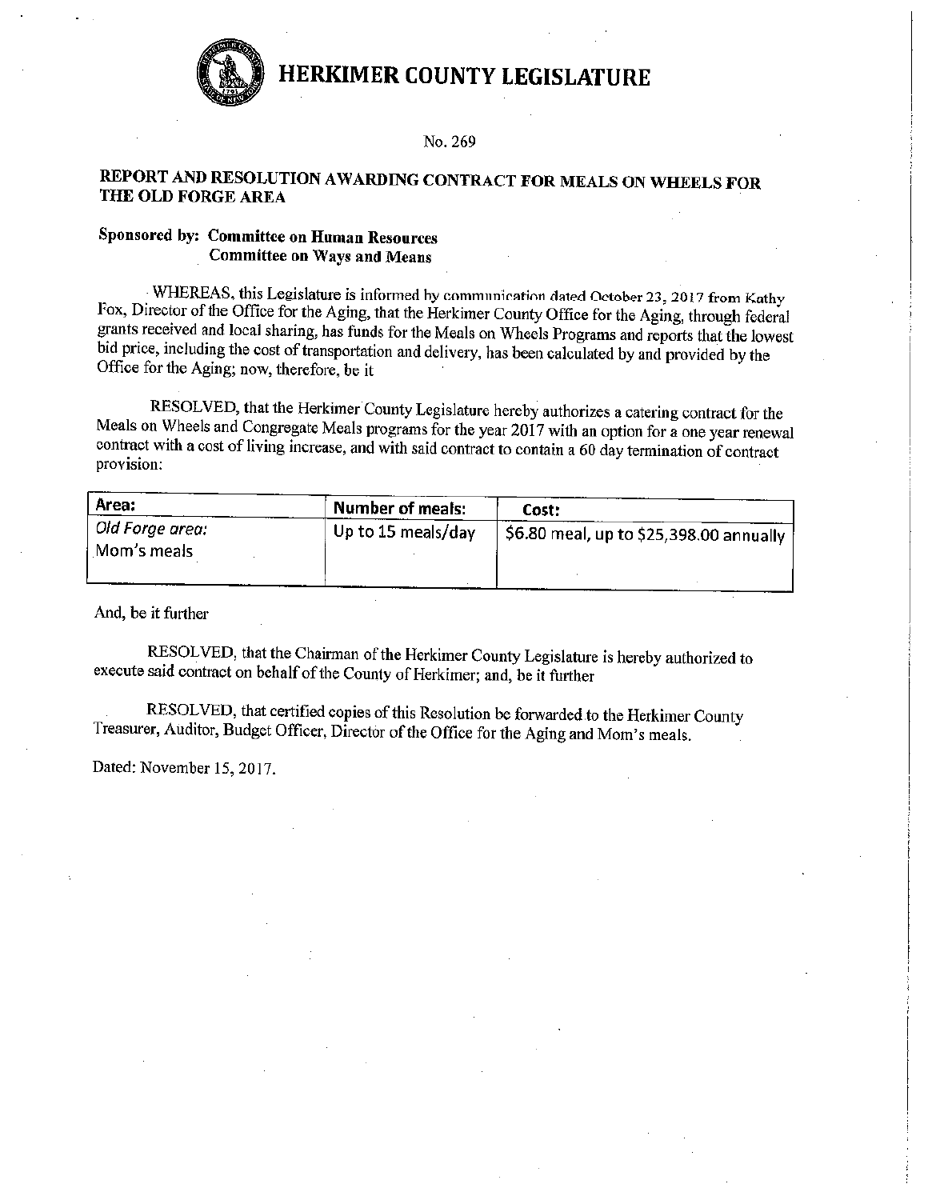# HERKIMER COUNTY LEGISLATURE

No. 269

## REPORT AND RESOLUTION AWARDING CONTRACT FOR MEALS ON WHEELS FOR THE OLD FORGE AREA

**Sponsored by: Committee on Human Resources**
**Committee on Ways and Means**

WHEREAS, this Legislature is informed by communication dated October 23, 2017 from Kathy Fox, Director of the Office for the Aging, that the Herkimer County Office for the Aging, through federal grants received and local sharing, has funds for the Meals on Wheels Programs and reports that the lowest bid price, including the cost of transportation and delivery, has been calculated by and provided by the Office for the Aging; now, therefore, be it

RESOLVED, that the Herkimer County Legislature hereby authorizes a catering contract for the Meals on Wheels and Congregate Meals programs for the year 2017 with an option for a one year renewal contract with a cost of living increase, and with said contract to contain a 60 day termination of contract provision:

| Area: | Number of meals: | Cost: |
|---|---|---|
| *Old Forge area:* Mom's meals | Up to 15 meals/day | $6.80 meal, up to $25,398.00 annually |

And, be it further

RESOLVED, that the Chairman of the Herkimer County Legislature is hereby authorized to execute said contract on behalf of the County of Herkimer; and, be it further

RESOLVED, that certified copies of this Resolution be forwarded to the Herkimer County Treasurer, Auditor, Budget Officer, Director of the Office for the Aging and Mom's meals.

Dated: November 15, 2017.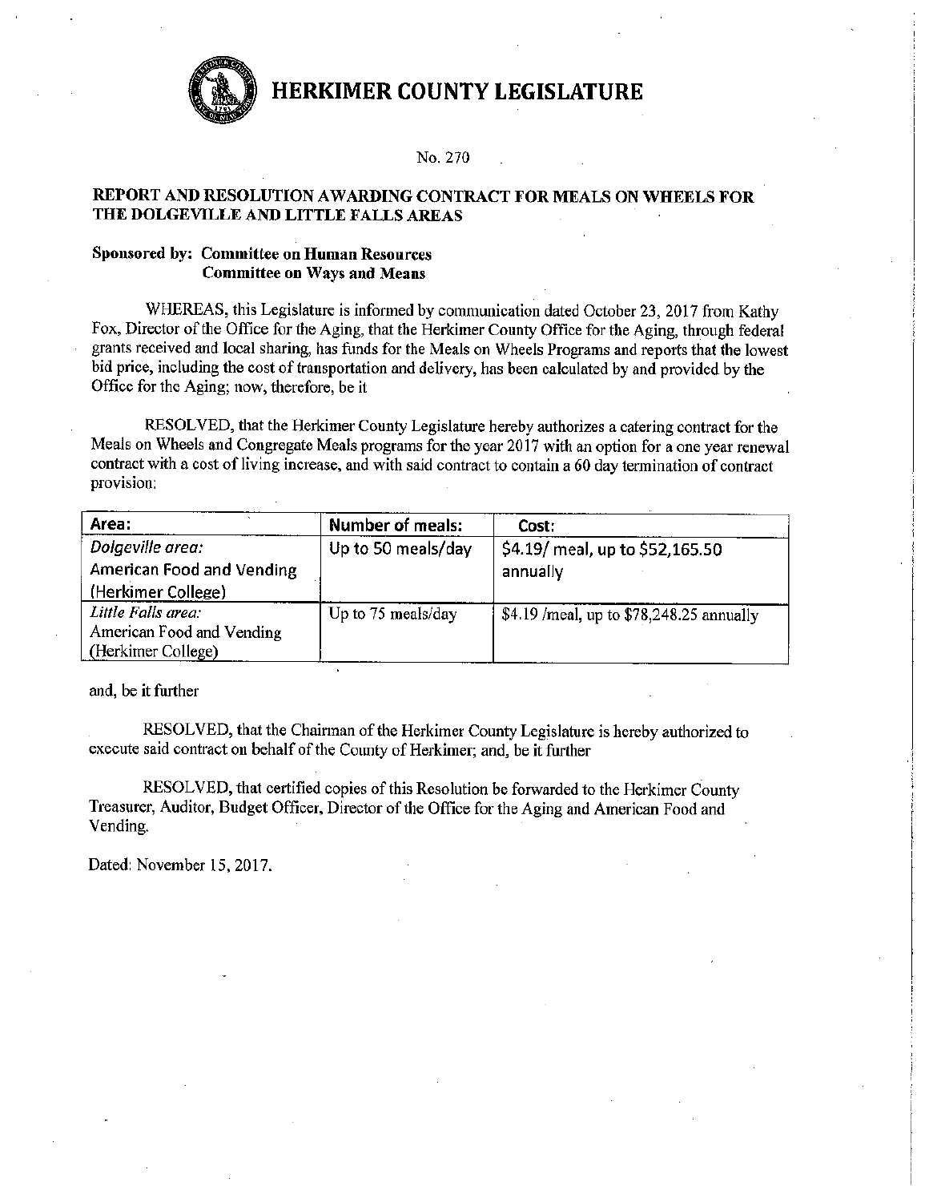# HERKIMER COUNTY LEGISLATURE

No. 270

**REPORT AND RESOLUTION AWARDING CONTRACT FOR MEALS ON WHEELS FOR THE DOLGEVILLE AND LITTLE FALLS AREAS**

**Sponsored by: Committee on Human Resources**
**Committee on Ways and Means**

WHEREAS, this Legislature is informed by communication dated October 23, 2017 from Kathy Fox, Director of the Office for the Aging, that the Herkimer County Office for the Aging, through federal grants received and local sharing, has funds for the Meals on Wheels Programs and reports that the lowest bid price, including the cost of transportation and delivery, has been calculated by and provided by the Office for the Aging; now, therefore, be it

RESOLVED, that the Herkimer County Legislature hereby authorizes a catering contract for the Meals on Wheels and Congregate Meals programs for the year 2017 with an option for a one year renewal contract with a cost of living increase, and with said contract to contain a 60 day termination of contract provision:

| Area: | Number of meals: | Cost: |
|---|---|---|
| *Dolgeville area:* American Food and Vending (Herkimer College) | Up to 50 meals/day | $4.19/ meal, up to $52,165.50 annually |
| *Little Falls area:* American Food and Vending (Herkimer College) | Up to 75 meals/day | $4.19 /meal, up to $78,248.25 annually |

and, be it further

RESOLVED, that the Chairman of the Herkimer County Legislature is hereby authorized to execute said contract on behalf of the County of Herkimer; and, be it further

RESOLVED, that certified copies of this Resolution be forwarded to the Herkimer County Treasurer, Auditor, Budget Officer, Director of the Office for the Aging and American Food and Vending.

Dated: November 15, 2017.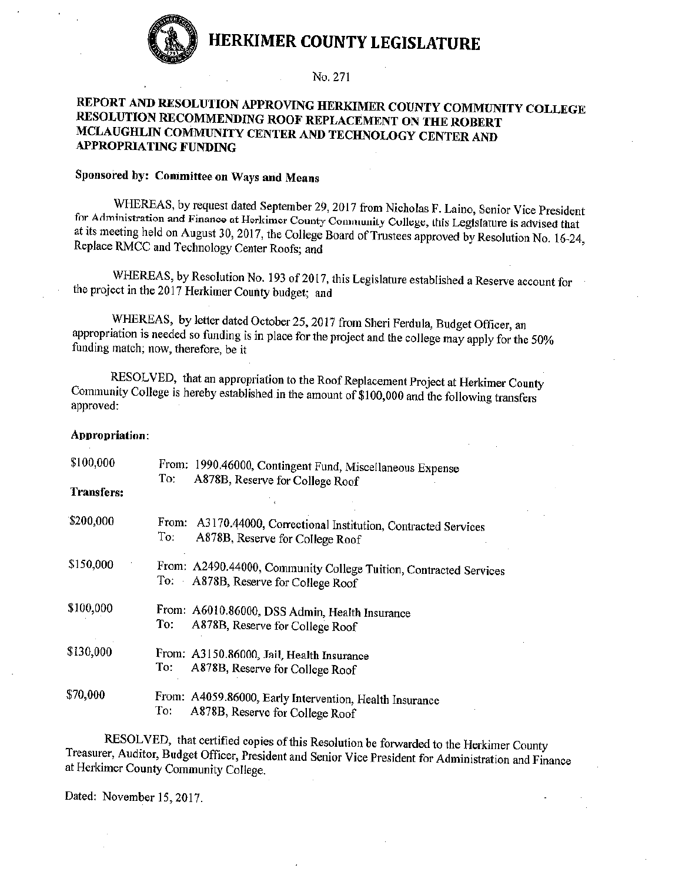# HERKIMER COUNTY LEGISLATURE

No. 271

## REPORT AND RESOLUTION APPROVING HERKIMER COUNTY COMMUNITY COLLEGE RESOLUTION RECOMMENDING ROOF REPLACEMENT ON THE ROBERT MCLAUGHLIN COMMUNITY CENTER AND TECHNOLOGY CENTER AND APPROPRIATING FUNDING

**Sponsored by: Committee on Ways and Means**

WHEREAS, by request dated September 29, 2017 from Nicholas F. Laino, Senior Vice President for Administration and Finance at Herkimer County Community College, this Legislature is advised that at its meeting held on August 30, 2017, the College Board of Trustees approved by Resolution No. 16-24, Replace RMCC and Technology Center Roofs; and

WHEREAS, by Resolution No. 193 of 2017, this Legislature established a Reserve account for the project in the 2017 Herkimer County budget; and

WHEREAS, by letter dated October 25, 2017 from Sheri Ferdula, Budget Officer, an appropriation is needed so funding is in place for the project and the college may apply for the 50% funding match; now, therefore, be it

RESOLVED, that an appropriation to the Roof Replacement Project at Herkimer County Community College is hereby established in the amount of $100,000 and the following transfers approved:

**Appropriation:**

| | |
|---|---|
| $100,000 | From: 1990.46000, Contingent Fund, Miscellaneous Expense<br>To: A878B, Reserve for College Roof |

**Transfers:**

| | |
|---|---|
| $200,000 | From: A3170.44000, Correctional Institution, Contracted Services<br>To: A878B, Reserve for College Roof |
| $150,000 | From: A2490.44000, Community College Tuition, Contracted Services<br>To: A878B, Reserve for College Roof |
| $100,000 | From: A6010.86000, DSS Admin, Health Insurance<br>To: A878B, Reserve for College Roof |
| $130,000 | From: A3150.86000, Jail, Health Insurance<br>To: A878B, Reserve for College Roof |
| $70,000 | From: A4059.86000, Early Intervention, Health Insurance<br>To: A878B, Reserve for College Roof |

RESOLVED, that certified copies of this Resolution be forwarded to the Herkimer County Treasurer, Auditor, Budget Officer, President and Senior Vice President for Administration and Finance at Herkimer County Community College.

Dated: November 15, 2017.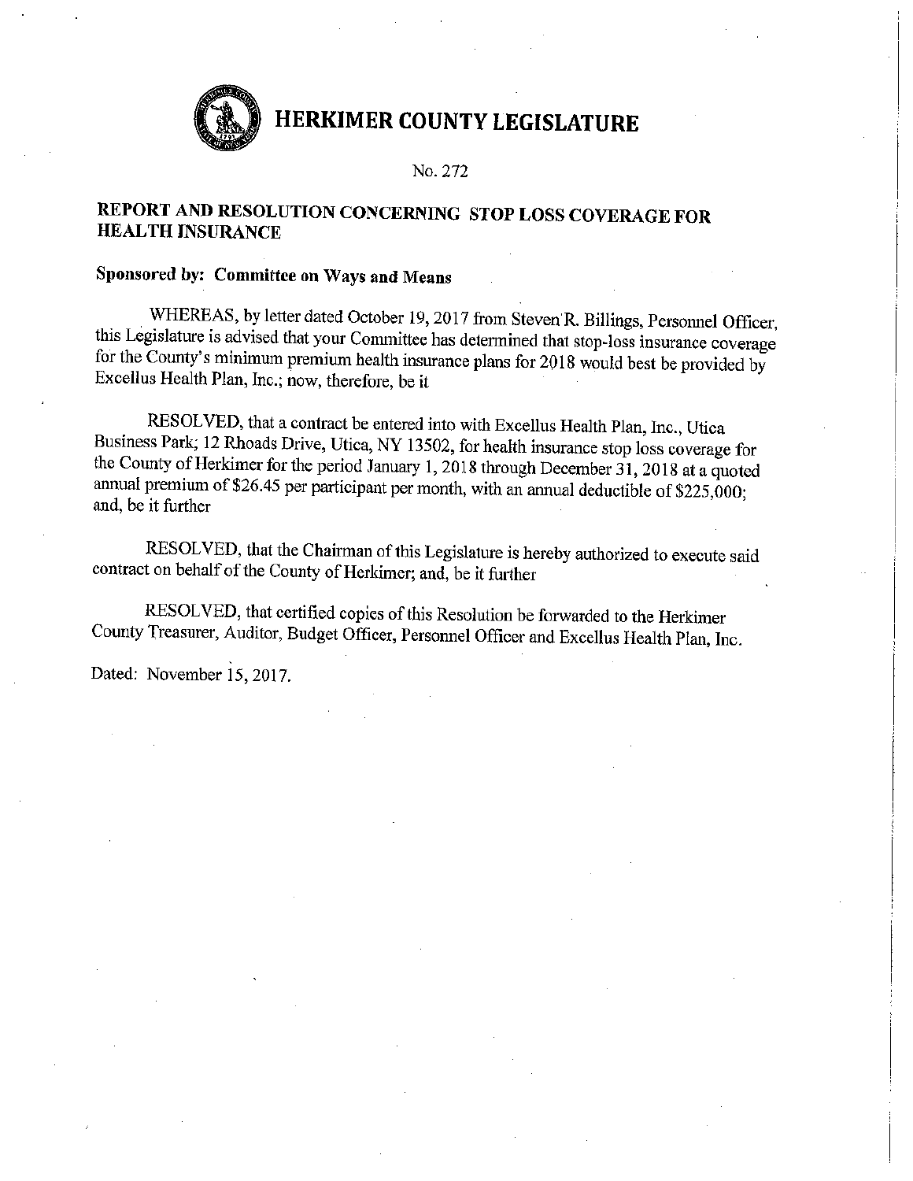# HERKIMER COUNTY LEGISLATURE

No. 272

## REPORT AND RESOLUTION CONCERNING STOP LOSS COVERAGE FOR HEALTH INSURANCE

**Sponsored by: Committee on Ways and Means**

WHEREAS, by letter dated October 19, 2017 from Steven R. Billings, Personnel Officer, this Legislature is advised that your Committee has determined that stop-loss insurance coverage for the County's minimum premium health insurance plans for 2018 would best be provided by Excellus Health Plan, Inc.; now, therefore, be it

RESOLVED, that a contract be entered into with Excellus Health Plan, Inc., Utica Business Park; 12 Rhoads Drive, Utica, NY 13502, for health insurance stop loss coverage for the County of Herkimer for the period January 1, 2018 through December 31, 2018 at a quoted annual premium of $26.45 per participant per month, with an annual deductible of $225,000; and, be it further

RESOLVED, that the Chairman of this Legislature is hereby authorized to execute said contract on behalf of the County of Herkimer; and, be it further

RESOLVED, that certified copies of this Resolution be forwarded to the Herkimer County Treasurer, Auditor, Budget Officer, Personnel Officer and Excellus Health Plan, Inc.

Dated: November 15, 2017.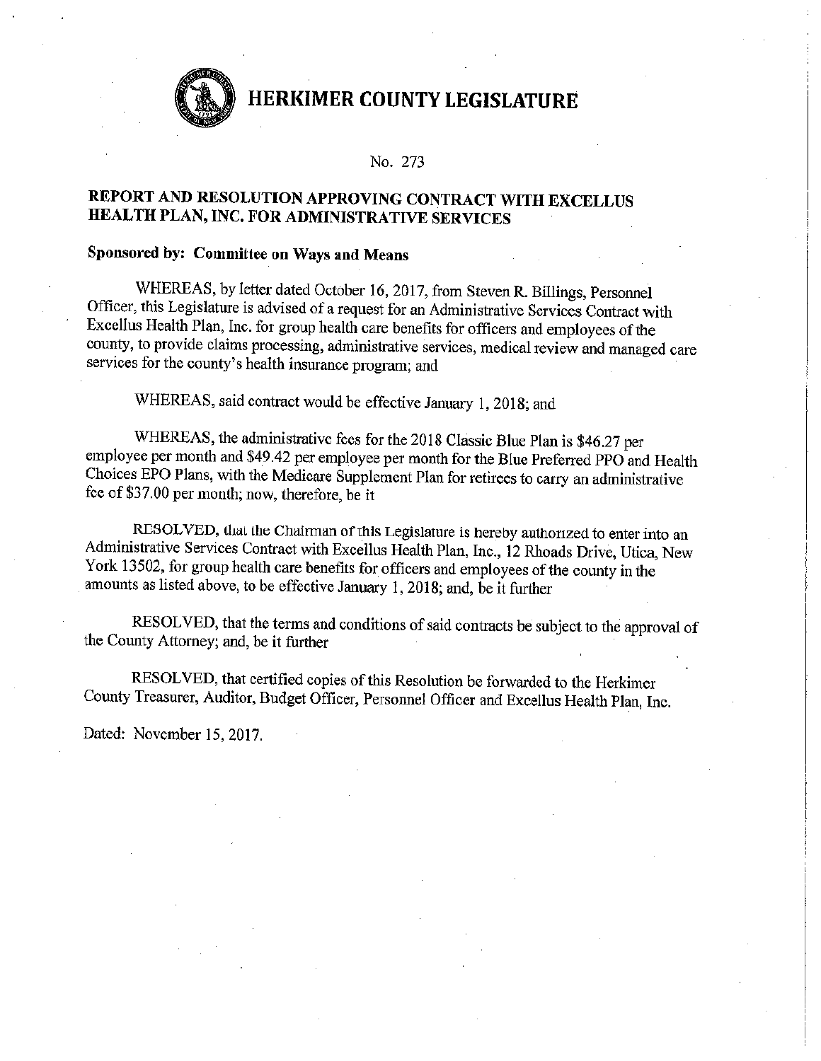# HERKIMER COUNTY LEGISLATURE

No. 273

## REPORT AND RESOLUTION APPROVING CONTRACT WITH EXCELLUS HEALTH PLAN, INC. FOR ADMINISTRATIVE SERVICES

**Sponsored by: Committee on Ways and Means**

WHEREAS, by letter dated October 16, 2017, from Steven R. Billings, Personnel Officer, this Legislature is advised of a request for an Administrative Services Contract with Excellus Health Plan, Inc. for group health care benefits for officers and employees of the county, to provide claims processing, administrative services, medical review and managed care services for the county's health insurance program; and

WHEREAS, said contract would be effective January 1, 2018; and

WHEREAS, the administrative fees for the 2018 Classic Blue Plan is $46.27 per employee per month and $49.42 per employee per month for the Blue Preferred PPO and Health Choices EPO Plans, with the Medicare Supplement Plan for retirees to carry an administrative fee of $37.00 per month; now, therefore, be it

RESOLVED, that the Chairman of this Legislature is hereby authorized to enter into an Administrative Services Contract with Excellus Health Plan, Inc., 12 Rhoads Drive, Utica, New York 13502, for group health care benefits for officers and employees of the county in the amounts as listed above, to be effective January 1, 2018; and, be it further

RESOLVED, that the terms and conditions of said contracts be subject to the approval of the County Attorney; and, be it further

RESOLVED, that certified copies of this Resolution be forwarded to the Herkimer County Treasurer, Auditor, Budget Officer, Personnel Officer and Excellus Health Plan, Inc.

Dated: November 15, 2017.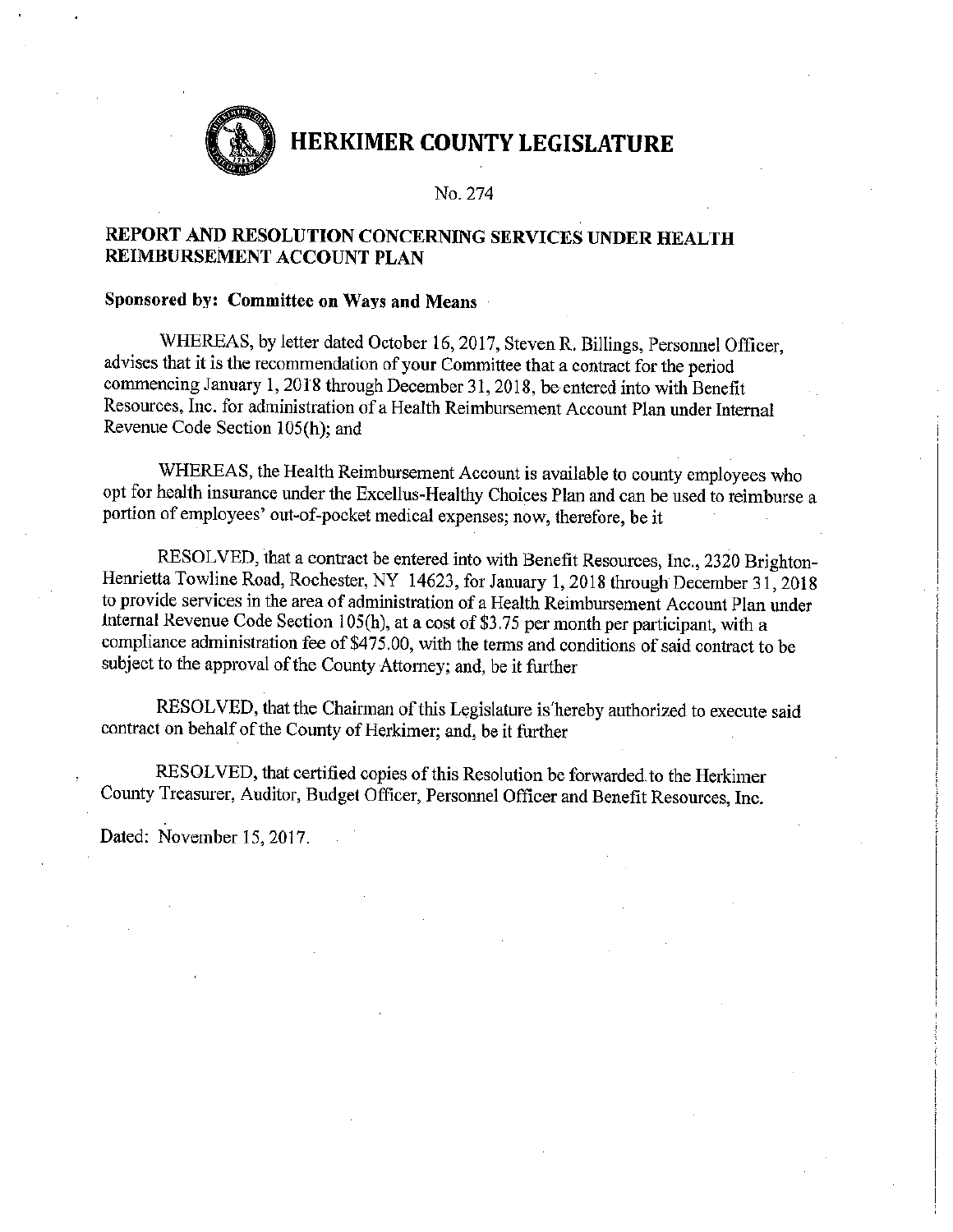# HERKIMER COUNTY LEGISLATURE

No. 274

## REPORT AND RESOLUTION CONCERNING SERVICES UNDER HEALTH REIMBURSEMENT ACCOUNT PLAN

**Sponsored by: Committee on Ways and Means**

WHEREAS, by letter dated October 16, 2017, Steven R. Billings, Personnel Officer, advises that it is the recommendation of your Committee that a contract for the period commencing January 1, 2018 through December 31, 2018, be entered into with Benefit Resources, Inc. for administration of a Health Reimbursement Account Plan under Internal Revenue Code Section 105(h); and

WHEREAS, the Health Reimbursement Account is available to county employees who opt for health insurance under the Excellus-Healthy Choices Plan and can be used to reimburse a portion of employees' out-of-pocket medical expenses; now, therefore, be it

RESOLVED, that a contract be entered into with Benefit Resources, Inc., 2320 Brighton-Henrietta Towline Road, Rochester, NY 14623, for January 1, 2018 through December 31, 2018 to provide services in the area of administration of a Health Reimbursement Account Plan under Internal Revenue Code Section 105(h), at a cost of $3.75 per month per participant, with a compliance administration fee of $475.00, with the terms and conditions of said contract to be subject to the approval of the County Attorney; and, be it further

RESOLVED, that the Chairman of this Legislature is hereby authorized to execute said contract on behalf of the County of Herkimer; and, be it further

RESOLVED, that certified copies of this Resolution be forwarded to the Herkimer County Treasurer, Auditor, Budget Officer, Personnel Officer and Benefit Resources, Inc.

Dated: November 15, 2017.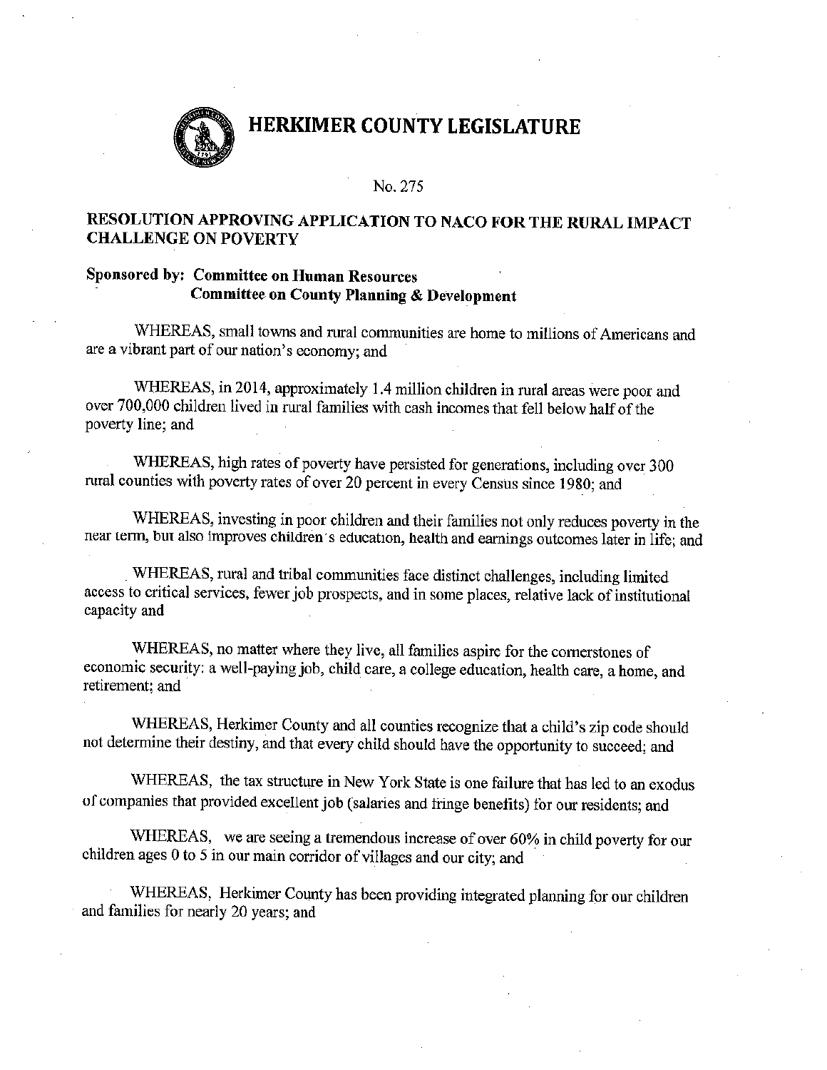# HERKIMER COUNTY LEGISLATURE

No. 275

## RESOLUTION APPROVING APPLICATION TO NACO FOR THE RURAL IMPACT CHALLENGE ON POVERTY

**Sponsored by: Committee on Human Resources**
**Committee on County Planning & Development**

WHEREAS, small towns and rural communities are home to millions of Americans and are a vibrant part of our nation's economy; and

WHEREAS, in 2014, approximately 1.4 million children in rural areas were poor and over 700,000 children lived in rural families with cash incomes that fell below half of the poverty line; and

WHEREAS, high rates of poverty have persisted for generations, including over 300 rural counties with poverty rates of over 20 percent in every Census since 1980; and

WHEREAS, investing in poor children and their families not only reduces poverty in the near term, but also improves children's education, health and earnings outcomes later in life; and

WHEREAS, rural and tribal communities face distinct challenges, including limited access to critical services, fewer job prospects, and in some places, relative lack of institutional capacity and

WHEREAS, no matter where they live, all families aspire for the cornerstones of economic security: a well-paying job, child care, a college education, health care, a home, and retirement; and

WHEREAS, Herkimer County and all counties recognize that a child's zip code should not determine their destiny, and that every child should have the opportunity to succeed; and

WHEREAS, the tax structure in New York State is one failure that has led to an exodus of companies that provided excellent job (salaries and fringe benefits) for our residents; and

WHEREAS, we are seeing a tremendous increase of over 60% in child poverty for our children ages 0 to 5 in our main corridor of villages and our city; and

WHEREAS, Herkimer County has been providing integrated planning for our children and families for nearly 20 years; and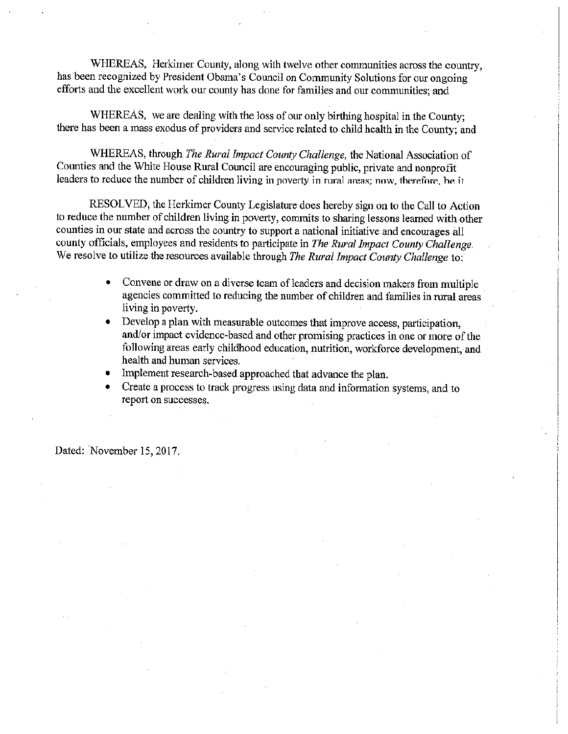WHEREAS, Herkimer County, along with twelve other communities across the country, has been recognized by President Obama's Council on Community Solutions for our ongoing efforts and the excellent work our county has done for families and our communities; and

WHEREAS, we are dealing with the loss of our only birthing hospital in the County; there has been a mass exodus of providers and service related to child health in the County; and

WHEREAS, through *The Rural Impact County Challenge,* the National Association of Counties and the White House Rural Council are encouraging public, private and nonprofit leaders to reduce the number of children living in poverty in rural areas; now, therefore, be it

RESOLVED, the Herkimer County Legislature does hereby sign on to the Call to Action to reduce the number of children living in poverty, commits to sharing lessons learned with other counties in our state and across the country to support a national initiative and encourages all county officials, employees and residents to participate in *The Rural Impact County Challenge.* We resolve to utilize the resources available through *The Rural Impact County Challenge* to:

- Convene or draw on a diverse team of leaders and decision makers from multiple agencies committed to reducing the number of children and families in rural areas living in poverty.
- Develop a plan with measurable outcomes that improve access, participation, and/or impact evidence-based and other promising practices in one or more of the following areas early childhood education, nutrition, workforce development, and health and human services.
- Implement research-based approached that advance the plan.
- Create a process to track progress using data and information systems, and to report on successes.

Dated: November 15, 2017.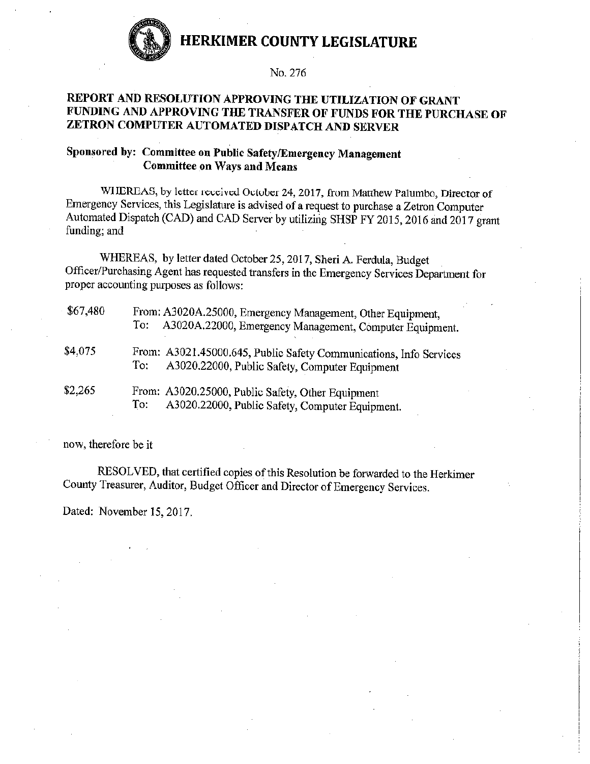# HERKIMER COUNTY LEGISLATURE

No. 276

## REPORT AND RESOLUTION APPROVING THE UTILIZATION OF GRANT FUNDING AND APPROVING THE TRANSFER OF FUNDS FOR THE PURCHASE OF ZETRON COMPUTER AUTOMATED DISPATCH AND SERVER

**Sponsored by: Committee on Public Safety/Emergency Management**
**Committee on Ways and Means**

WHEREAS, by letter received October 24, 2017, from Matthew Palumbo, Director of Emergency Services, this Legislature is advised of a request to purchase a Zetron Computer Automated Dispatch (CAD) and CAD Server by utilizing SHSP FY 2015, 2016 and 2017 grant funding; and

WHEREAS, by letter dated October 25, 2017, Sheri A. Ferdula, Budget Officer/Purchasing Agent has requested transfers in the Emergency Services Department for proper accounting purposes as follows:

| | |
|---|---|
| $67,480 | From: A3020A.25000, Emergency Management, Other Equipment,<br>To: A3020A.22000, Emergency Management, Computer Equipment. |
| $4,075 | From: A3021.45000.645, Public Safety Communications, Info Services<br>To: A3020.22000, Public Safety, Computer Equipment |
| $2,265 | From: A3020.25000, Public Safety, Other Equipment<br>To: A3020.22000, Public Safety, Computer Equipment. |

now, therefore be it

RESOLVED, that certified copies of this Resolution be forwarded to the Herkimer County Treasurer, Auditor, Budget Officer and Director of Emergency Services.

Dated: November 15, 2017.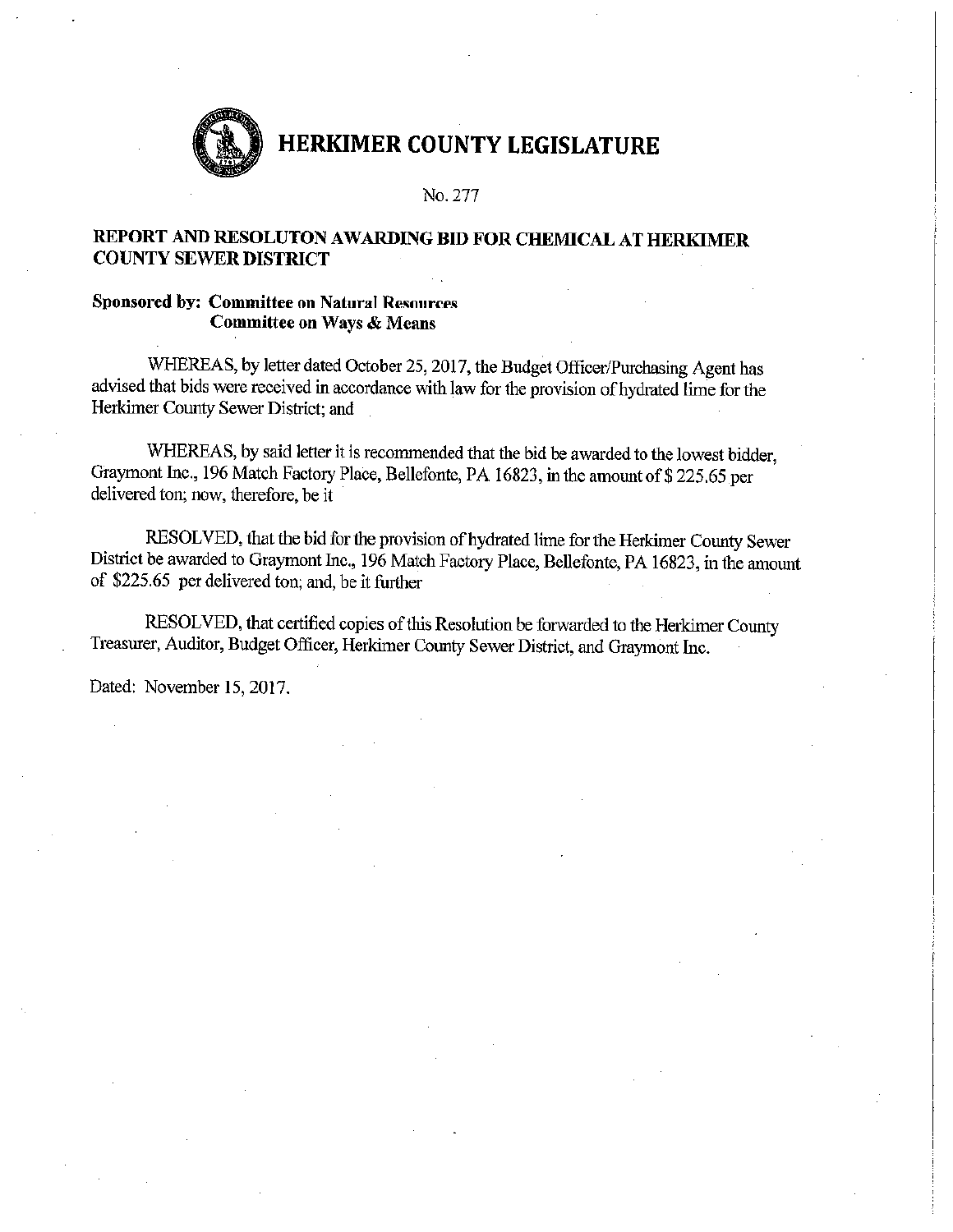# HERKIMER COUNTY LEGISLATURE

No. 277

**REPORT AND RESOLUTON AWARDING BID FOR CHEMICAL AT HERKIMER COUNTY SEWER DISTRICT**

**Sponsored by: Committee on Natural Resources**
**Committee on Ways & Means**

WHEREAS, by letter dated October 25, 2017, the Budget Officer/Purchasing Agent has advised that bids were received in accordance with law for the provision of hydrated lime for the Herkimer County Sewer District; and

WHEREAS, by said letter it is recommended that the bid be awarded to the lowest bidder, Graymont Inc., 196 Match Factory Place, Bellefonte, PA 16823, in the amount of $ 225.65 per delivered ton; now, therefore, be it

RESOLVED, that the bid for the provision of hydrated lime for the Herkimer County Sewer District be awarded to Graymont Inc., 196 Match Factory Place, Bellefonte, PA 16823, in the amount of $225.65 per delivered ton; and, be it further

RESOLVED, that certified copies of this Resolution be forwarded to the Herkimer County Treasurer, Auditor, Budget Officer, Herkimer County Sewer District, and Graymont Inc.

Dated: November 15, 2017.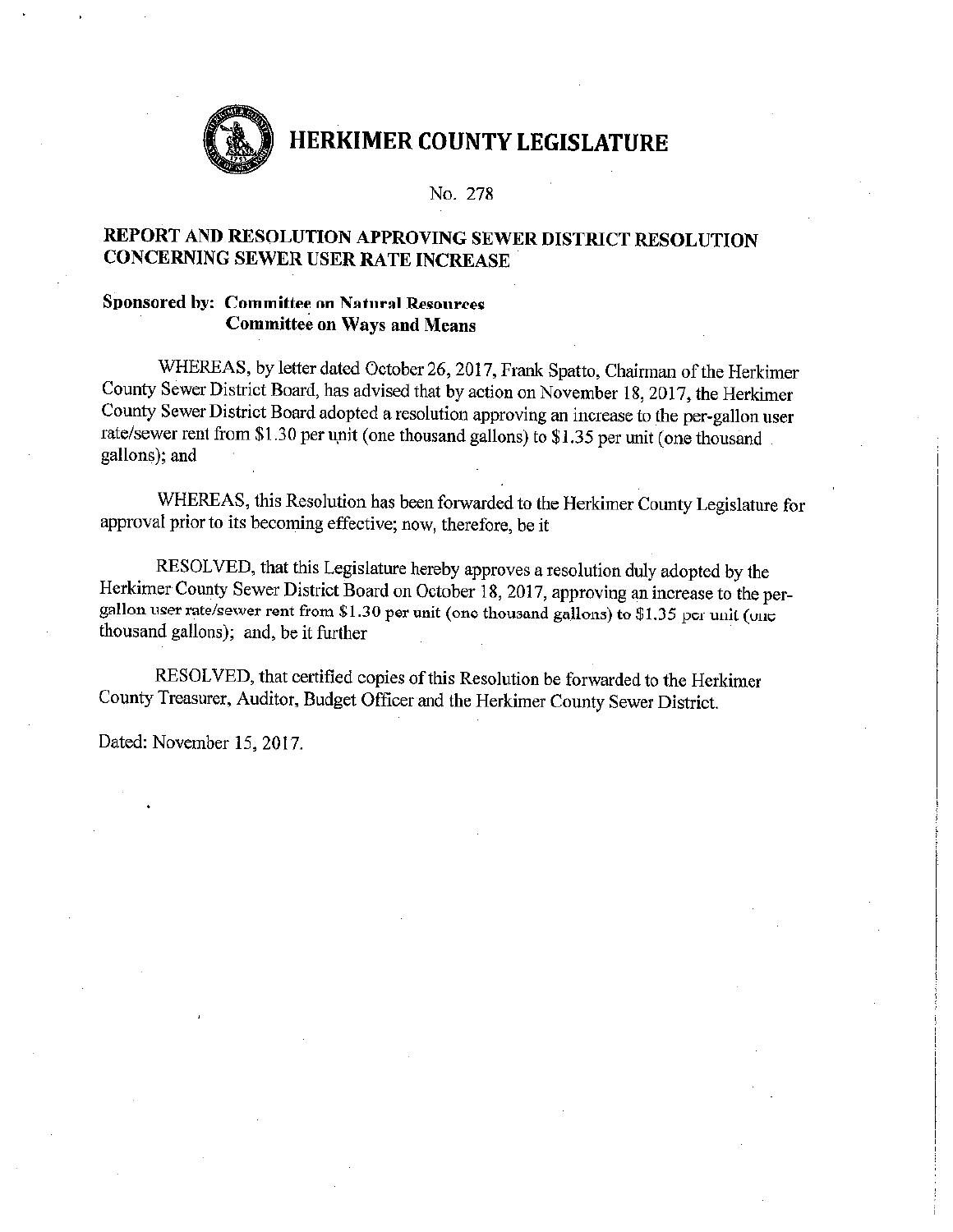# HERKIMER COUNTY LEGISLATURE

No. 278

## REPORT AND RESOLUTION APPROVING SEWER DISTRICT RESOLUTION CONCERNING SEWER USER RATE INCREASE

**Sponsored by: Committee on Natural Resources**
**Committee on Ways and Means**

WHEREAS, by letter dated October 26, 2017, Frank Spatto, Chairman of the Herkimer County Sewer District Board, has advised that by action on November 18, 2017, the Herkimer County Sewer District Board adopted a resolution approving an increase to the per-gallon user rate/sewer rent from $1.30 per unit (one thousand gallons) to $1.35 per unit (one thousand gallons); and

WHEREAS, this Resolution has been forwarded to the Herkimer County Legislature for approval prior to its becoming effective; now, therefore, be it

RESOLVED, that this Legislature hereby approves a resolution duly adopted by the Herkimer County Sewer District Board on October 18, 2017, approving an increase to the per-gallon user rate/sewer rent from $1.30 per unit (one thousand gallons) to $1.35 per unit (one thousand gallons); and, be it further

RESOLVED, that certified copies of this Resolution be forwarded to the Herkimer County Treasurer, Auditor, Budget Officer and the Herkimer County Sewer District.

Dated: November 15, 2017.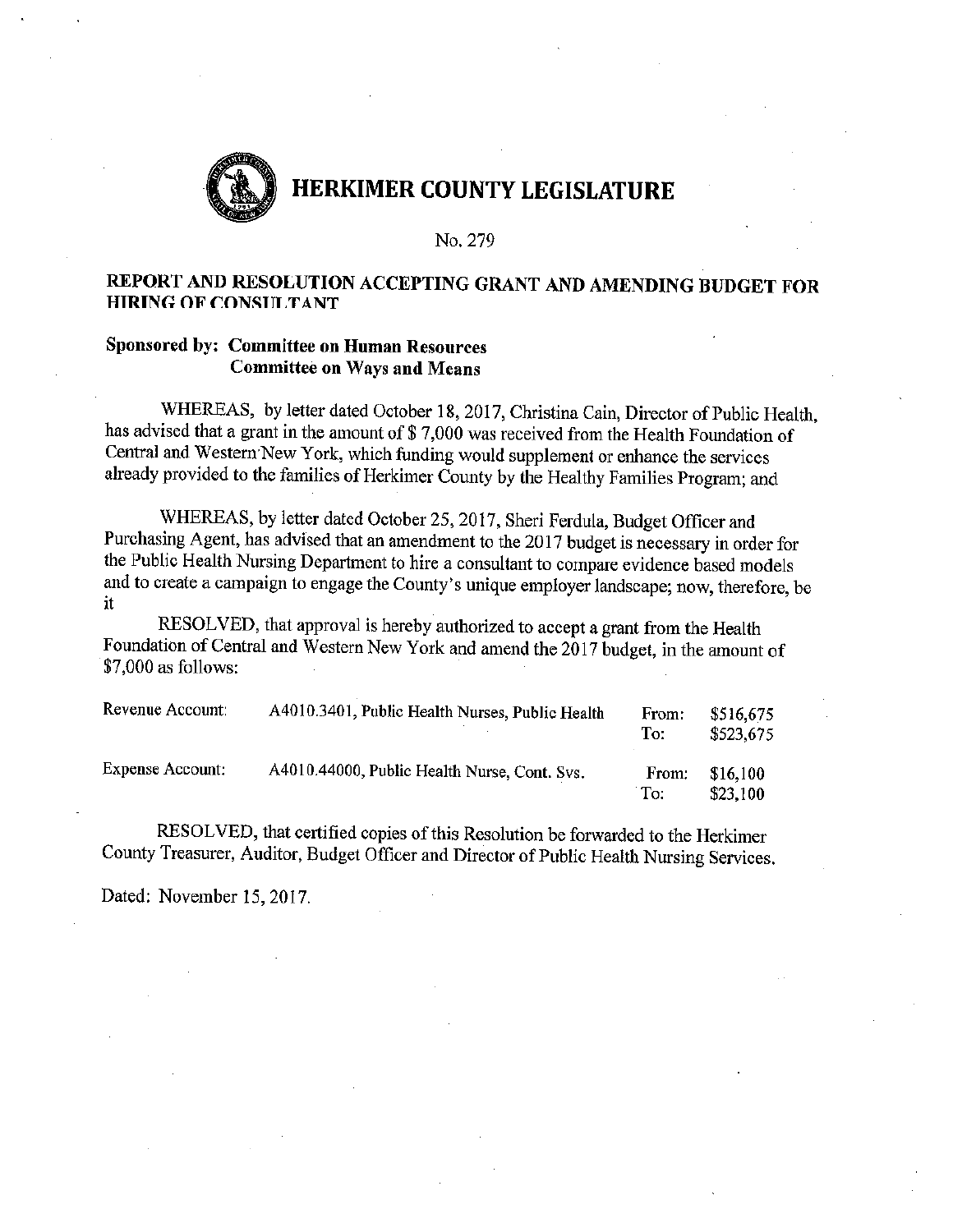# HERKIMER COUNTY LEGISLATURE

No. 279

## REPORT AND RESOLUTION ACCEPTING GRANT AND AMENDING BUDGET FOR HIRING OF CONSULTANT

**Sponsored by: Committee on Human Resources**
**Committee on Ways and Means**

WHEREAS, by letter dated October 18, 2017, Christina Cain, Director of Public Health, has advised that a grant in the amount of $ 7,000 was received from the Health Foundation of Central and Western New York, which funding would supplement or enhance the services already provided to the families of Herkimer County by the Healthy Families Program; and

WHEREAS, by letter dated October 25, 2017, Sheri Ferdula, Budget Officer and Purchasing Agent, has advised that an amendment to the 2017 budget is necessary in order for the Public Health Nursing Department to hire a consultant to compare evidence based models and to create a campaign to engage the County's unique employer landscape; now, therefore, be it

RESOLVED, that approval is hereby authorized to accept a grant from the Health Foundation of Central and Western New York and amend the 2017 budget, in the amount of $7,000 as follows:

| | | | |
|---|---|---|---|
| Revenue Account: | A4010.3401, Public Health Nurses, Public Health | From:<br>To: | $516,675<br>$523,675 |
| Expense Account: | A4010.44000, Public Health Nurse, Cont. Svs. | From:<br>To: | $16,100<br>$23,100 |

RESOLVED, that certified copies of this Resolution be forwarded to the Herkimer County Treasurer, Auditor, Budget Officer and Director of Public Health Nursing Services.

Dated: November 15, 2017.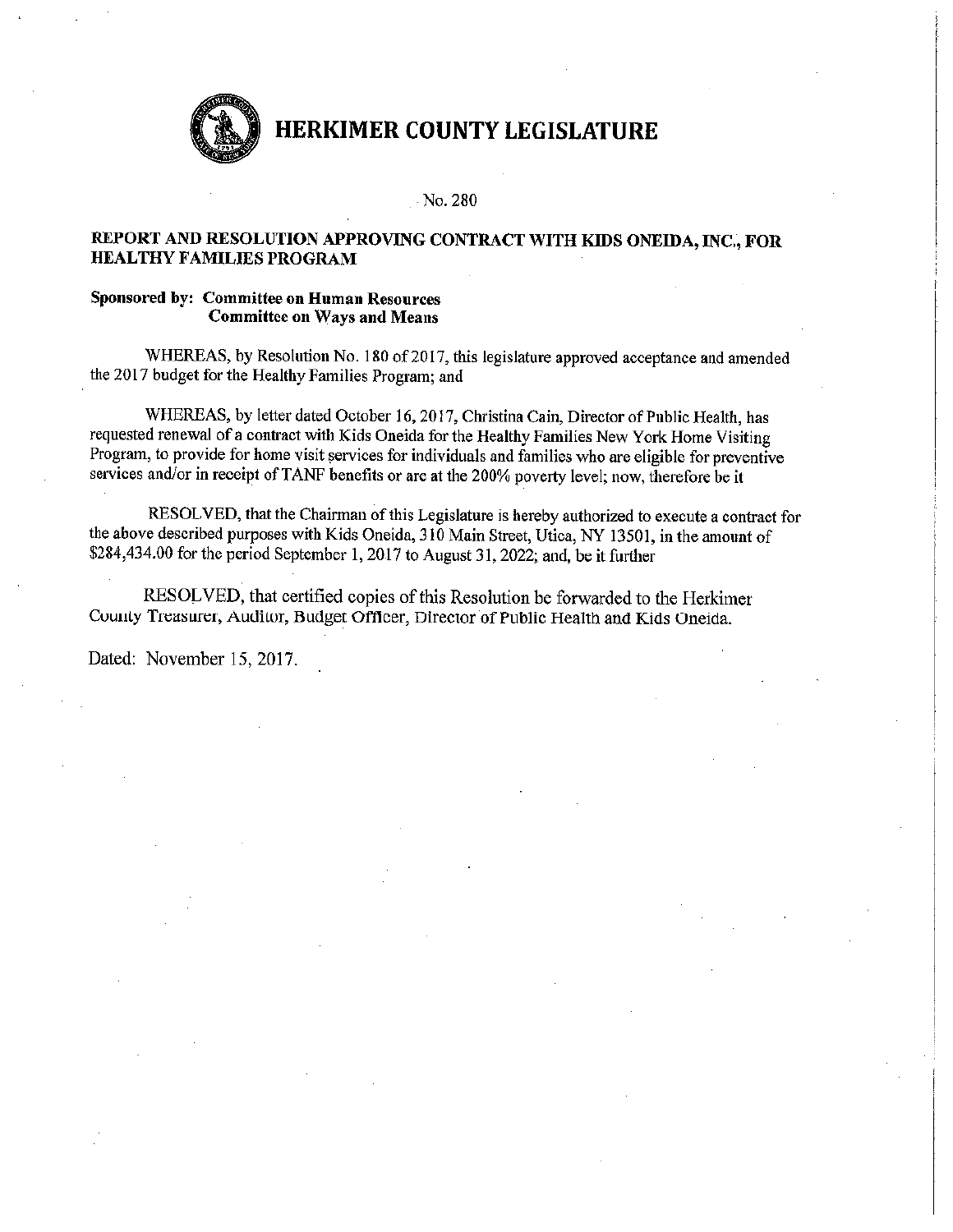# HERKIMER COUNTY LEGISLATURE

No. 280

## REPORT AND RESOLUTION APPROVING CONTRACT WITH KIDS ONEIDA, INC., FOR HEALTHY FAMILIES PROGRAM

**Sponsored by: Committee on Human Resources**
**Committee on Ways and Means**

WHEREAS, by Resolution No. 180 of 2017, this legislature approved acceptance and amended the 2017 budget for the Healthy Families Program; and

WHEREAS, by letter dated October 16, 2017, Christina Cain, Director of Public Health, has requested renewal of a contract with Kids Oneida for the Healthy Families New York Home Visiting Program, to provide for home visit services for individuals and families who are eligible for preventive services and/or in receipt of TANF benefits or are at the 200% poverty level; now, therefore be it

RESOLVED, that the Chairman of this Legislature is hereby authorized to execute a contract for the above described purposes with Kids Oneida, 310 Main Street, Utica, NY 13501, in the amount of $284,434.00 for the period September 1, 2017 to August 31, 2022; and, be it further

RESOLVED, that certified copies of this Resolution be forwarded to the Herkimer County Treasurer, Auditor, Budget Officer, Director of Public Health and Kids Oneida.

Dated: November 15, 2017.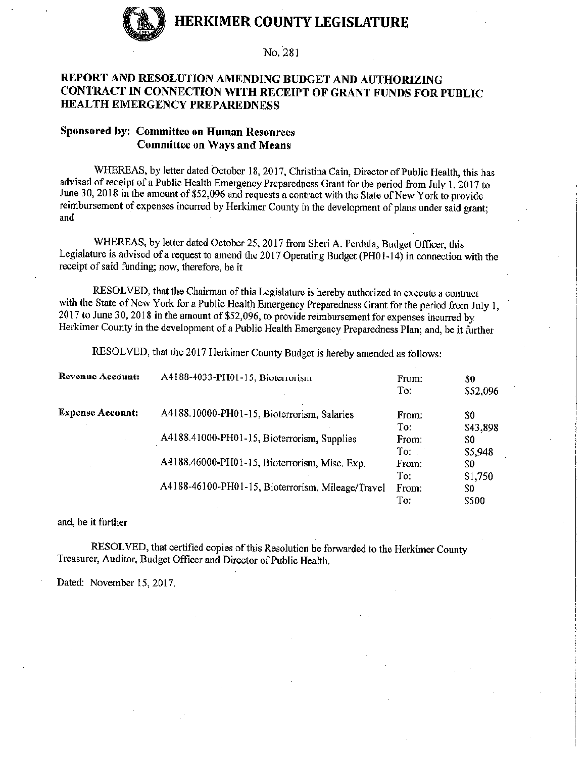# HERKIMER COUNTY LEGISLATURE

No. 281

## REPORT AND RESOLUTION AMENDING BUDGET AND AUTHORIZING CONTRACT IN CONNECTION WITH RECEIPT OF GRANT FUNDS FOR PUBLIC HEALTH EMERGENCY PREPAREDNESS

**Sponsored by: Committee on Human Resources**
**Committee on Ways and Means**

WHEREAS, by letter dated October 18, 2017, Christina Cain, Director of Public Health, this has advised of receipt of a Public Health Emergency Preparedness Grant for the period from July 1, 2017 to June 30, 2018 in the amount of $52,096 and requests a contract with the State of New York to provide reimbursement of expenses incurred by Herkimer County in the development of plans under said grant; and

WHEREAS, by letter dated October 25, 2017 from Sheri A. Ferdula, Budget Officer, this Legislature is advised of a request to amend the 2017 Operating Budget (PH01-14) in connection with the receipt of said funding; now, therefore, be it

RESOLVED, that the Chairman of this Legislature is hereby authorized to execute a contract with the State of New York for a Public Health Emergency Preparedness Grant for the period from July 1, 2017 to June 30, 2018 in the amount of $52,096, to provide reimbursement for expenses incurred by Herkimer County in the development of a Public Health Emergency Preparedness Plan; and, be it further

RESOLVED, that the 2017 Herkimer County Budget is hereby amended as follows:

| | | | |
|---|---|---|---|
| **Revenue Account:** | A4188-4033-PH01-15, Bioterrorism | From: | $0 |
| | | To: | $52,096 |
| **Expense Account:** | A4188.10000-PH01-15, Bioterrorism, Salaries | From: | $0 |
| | | To: | $43,898 |
| | A4188.41000-PH01-15, Bioterrorism, Supplies | From: | $0 |
| | | To: | $5,948 |
| | A4188.46000-PH01-15, Bioterrorism, Misc. Exp. | From: | $0 |
| | | To: | $1,750 |
| | A4188-46100-PH01-15, Bioterrorism, Mileage/Travel | From: | $0 |
| | | To: | $500 |

and, be it further

RESOLVED, that certified copies of this Resolution be forwarded to the Herkimer County Treasurer, Auditor, Budget Officer and Director of Public Health.

Dated: November 15, 2017.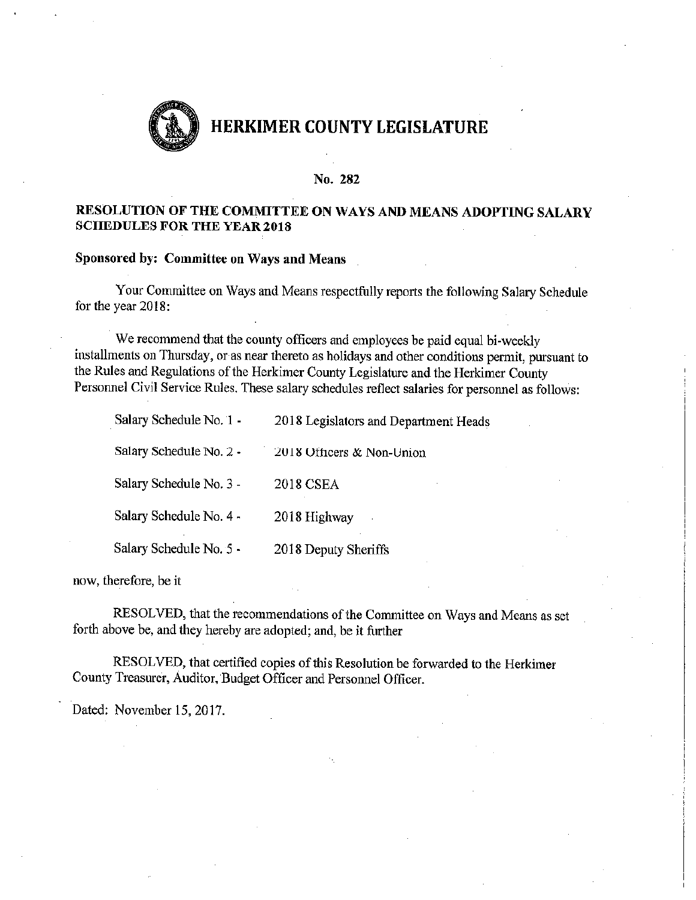# HERKIMER COUNTY LEGISLATURE

**No. 282**

**RESOLUTION OF THE COMMITTEE ON WAYS AND MEANS ADOPTING SALARY SCHEDULES FOR THE YEAR 2018**

**Sponsored by: Committee on Ways and Means**

Your Committee on Ways and Means respectfully reports the following Salary Schedule for the year 2018:

We recommend that the county officers and employees be paid equal bi-weekly installments on Thursday, or as near thereto as holidays and other conditions permit, pursuant to the Rules and Regulations of the Herkimer County Legislature and the Herkimer County Personnel Civil Service Rules. These salary schedules reflect salaries for personnel as follows:

| | |
|---|---|
| Salary Schedule No. 1 - | 2018 Legislators and Department Heads |
| Salary Schedule No. 2 - | 2018 Officers & Non-Union |
| Salary Schedule No. 3 - | 2018 CSEA |
| Salary Schedule No. 4 - | 2018 Highway |
| Salary Schedule No. 5 - | 2018 Deputy Sheriffs |

now, therefore, be it

RESOLVED, that the recommendations of the Committee on Ways and Means as set forth above be, and they hereby are adopted; and, be it further

RESOLVED, that certified copies of this Resolution be forwarded to the Herkimer County Treasurer, Auditor, Budget Officer and Personnel Officer.

Dated: November 15, 2017.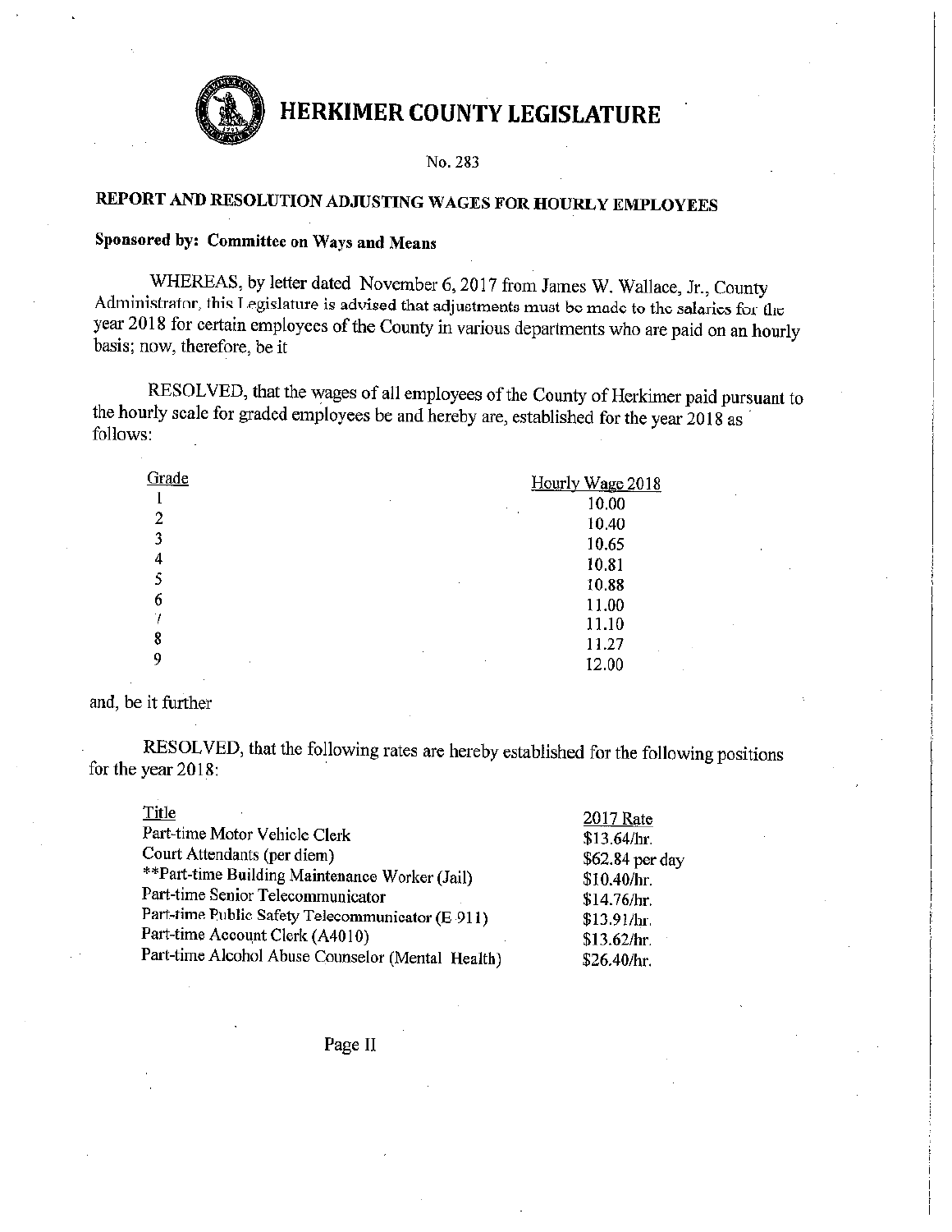# HERKIMER COUNTY LEGISLATURE

No. 283

## REPORT AND RESOLUTION ADJUSTING WAGES FOR HOURLY EMPLOYEES

**Sponsored by: Committee on Ways and Means**

WHEREAS, by letter dated November 6, 2017 from James W. Wallace, Jr., County Administrator, this Legislature is advised that adjustments must be made to the salaries for the year 2018 for certain employees of the County in various departments who are paid on an hourly basis; now, therefore, be it

RESOLVED, that the wages of all employees of the County of Herkimer paid pursuant to the hourly scale for graded employees be and hereby are, established for the year 2018 as follows:

| Grade | Hourly Wage 2018 |
|---|---|
| 1 | 10.00 |
| 2 | 10.40 |
| 3 | 10.65 |
| 4 | 10.81 |
| 5 | 10.88 |
| 6 | 11.00 |
| 7 | 11.10 |
| 8 | 11.27 |
| 9 | 12.00 |

and, be it further

RESOLVED, that the following rates are hereby established for the following positions for the year 2018:

| Title | 2017 Rate |
|---|---|
| Part-time Motor Vehicle Clerk | $13.64/hr. |
| Court Attendants (per diem) | $62.84 per day |
| **Part-time Building Maintenance Worker (Jail) | $10.40/hr. |
| Part-time Senior Telecommunicator | $14.76/hr. |
| Part-time Public Safety Telecommunicator (E 911) | $13.91/hr. |
| Part-time Account Clerk (A4010) | $13.62/hr. |
| Part-time Alcohol Abuse Counselor (Mental Health) | $26.40/hr. |

Page II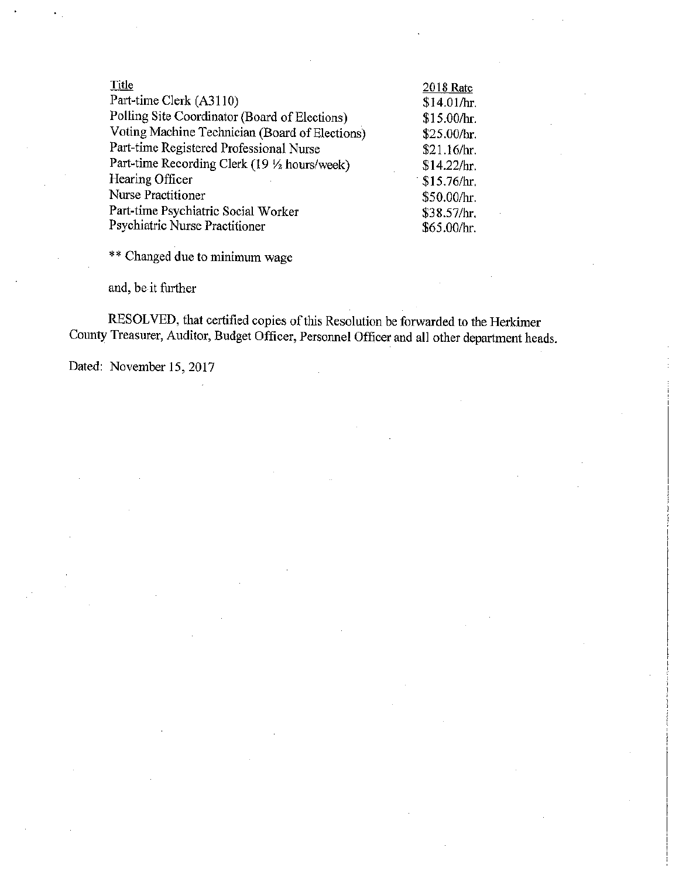| Title | 2018 Rate |
|---|---|
| Part-time Clerk (A3110) | $14.01/hr. |
| Polling Site Coordinator (Board of Elections) | $15.00/hr. |
| Voting Machine Technician (Board of Elections) | $25.00/hr. |
| Part-time Registered Professional Nurse | $21.16/hr. |
| Part-time Recording Clerk (19 ½ hours/week) | $14.22/hr. |
| Hearing Officer | $15.76/hr. |
| Nurse Practitioner | $50.00/hr. |
| Part-time Psychiatric Social Worker | $38.57/hr. |
| Psychiatric Nurse Practitioner | $65.00/hr. |

** Changed due to minimum wage

and, be it further

RESOLVED, that certified copies of this Resolution be forwarded to the Herkimer County Treasurer, Auditor, Budget Officer, Personnel Officer and all other department heads.

Dated: November 15, 2017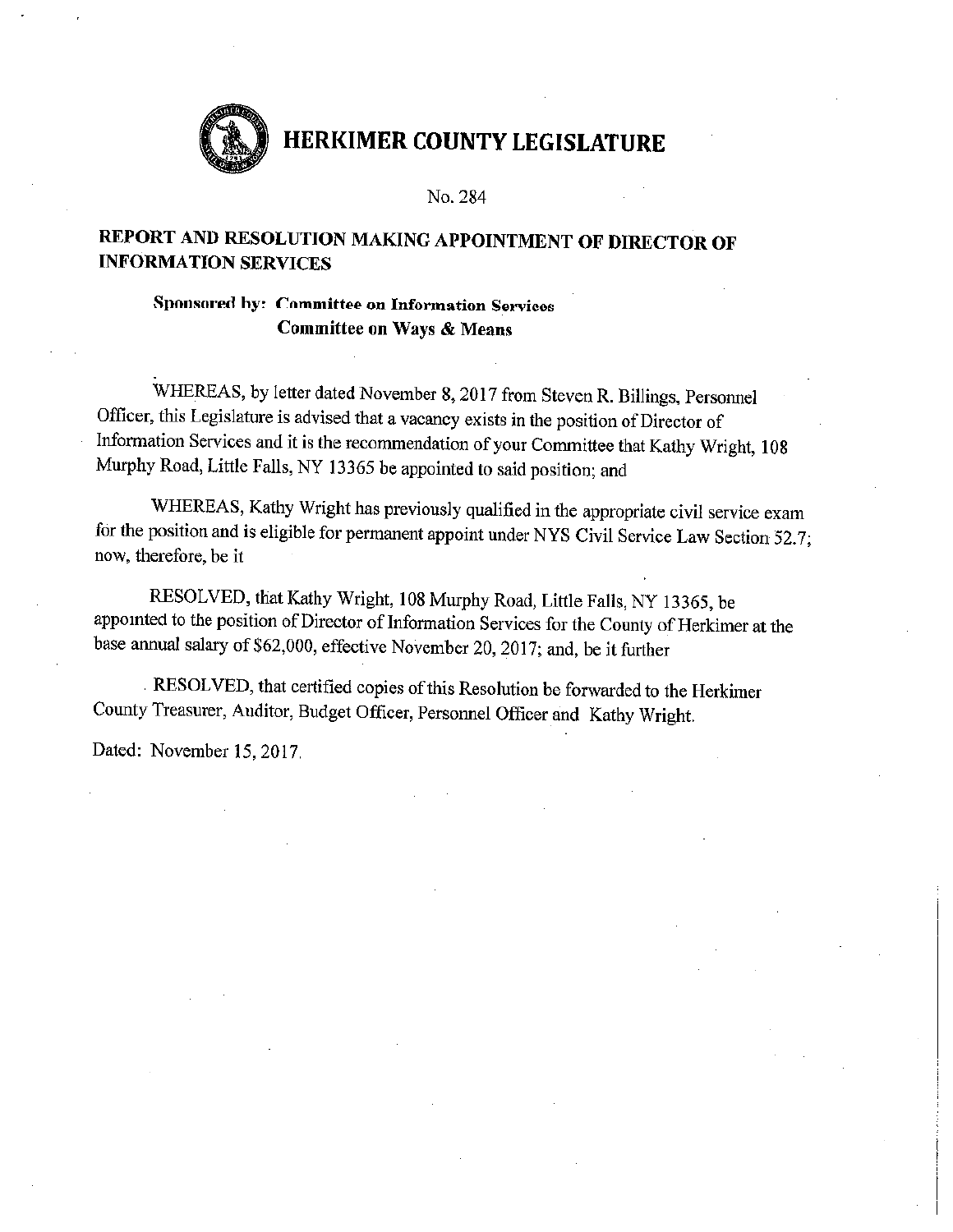# HERKIMER COUNTY LEGISLATURE

No. 284

## REPORT AND RESOLUTION MAKING APPOINTMENT OF DIRECTOR OF INFORMATION SERVICES

**Sponsored by: Committee on Information Services**
**Committee on Ways & Means**

WHEREAS, by letter dated November 8, 2017 from Steven R. Billings, Personnel Officer, this Legislature is advised that a vacancy exists in the position of Director of Information Services and it is the recommendation of your Committee that Kathy Wright, 108 Murphy Road, Little Falls, NY 13365 be appointed to said position; and

WHEREAS, Kathy Wright has previously qualified in the appropriate civil service exam for the position and is eligible for permanent appoint under NYS Civil Service Law Section 52.7; now, therefore, be it

RESOLVED, that Kathy Wright, 108 Murphy Road, Little Falls, NY 13365, be appointed to the position of Director of Information Services for the County of Herkimer at the base annual salary of $62,000, effective November 20, 2017; and, be it further

RESOLVED, that certified copies of this Resolution be forwarded to the Herkimer County Treasurer, Auditor, Budget Officer, Personnel Officer and Kathy Wright.

Dated: November 15, 2017.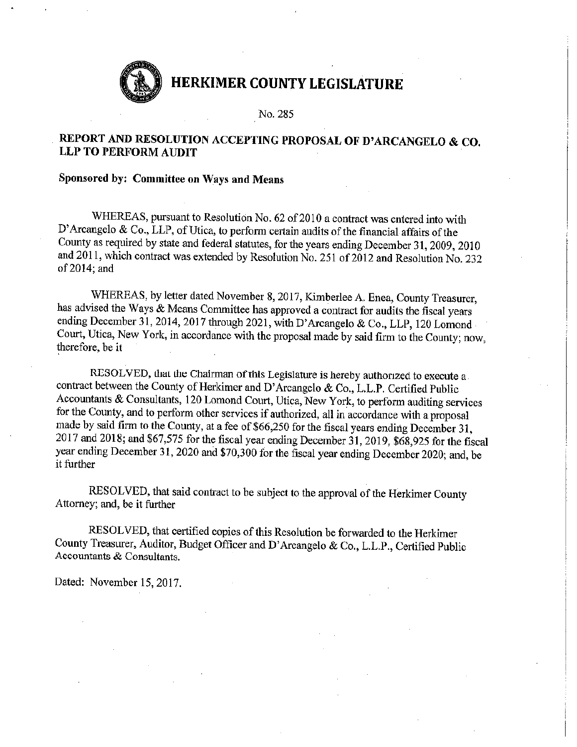# HERKIMER COUNTY LEGISLATURE

No. 285

## REPORT AND RESOLUTION ACCEPTING PROPOSAL OF D'ARCANGELO & CO. LLP TO PERFORM AUDIT

**Sponsored by: Committee on Ways and Means**

WHEREAS, pursuant to Resolution No. 62 of 2010 a contract was entered into with D'Arcangelo & Co., LLP, of Utica, to perform certain audits of the financial affairs of the County as required by state and federal statutes, for the years ending December 31, 2009, 2010 and 2011, which contract was extended by Resolution No. 251 of 2012 and Resolution No. 232 of 2014; and

WHEREAS, by letter dated November 8, 2017, Kimberlee A. Enea, County Treasurer, has advised the Ways & Means Committee has approved a contract for audits the fiscal years ending December 31, 2014, 2017 through 2021, with D'Arcangelo & Co., LLP, 120 Lomond Court, Utica, New York, in accordance with the proposal made by said firm to the County; now, therefore, be it

RESOLVED, that the Chairman of this Legislature is hereby authorized to execute a contract between the County of Herkimer and D'Arcangelo & Co., L.L.P. Certified Public Accountants & Consultants, 120 Lomond Court, Utica, New York, to perform auditing services for the County, and to perform other services if authorized, all in accordance with a proposal made by said firm to the County, at a fee of $66,250 for the fiscal years ending December 31, 2017 and 2018; and $67,575 for the fiscal year ending December 31, 2019, $68,925 for the fiscal year ending December 31, 2020 and $70,300 for the fiscal year ending December 2020; and, be it further

RESOLVED, that said contract to be subject to the approval of the Herkimer County Attorney; and, be it further

RESOLVED, that certified copies of this Resolution be forwarded to the Herkimer County Treasurer, Auditor, Budget Officer and D'Arcangelo & Co., L.L.P., Certified Public Accountants & Consultants.

Dated: November 15, 2017.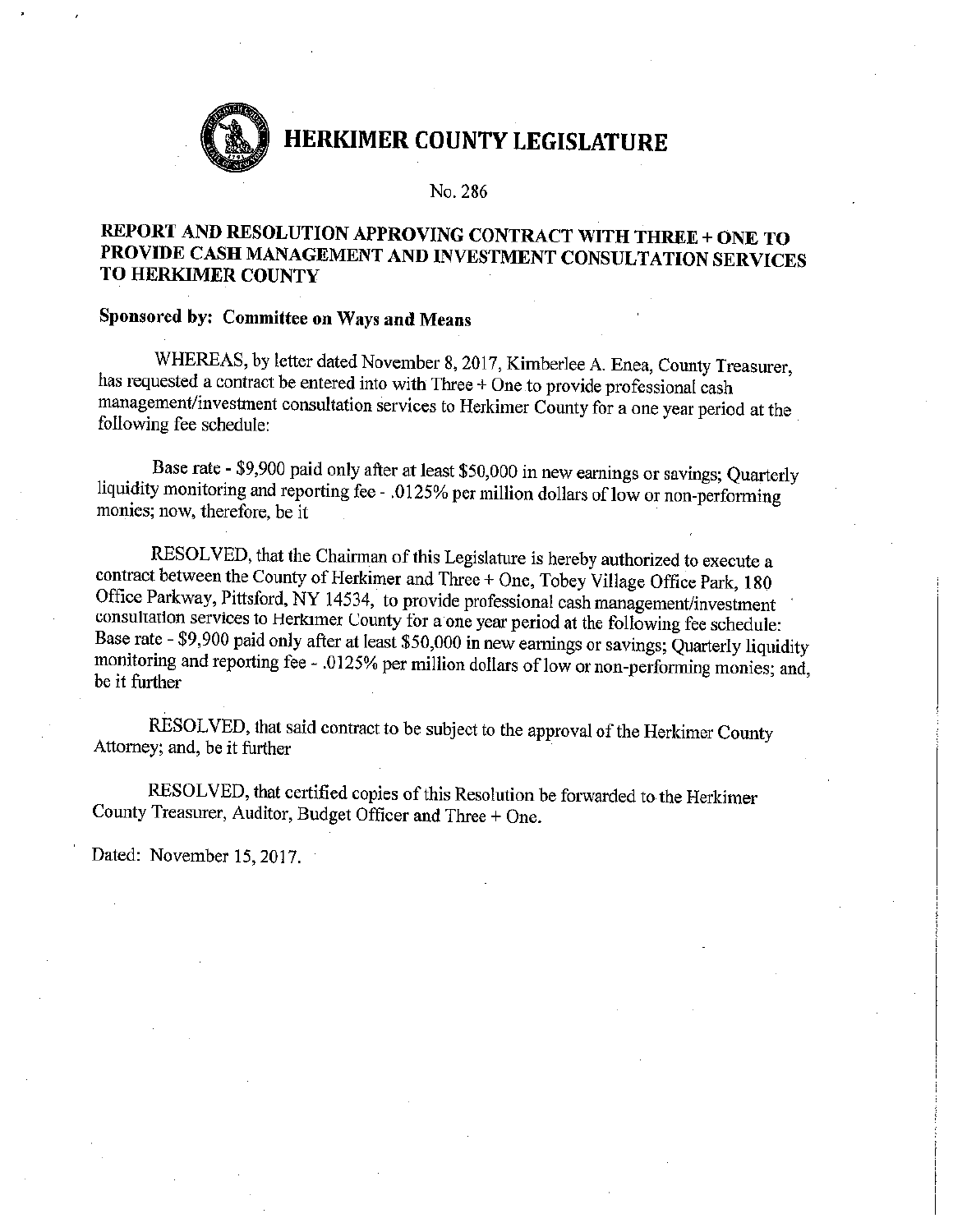# HERKIMER COUNTY LEGISLATURE

No. 286

## REPORT AND RESOLUTION APPROVING CONTRACT WITH THREE + ONE TO PROVIDE CASH MANAGEMENT AND INVESTMENT CONSULTATION SERVICES TO HERKIMER COUNTY

**Sponsored by: Committee on Ways and Means**

WHEREAS, by letter dated November 8, 2017, Kimberlee A. Enea, County Treasurer, has requested a contract be entered into with Three + One to provide professional cash management/investment consultation services to Herkimer County for a one year period at the following fee schedule:

Base rate - $9,900 paid only after at least $50,000 in new earnings or savings; Quarterly liquidity monitoring and reporting fee - .0125% per million dollars of low or non-performing monies; now, therefore, be it

RESOLVED, that the Chairman of this Legislature is hereby authorized to execute a contract between the County of Herkimer and Three + One, Tobey Village Office Park, 180 Office Parkway, Pittsford, NY 14534, to provide professional cash management/investment consultation services to Herkimer County for a one year period at the following fee schedule: Base rate - $9,900 paid only after at least $50,000 in new earnings or savings; Quarterly liquidity monitoring and reporting fee - .0125% per million dollars of low or non-performing monies; and, be it further

RESOLVED, that said contract to be subject to the approval of the Herkimer County Attorney; and, be it further

RESOLVED, that certified copies of this Resolution be forwarded to the Herkimer County Treasurer, Auditor, Budget Officer and Three + One.

Dated: November 15, 2017.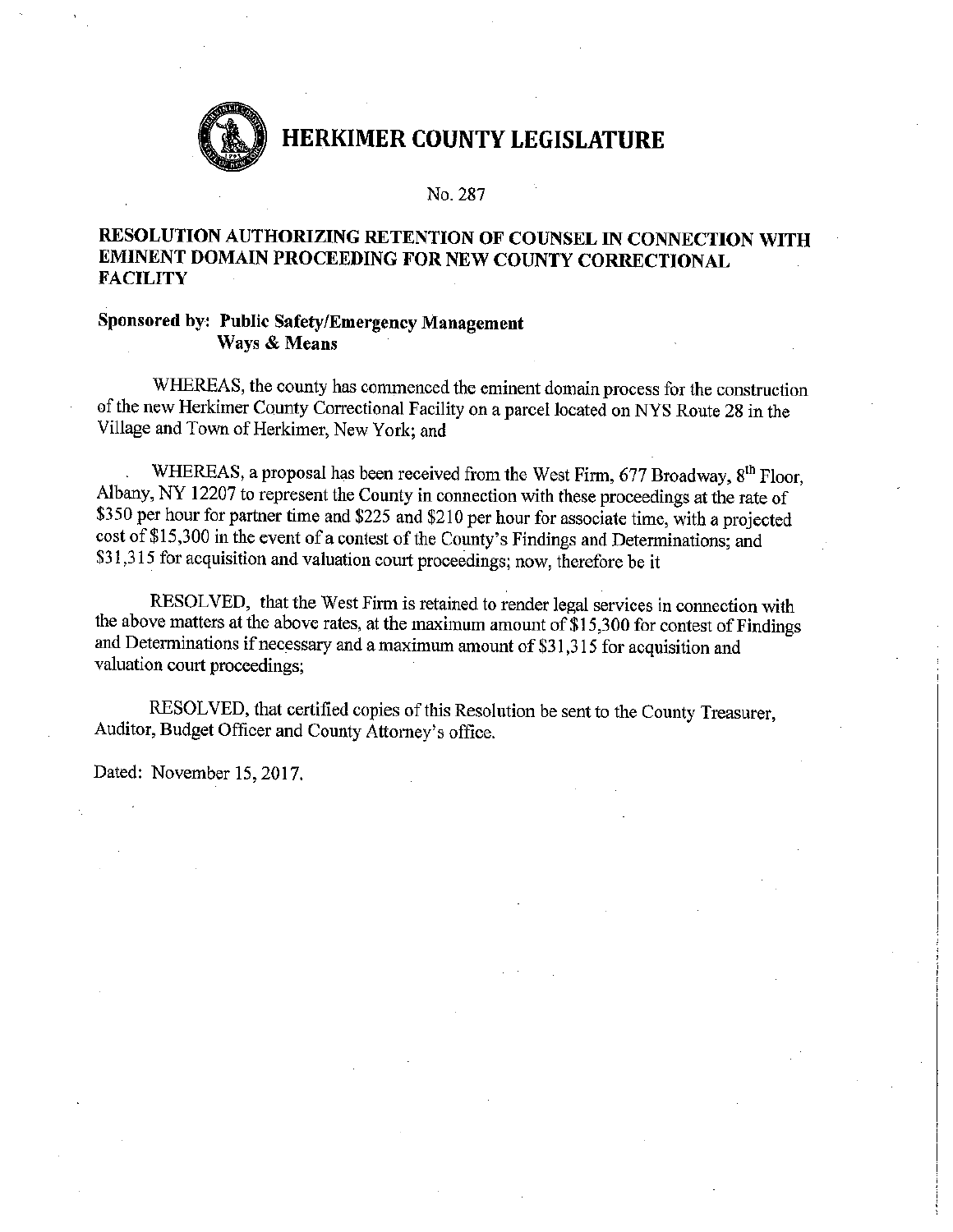# HERKIMER COUNTY LEGISLATURE

No. 287

## RESOLUTION AUTHORIZING RETENTION OF COUNSEL IN CONNECTION WITH EMINENT DOMAIN PROCEEDING FOR NEW COUNTY CORRECTIONAL FACILITY

**Sponsored by: Public Safety/Emergency Management**
**Ways & Means**

WHEREAS, the county has commenced the eminent domain process for the construction of the new Herkimer County Correctional Facility on a parcel located on NYS Route 28 in the Village and Town of Herkimer, New York; and

WHEREAS, a proposal has been received from the West Firm, 677 Broadway, 8th Floor, Albany, NY 12207 to represent the County in connection with these proceedings at the rate of $350 per hour for partner time and $225 and $210 per hour for associate time, with a projected cost of $15,300 in the event of a contest of the County's Findings and Determinations; and $31,315 for acquisition and valuation court proceedings; now, therefore be it

RESOLVED, that the West Firm is retained to render legal services in connection with the above matters at the above rates, at the maximum amount of $15,300 for contest of Findings and Determinations if necessary and a maximum amount of $31,315 for acquisition and valuation court proceedings;

RESOLVED, that certified copies of this Resolution be sent to the County Treasurer, Auditor, Budget Officer and County Attorney's office.

Dated: November 15, 2017.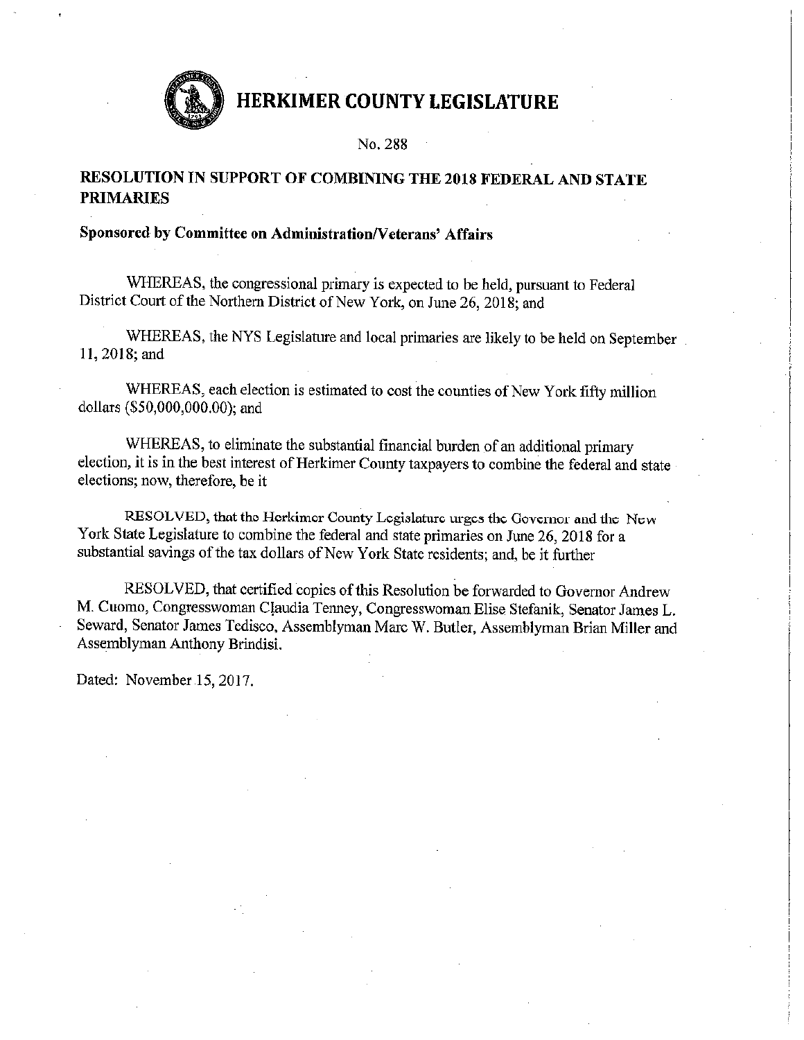# HERKIMER COUNTY LEGISLATURE

No. 288

## RESOLUTION IN SUPPORT OF COMBINING THE 2018 FEDERAL AND STATE PRIMARIES

**Sponsored by Committee on Administration/Veterans' Affairs**

WHEREAS, the congressional primary is expected to be held, pursuant to Federal District Court of the Northern District of New York, on June 26, 2018; and

WHEREAS, the NYS Legislature and local primaries are likely to be held on September 11, 2018; and

WHEREAS, each election is estimated to cost the counties of New York fifty million dollars ($50,000,000.00); and

WHEREAS, to eliminate the substantial financial burden of an additional primary election, it is in the best interest of Herkimer County taxpayers to combine the federal and state elections; now, therefore, be it

RESOLVED, that the Herkimer County Legislature urges the Governor and the New York State Legislature to combine the federal and state primaries on June 26, 2018 for a substantial savings of the tax dollars of New York State residents; and, be it further

RESOLVED, that certified copies of this Resolution be forwarded to Governor Andrew M. Cuomo, Congresswoman Claudia Tenney, Congresswoman Elise Stefanik, Senator James L. Seward, Senator James Tedisco, Assemblyman Marc W. Butler, Assemblyman Brian Miller and Assemblyman Anthony Brindisi.

Dated: November 15, 2017.